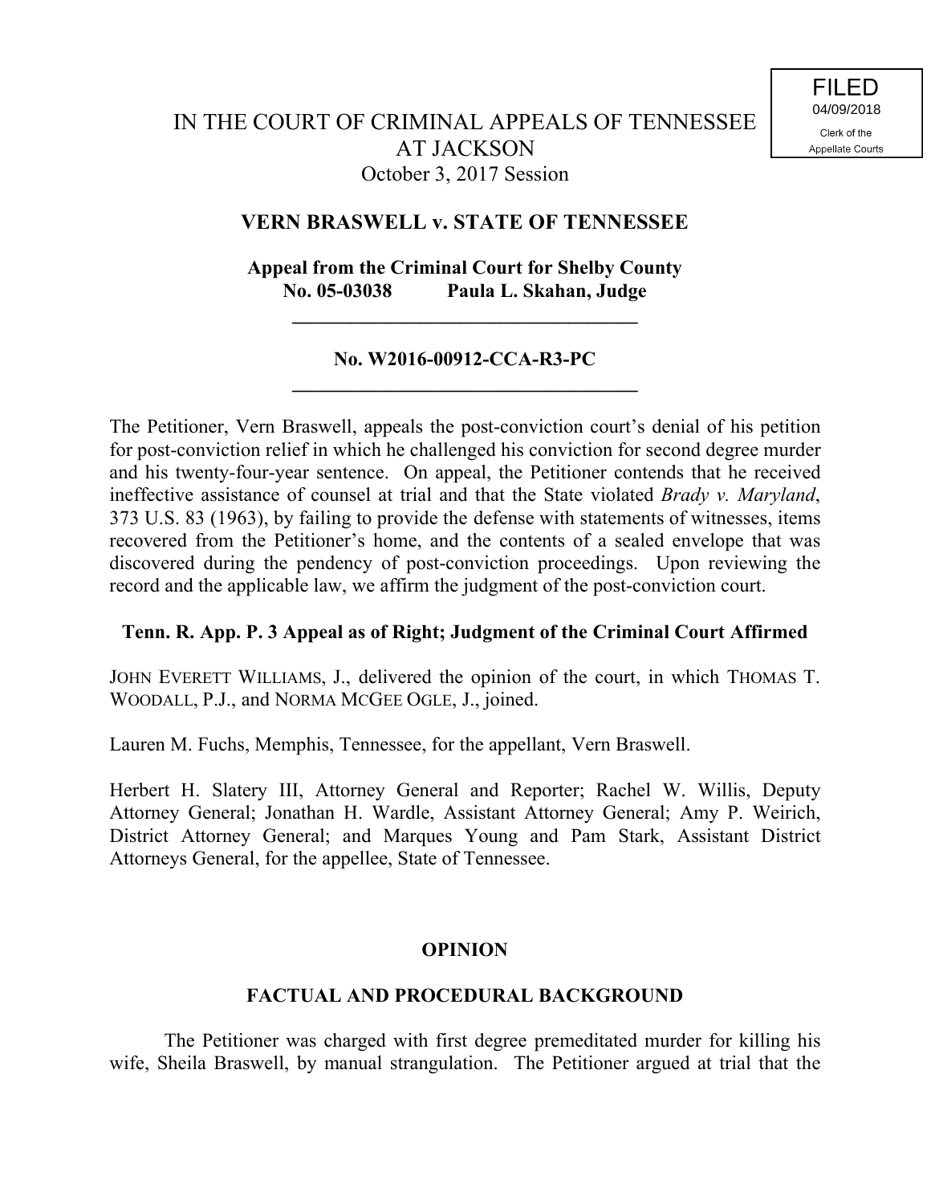FILED
04/09/2018
Clerk of the
Appellate Courts

IN THE COURT OF CRIMINAL APPEALS OF TENNESSEE
AT JACKSON
October 3, 2017 Session

**VERN BRASWELL v. STATE OF TENNESSEE**

**Appeal from the Criminal Court for Shelby County**
**No. 05-03038 Paula L. Skahan, Judge**

---

**No. W2016-00912-CCA-R3-PC**

---

The Petitioner, Vern Braswell, appeals the post-conviction court's denial of his petition for post-conviction relief in which he challenged his conviction for second degree murder and his twenty-four-year sentence. On appeal, the Petitioner contends that he received ineffective assistance of counsel at trial and that the State violated *Brady v. Maryland*, 373 U.S. 83 (1963), by failing to provide the defense with statements of witnesses, items recovered from the Petitioner's home, and the contents of a sealed envelope that was discovered during the pendency of post-conviction proceedings. Upon reviewing the record and the applicable law, we affirm the judgment of the post-conviction court.

**Tenn. R. App. P. 3 Appeal as of Right; Judgment of the Criminal Court Affirmed**

JOHN EVERETT WILLIAMS, J., delivered the opinion of the court, in which THOMAS T. WOODALL, P.J., and NORMA MCGEE OGLE, J., joined.

Lauren M. Fuchs, Memphis, Tennessee, for the appellant, Vern Braswell.

Herbert H. Slatery III, Attorney General and Reporter; Rachel W. Willis, Deputy Attorney General; Jonathan H. Wardle, Assistant Attorney General; Amy P. Weirich, District Attorney General; and Marques Young and Pam Stark, Assistant District Attorneys General, for the appellee, State of Tennessee.

## OPINION

### FACTUAL AND PROCEDURAL BACKGROUND

The Petitioner was charged with first degree premeditated murder for killing his wife, Sheila Braswell, by manual strangulation. The Petitioner argued at trial that the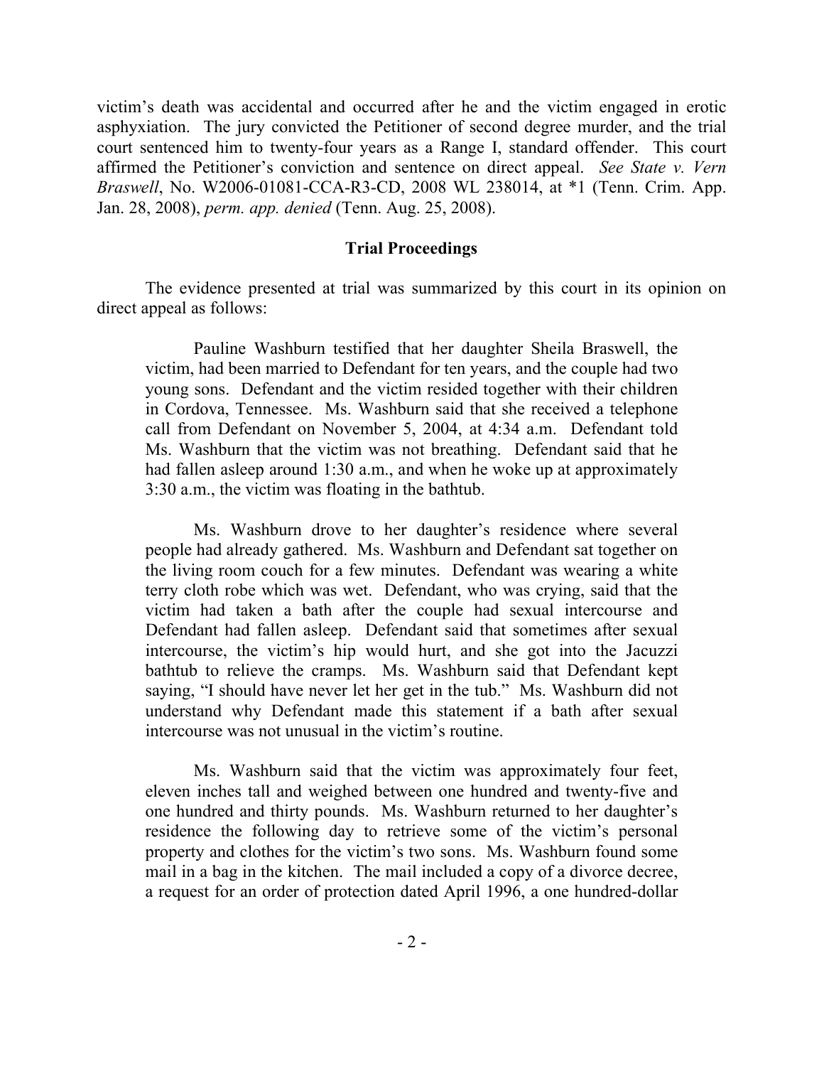victim's death was accidental and occurred after he and the victim engaged in erotic asphyxiation. The jury convicted the Petitioner of second degree murder, and the trial court sentenced him to twenty-four years as a Range I, standard offender. This court affirmed the Petitioner's conviction and sentence on direct appeal. *See State v. Vern Braswell*, No. W2006-01081-CCA-R3-CD, 2008 WL 238014, at *1 (Tenn. Crim. App. Jan. 28, 2008), *perm. app. denied* (Tenn. Aug. 25, 2008).

## Trial Proceedings

The evidence presented at trial was summarized by this court in its opinion on direct appeal as follows:

> Pauline Washburn testified that her daughter Sheila Braswell, the victim, had been married to Defendant for ten years, and the couple had two young sons. Defendant and the victim resided together with their children in Cordova, Tennessee. Ms. Washburn said that she received a telephone call from Defendant on November 5, 2004, at 4:34 a.m. Defendant told Ms. Washburn that the victim was not breathing. Defendant said that he had fallen asleep around 1:30 a.m., and when he woke up at approximately 3:30 a.m., the victim was floating in the bathtub.
>
> Ms. Washburn drove to her daughter's residence where several people had already gathered. Ms. Washburn and Defendant sat together on the living room couch for a few minutes. Defendant was wearing a white terry cloth robe which was wet. Defendant, who was crying, said that the victim had taken a bath after the couple had sexual intercourse and Defendant had fallen asleep. Defendant said that sometimes after sexual intercourse, the victim's hip would hurt, and she got into the Jacuzzi bathtub to relieve the cramps. Ms. Washburn said that Defendant kept saying, "I should have never let her get in the tub." Ms. Washburn did not understand why Defendant made this statement if a bath after sexual intercourse was not unusual in the victim's routine.
>
> Ms. Washburn said that the victim was approximately four feet, eleven inches tall and weighed between one hundred and twenty-five and one hundred and thirty pounds. Ms. Washburn returned to her daughter's residence the following day to retrieve some of the victim's personal property and clothes for the victim's two sons. Ms. Washburn found some mail in a bag in the kitchen. The mail included a copy of a divorce decree, a request for an order of protection dated April 1996, a one hundred-dollar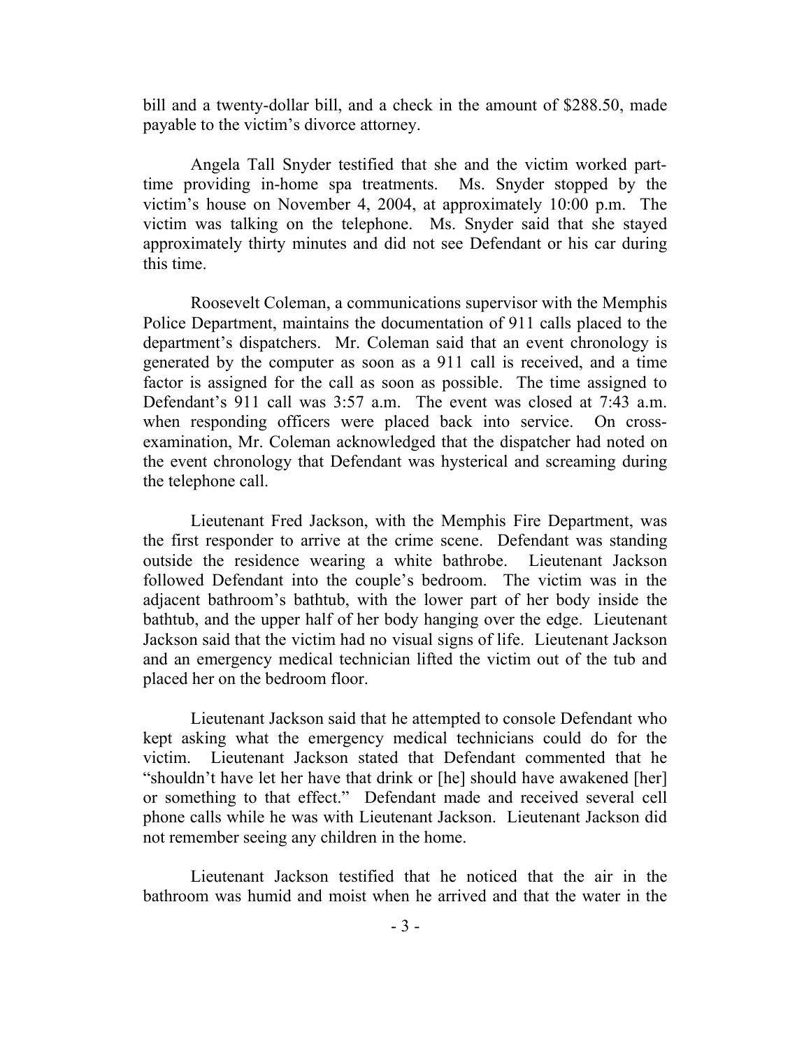bill and a twenty-dollar bill, and a check in the amount of $288.50, made payable to the victim's divorce attorney.

Angela Tall Snyder testified that she and the victim worked part-time providing in-home spa treatments. Ms. Snyder stopped by the victim's house on November 4, 2004, at approximately 10:00 p.m. The victim was talking on the telephone. Ms. Snyder said that she stayed approximately thirty minutes and did not see Defendant or his car during this time.

Roosevelt Coleman, a communications supervisor with the Memphis Police Department, maintains the documentation of 911 calls placed to the department's dispatchers. Mr. Coleman said that an event chronology is generated by the computer as soon as a 911 call is received, and a time factor is assigned for the call as soon as possible. The time assigned to Defendant's 911 call was 3:57 a.m. The event was closed at 7:43 a.m. when responding officers were placed back into service. On cross-examination, Mr. Coleman acknowledged that the dispatcher had noted on the event chronology that Defendant was hysterical and screaming during the telephone call.

Lieutenant Fred Jackson, with the Memphis Fire Department, was the first responder to arrive at the crime scene. Defendant was standing outside the residence wearing a white bathrobe. Lieutenant Jackson followed Defendant into the couple's bedroom. The victim was in the adjacent bathroom's bathtub, with the lower part of her body inside the bathtub, and the upper half of her body hanging over the edge. Lieutenant Jackson said that the victim had no visual signs of life. Lieutenant Jackson and an emergency medical technician lifted the victim out of the tub and placed her on the bedroom floor.

Lieutenant Jackson said that he attempted to console Defendant who kept asking what the emergency medical technicians could do for the victim. Lieutenant Jackson stated that Defendant commented that he "shouldn't have let her have that drink or [he] should have awakened [her] or something to that effect." Defendant made and received several cell phone calls while he was with Lieutenant Jackson. Lieutenant Jackson did not remember seeing any children in the home.

Lieutenant Jackson testified that he noticed that the air in the bathroom was humid and moist when he arrived and that the water in the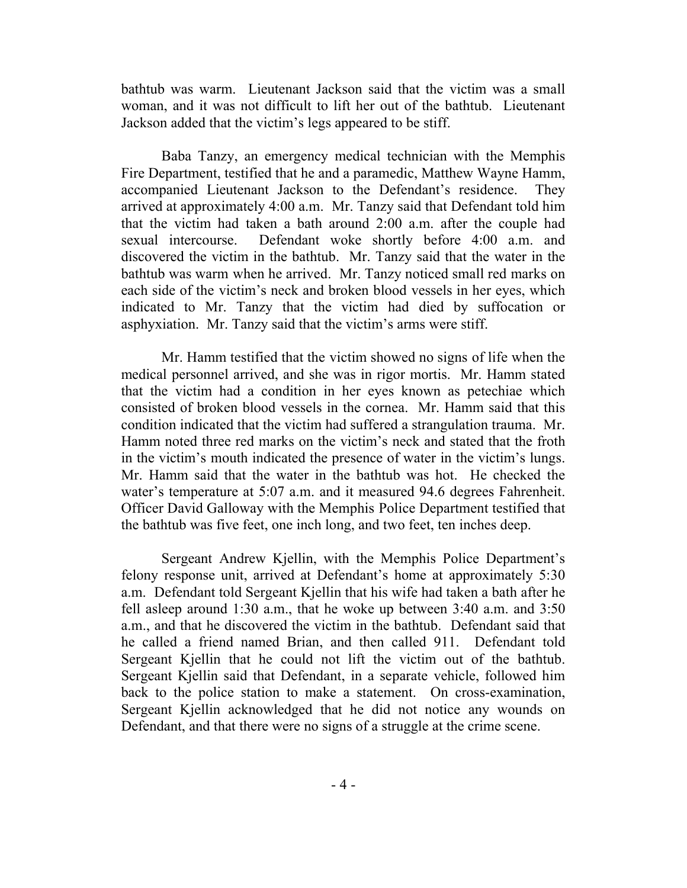bathtub was warm. Lieutenant Jackson said that the victim was a small woman, and it was not difficult to lift her out of the bathtub. Lieutenant Jackson added that the victim's legs appeared to be stiff.

Baba Tanzy, an emergency medical technician with the Memphis Fire Department, testified that he and a paramedic, Matthew Wayne Hamm, accompanied Lieutenant Jackson to the Defendant's residence. They arrived at approximately 4:00 a.m. Mr. Tanzy said that Defendant told him that the victim had taken a bath around 2:00 a.m. after the couple had sexual intercourse. Defendant woke shortly before 4:00 a.m. and discovered the victim in the bathtub. Mr. Tanzy said that the water in the bathtub was warm when he arrived. Mr. Tanzy noticed small red marks on each side of the victim's neck and broken blood vessels in her eyes, which indicated to Mr. Tanzy that the victim had died by suffocation or asphyxiation. Mr. Tanzy said that the victim's arms were stiff.

Mr. Hamm testified that the victim showed no signs of life when the medical personnel arrived, and she was in rigor mortis. Mr. Hamm stated that the victim had a condition in her eyes known as petechiae which consisted of broken blood vessels in the cornea. Mr. Hamm said that this condition indicated that the victim had suffered a strangulation trauma. Mr. Hamm noted three red marks on the victim's neck and stated that the froth in the victim's mouth indicated the presence of water in the victim's lungs. Mr. Hamm said that the water in the bathtub was hot. He checked the water's temperature at 5:07 a.m. and it measured 94.6 degrees Fahrenheit. Officer David Galloway with the Memphis Police Department testified that the bathtub was five feet, one inch long, and two feet, ten inches deep.

Sergeant Andrew Kjellin, with the Memphis Police Department's felony response unit, arrived at Defendant's home at approximately 5:30 a.m. Defendant told Sergeant Kjellin that his wife had taken a bath after he fell asleep around 1:30 a.m., that he woke up between 3:40 a.m. and 3:50 a.m., and that he discovered the victim in the bathtub. Defendant said that he called a friend named Brian, and then called 911. Defendant told Sergeant Kjellin that he could not lift the victim out of the bathtub. Sergeant Kjellin said that Defendant, in a separate vehicle, followed him back to the police station to make a statement. On cross-examination, Sergeant Kjellin acknowledged that he did not notice any wounds on Defendant, and that there were no signs of a struggle at the crime scene.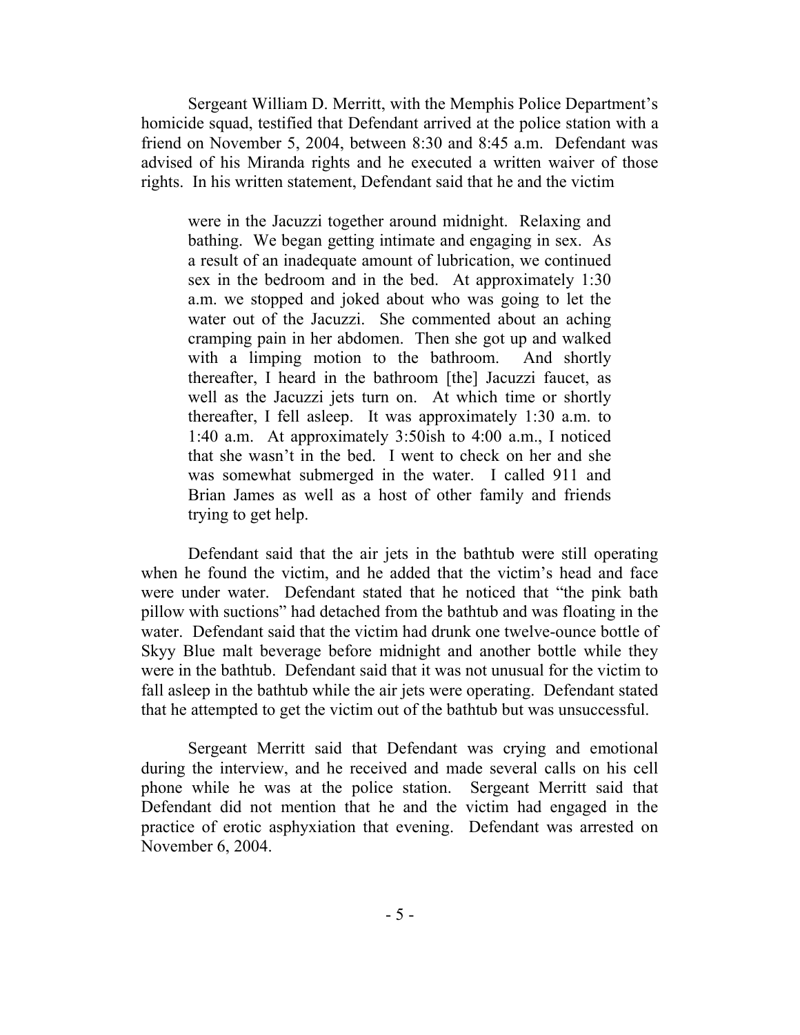Sergeant William D. Merritt, with the Memphis Police Department's homicide squad, testified that Defendant arrived at the police station with a friend on November 5, 2004, between 8:30 and 8:45 a.m. Defendant was advised of his Miranda rights and he executed a written waiver of those rights. In his written statement, Defendant said that he and the victim

> were in the Jacuzzi together around midnight. Relaxing and bathing. We began getting intimate and engaging in sex. As a result of an inadequate amount of lubrication, we continued sex in the bedroom and in the bed. At approximately 1:30 a.m. we stopped and joked about who was going to let the water out of the Jacuzzi. She commented about an aching cramping pain in her abdomen. Then she got up and walked with a limping motion to the bathroom. And shortly thereafter, I heard in the bathroom [the] Jacuzzi faucet, as well as the Jacuzzi jets turn on. At which time or shortly thereafter, I fell asleep. It was approximately 1:30 a.m. to 1:40 a.m. At approximately 3:50ish to 4:00 a.m., I noticed that she wasn't in the bed. I went to check on her and she was somewhat submerged in the water. I called 911 and Brian James as well as a host of other family and friends trying to get help.

Defendant said that the air jets in the bathtub were still operating when he found the victim, and he added that the victim's head and face were under water. Defendant stated that he noticed that "the pink bath pillow with suctions" had detached from the bathtub and was floating in the water. Defendant said that the victim had drunk one twelve-ounce bottle of Skyy Blue malt beverage before midnight and another bottle while they were in the bathtub. Defendant said that it was not unusual for the victim to fall asleep in the bathtub while the air jets were operating. Defendant stated that he attempted to get the victim out of the bathtub but was unsuccessful.

Sergeant Merritt said that Defendant was crying and emotional during the interview, and he received and made several calls on his cell phone while he was at the police station. Sergeant Merritt said that Defendant did not mention that he and the victim had engaged in the practice of erotic asphyxiation that evening. Defendant was arrested on November 6, 2004.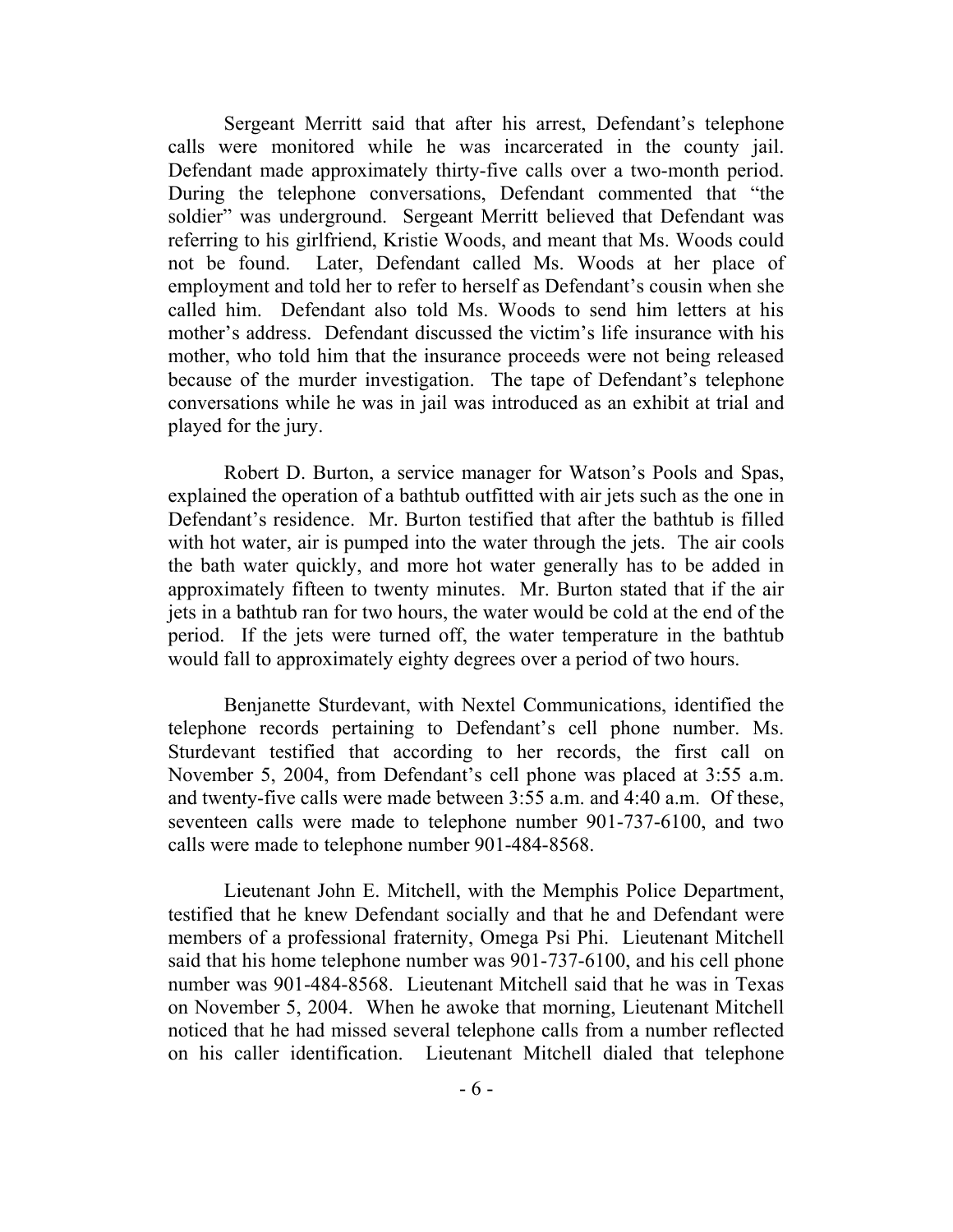Sergeant Merritt said that after his arrest, Defendant's telephone calls were monitored while he was incarcerated in the county jail. Defendant made approximately thirty-five calls over a two-month period. During the telephone conversations, Defendant commented that "the soldier" was underground. Sergeant Merritt believed that Defendant was referring to his girlfriend, Kristie Woods, and meant that Ms. Woods could not be found. Later, Defendant called Ms. Woods at her place of employment and told her to refer to herself as Defendant's cousin when she called him. Defendant also told Ms. Woods to send him letters at his mother's address. Defendant discussed the victim's life insurance with his mother, who told him that the insurance proceeds were not being released because of the murder investigation. The tape of Defendant's telephone conversations while he was in jail was introduced as an exhibit at trial and played for the jury.

Robert D. Burton, a service manager for Watson's Pools and Spas, explained the operation of a bathtub outfitted with air jets such as the one in Defendant's residence. Mr. Burton testified that after the bathtub is filled with hot water, air is pumped into the water through the jets. The air cools the bath water quickly, and more hot water generally has to be added in approximately fifteen to twenty minutes. Mr. Burton stated that if the air jets in a bathtub ran for two hours, the water would be cold at the end of the period. If the jets were turned off, the water temperature in the bathtub would fall to approximately eighty degrees over a period of two hours.

Benjanette Sturdevant, with Nextel Communications, identified the telephone records pertaining to Defendant's cell phone number. Ms. Sturdevant testified that according to her records, the first call on November 5, 2004, from Defendant's cell phone was placed at 3:55 a.m. and twenty-five calls were made between 3:55 a.m. and 4:40 a.m. Of these, seventeen calls were made to telephone number 901-737-6100, and two calls were made to telephone number 901-484-8568.

Lieutenant John E. Mitchell, with the Memphis Police Department, testified that he knew Defendant socially and that he and Defendant were members of a professional fraternity, Omega Psi Phi. Lieutenant Mitchell said that his home telephone number was 901-737-6100, and his cell phone number was 901-484-8568. Lieutenant Mitchell said that he was in Texas on November 5, 2004. When he awoke that morning, Lieutenant Mitchell noticed that he had missed several telephone calls from a number reflected on his caller identification. Lieutenant Mitchell dialed that telephone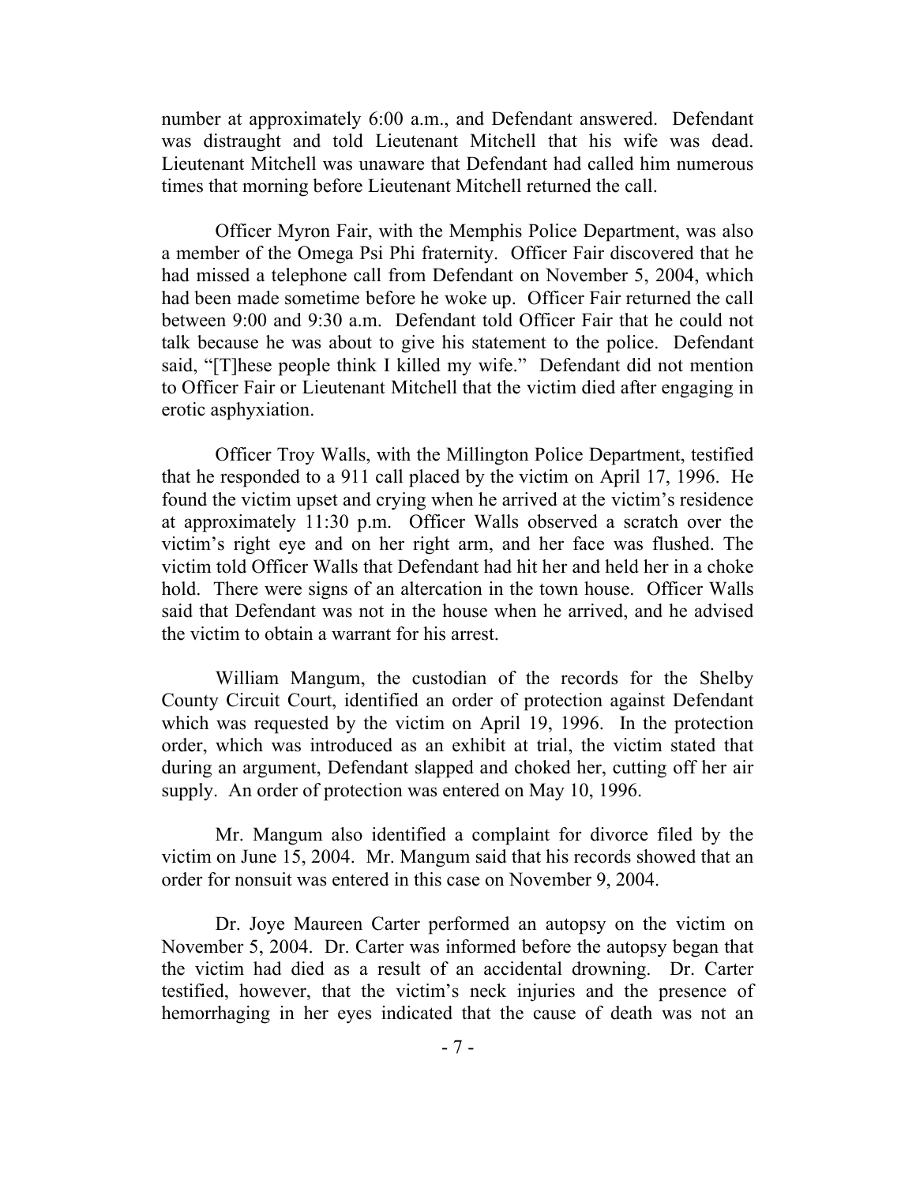number at approximately 6:00 a.m., and Defendant answered. Defendant was distraught and told Lieutenant Mitchell that his wife was dead. Lieutenant Mitchell was unaware that Defendant had called him numerous times that morning before Lieutenant Mitchell returned the call.

Officer Myron Fair, with the Memphis Police Department, was also a member of the Omega Psi Phi fraternity. Officer Fair discovered that he had missed a telephone call from Defendant on November 5, 2004, which had been made sometime before he woke up. Officer Fair returned the call between 9:00 and 9:30 a.m. Defendant told Officer Fair that he could not talk because he was about to give his statement to the police. Defendant said, "[T]hese people think I killed my wife." Defendant did not mention to Officer Fair or Lieutenant Mitchell that the victim died after engaging in erotic asphyxiation.

Officer Troy Walls, with the Millington Police Department, testified that he responded to a 911 call placed by the victim on April 17, 1996. He found the victim upset and crying when he arrived at the victim's residence at approximately 11:30 p.m. Officer Walls observed a scratch over the victim's right eye and on her right arm, and her face was flushed. The victim told Officer Walls that Defendant had hit her and held her in a choke hold. There were signs of an altercation in the town house. Officer Walls said that Defendant was not in the house when he arrived, and he advised the victim to obtain a warrant for his arrest.

William Mangum, the custodian of the records for the Shelby County Circuit Court, identified an order of protection against Defendant which was requested by the victim on April 19, 1996. In the protection order, which was introduced as an exhibit at trial, the victim stated that during an argument, Defendant slapped and choked her, cutting off her air supply. An order of protection was entered on May 10, 1996.

Mr. Mangum also identified a complaint for divorce filed by the victim on June 15, 2004. Mr. Mangum said that his records showed that an order for nonsuit was entered in this case on November 9, 2004.

Dr. Joye Maureen Carter performed an autopsy on the victim on November 5, 2004. Dr. Carter was informed before the autopsy began that the victim had died as a result of an accidental drowning. Dr. Carter testified, however, that the victim's neck injuries and the presence of hemorrhaging in her eyes indicated that the cause of death was not an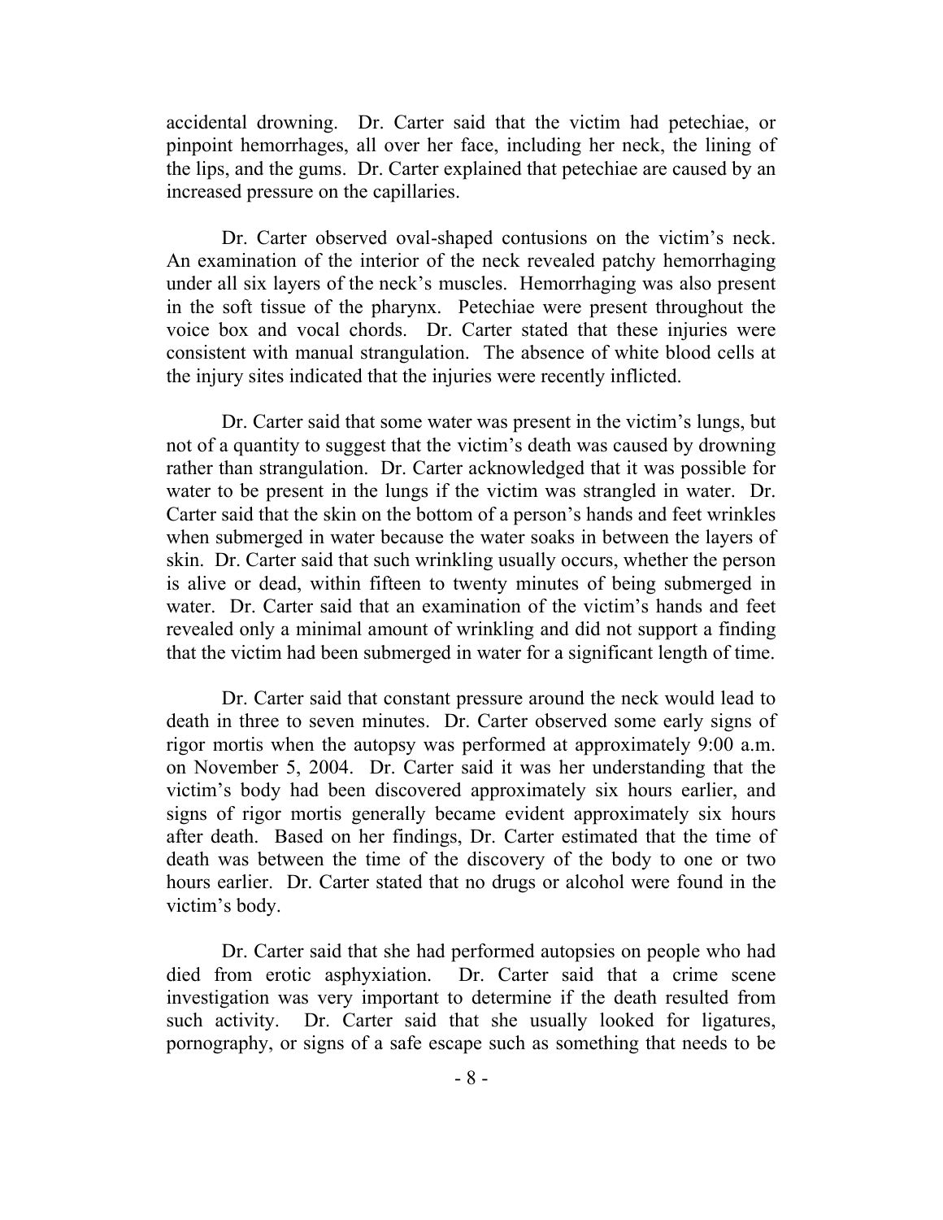accidental drowning. Dr. Carter said that the victim had petechiae, or pinpoint hemorrhages, all over her face, including her neck, the lining of the lips, and the gums. Dr. Carter explained that petechiae are caused by an increased pressure on the capillaries.

Dr. Carter observed oval-shaped contusions on the victim's neck. An examination of the interior of the neck revealed patchy hemorrhaging under all six layers of the neck's muscles. Hemorrhaging was also present in the soft tissue of the pharynx. Petechiae were present throughout the voice box and vocal chords. Dr. Carter stated that these injuries were consistent with manual strangulation. The absence of white blood cells at the injury sites indicated that the injuries were recently inflicted.

Dr. Carter said that some water was present in the victim's lungs, but not of a quantity to suggest that the victim's death was caused by drowning rather than strangulation. Dr. Carter acknowledged that it was possible for water to be present in the lungs if the victim was strangled in water. Dr. Carter said that the skin on the bottom of a person's hands and feet wrinkles when submerged in water because the water soaks in between the layers of skin. Dr. Carter said that such wrinkling usually occurs, whether the person is alive or dead, within fifteen to twenty minutes of being submerged in water. Dr. Carter said that an examination of the victim's hands and feet revealed only a minimal amount of wrinkling and did not support a finding that the victim had been submerged in water for a significant length of time.

Dr. Carter said that constant pressure around the neck would lead to death in three to seven minutes. Dr. Carter observed some early signs of rigor mortis when the autopsy was performed at approximately 9:00 a.m. on November 5, 2004. Dr. Carter said it was her understanding that the victim's body had been discovered approximately six hours earlier, and signs of rigor mortis generally became evident approximately six hours after death. Based on her findings, Dr. Carter estimated that the time of death was between the time of the discovery of the body to one or two hours earlier. Dr. Carter stated that no drugs or alcohol were found in the victim's body.

Dr. Carter said that she had performed autopsies on people who had died from erotic asphyxiation. Dr. Carter said that a crime scene investigation was very important to determine if the death resulted from such activity. Dr. Carter said that she usually looked for ligatures, pornography, or signs of a safe escape such as something that needs to be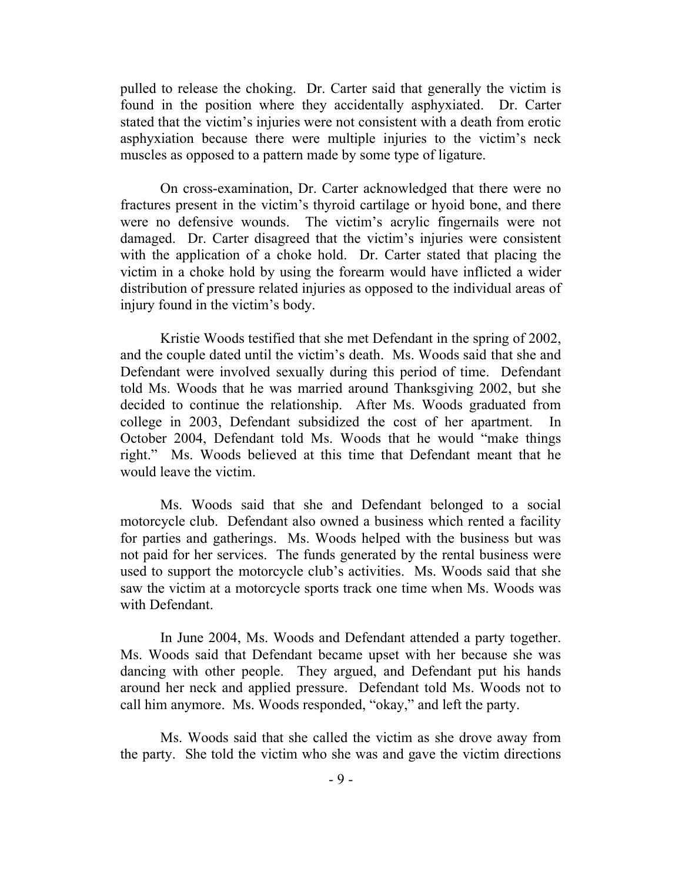pulled to release the choking. Dr. Carter said that generally the victim is found in the position where they accidentally asphyxiated. Dr. Carter stated that the victim's injuries were not consistent with a death from erotic asphyxiation because there were multiple injuries to the victim's neck muscles as opposed to a pattern made by some type of ligature.

On cross-examination, Dr. Carter acknowledged that there were no fractures present in the victim's thyroid cartilage or hyoid bone, and there were no defensive wounds. The victim's acrylic fingernails were not damaged. Dr. Carter disagreed that the victim's injuries were consistent with the application of a choke hold. Dr. Carter stated that placing the victim in a choke hold by using the forearm would have inflicted a wider distribution of pressure related injuries as opposed to the individual areas of injury found in the victim's body.

Kristie Woods testified that she met Defendant in the spring of 2002, and the couple dated until the victim's death. Ms. Woods said that she and Defendant were involved sexually during this period of time. Defendant told Ms. Woods that he was married around Thanksgiving 2002, but she decided to continue the relationship. After Ms. Woods graduated from college in 2003, Defendant subsidized the cost of her apartment. In October 2004, Defendant told Ms. Woods that he would "make things right." Ms. Woods believed at this time that Defendant meant that he would leave the victim.

Ms. Woods said that she and Defendant belonged to a social motorcycle club. Defendant also owned a business which rented a facility for parties and gatherings. Ms. Woods helped with the business but was not paid for her services. The funds generated by the rental business were used to support the motorcycle club's activities. Ms. Woods said that she saw the victim at a motorcycle sports track one time when Ms. Woods was with Defendant.

In June 2004, Ms. Woods and Defendant attended a party together. Ms. Woods said that Defendant became upset with her because she was dancing with other people. They argued, and Defendant put his hands around her neck and applied pressure. Defendant told Ms. Woods not to call him anymore. Ms. Woods responded, "okay," and left the party.

Ms. Woods said that she called the victim as she drove away from the party. She told the victim who she was and gave the victim directions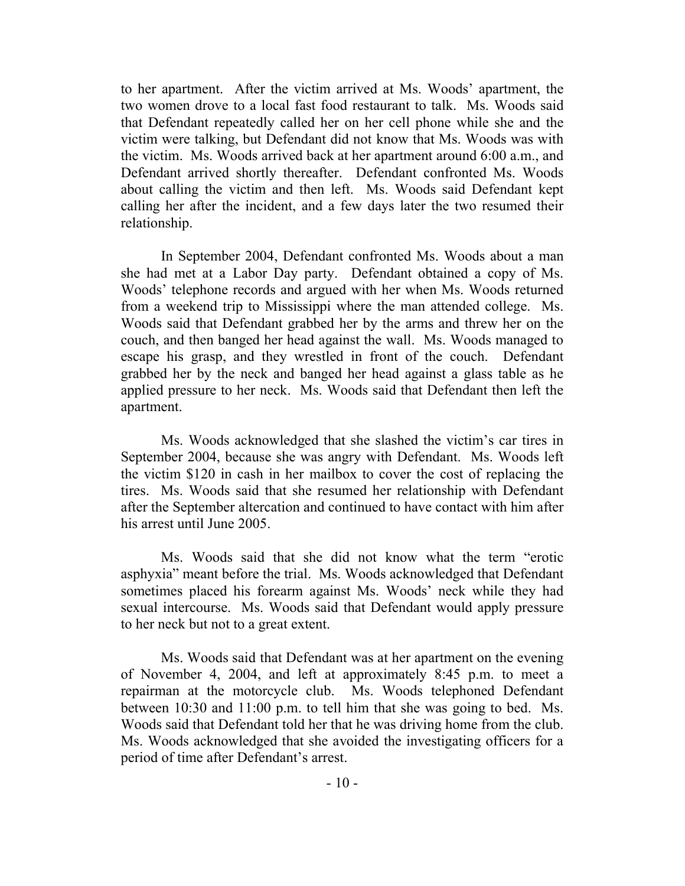to her apartment. After the victim arrived at Ms. Woods' apartment, the two women drove to a local fast food restaurant to talk. Ms. Woods said that Defendant repeatedly called her on her cell phone while she and the victim were talking, but Defendant did not know that Ms. Woods was with the victim. Ms. Woods arrived back at her apartment around 6:00 a.m., and Defendant arrived shortly thereafter. Defendant confronted Ms. Woods about calling the victim and then left. Ms. Woods said Defendant kept calling her after the incident, and a few days later the two resumed their relationship.

In September 2004, Defendant confronted Ms. Woods about a man she had met at a Labor Day party. Defendant obtained a copy of Ms. Woods' telephone records and argued with her when Ms. Woods returned from a weekend trip to Mississippi where the man attended college. Ms. Woods said that Defendant grabbed her by the arms and threw her on the couch, and then banged her head against the wall. Ms. Woods managed to escape his grasp, and they wrestled in front of the couch. Defendant grabbed her by the neck and banged her head against a glass table as he applied pressure to her neck. Ms. Woods said that Defendant then left the apartment.

Ms. Woods acknowledged that she slashed the victim's car tires in September 2004, because she was angry with Defendant. Ms. Woods left the victim $120 in cash in her mailbox to cover the cost of replacing the tires. Ms. Woods said that she resumed her relationship with Defendant after the September altercation and continued to have contact with him after his arrest until June 2005.

Ms. Woods said that she did not know what the term "erotic asphyxia" meant before the trial. Ms. Woods acknowledged that Defendant sometimes placed his forearm against Ms. Woods' neck while they had sexual intercourse. Ms. Woods said that Defendant would apply pressure to her neck but not to a great extent.

Ms. Woods said that Defendant was at her apartment on the evening of November 4, 2004, and left at approximately 8:45 p.m. to meet a repairman at the motorcycle club. Ms. Woods telephoned Defendant between 10:30 and 11:00 p.m. to tell him that she was going to bed. Ms. Woods said that Defendant told her that he was driving home from the club. Ms. Woods acknowledged that she avoided the investigating officers for a period of time after Defendant's arrest.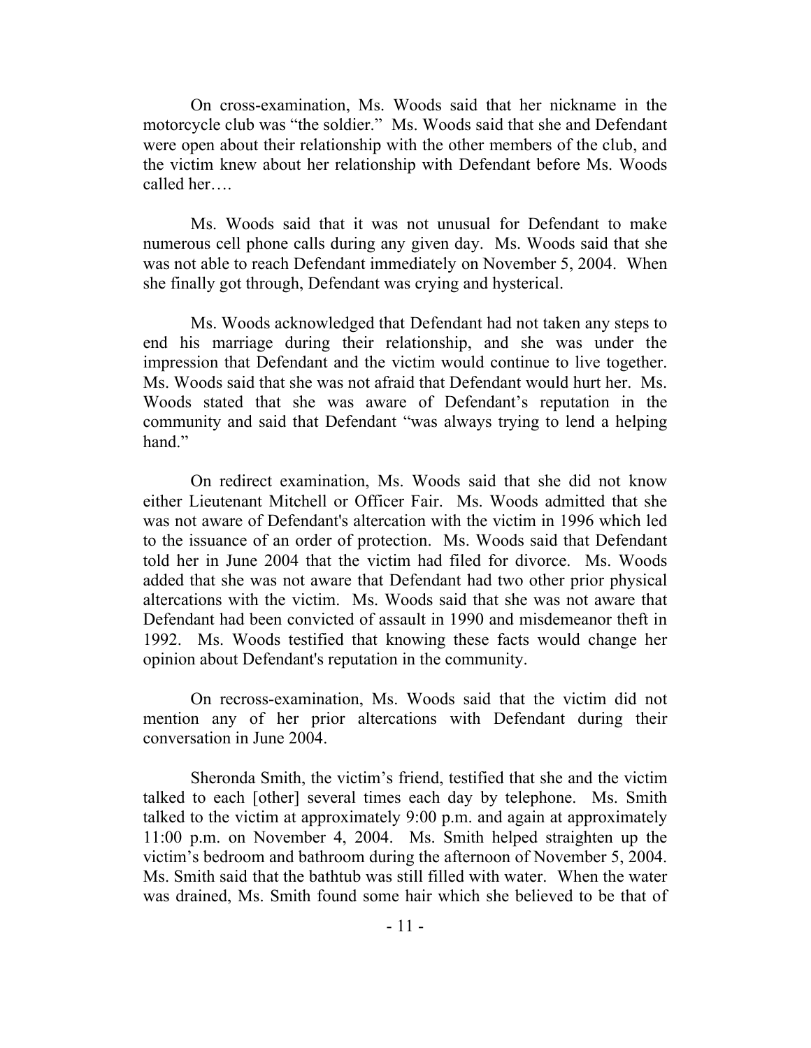On cross-examination, Ms. Woods said that her nickname in the motorcycle club was "the soldier." Ms. Woods said that she and Defendant were open about their relationship with the other members of the club, and the victim knew about her relationship with Defendant before Ms. Woods called her….

Ms. Woods said that it was not unusual for Defendant to make numerous cell phone calls during any given day. Ms. Woods said that she was not able to reach Defendant immediately on November 5, 2004. When she finally got through, Defendant was crying and hysterical.

Ms. Woods acknowledged that Defendant had not taken any steps to end his marriage during their relationship, and she was under the impression that Defendant and the victim would continue to live together. Ms. Woods said that she was not afraid that Defendant would hurt her. Ms. Woods stated that she was aware of Defendant's reputation in the community and said that Defendant "was always trying to lend a helping hand."

On redirect examination, Ms. Woods said that she did not know either Lieutenant Mitchell or Officer Fair. Ms. Woods admitted that she was not aware of Defendant's altercation with the victim in 1996 which led to the issuance of an order of protection. Ms. Woods said that Defendant told her in June 2004 that the victim had filed for divorce. Ms. Woods added that she was not aware that Defendant had two other prior physical altercations with the victim. Ms. Woods said that she was not aware that Defendant had been convicted of assault in 1990 and misdemeanor theft in 1992. Ms. Woods testified that knowing these facts would change her opinion about Defendant's reputation in the community.

On recross-examination, Ms. Woods said that the victim did not mention any of her prior altercations with Defendant during their conversation in June 2004.

Sheronda Smith, the victim's friend, testified that she and the victim talked to each [other] several times each day by telephone. Ms. Smith talked to the victim at approximately 9:00 p.m. and again at approximately 11:00 p.m. on November 4, 2004. Ms. Smith helped straighten up the victim's bedroom and bathroom during the afternoon of November 5, 2004. Ms. Smith said that the bathtub was still filled with water. When the water was drained, Ms. Smith found some hair which she believed to be that of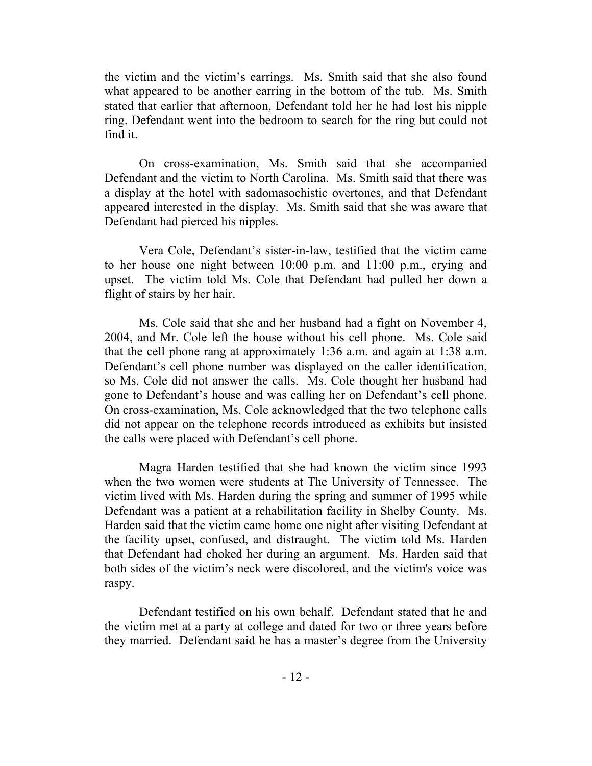the victim and the victim's earrings. Ms. Smith said that she also found what appeared to be another earring in the bottom of the tub. Ms. Smith stated that earlier that afternoon, Defendant told her he had lost his nipple ring. Defendant went into the bedroom to search for the ring but could not find it.

On cross-examination, Ms. Smith said that she accompanied Defendant and the victim to North Carolina. Ms. Smith said that there was a display at the hotel with sadomasochistic overtones, and that Defendant appeared interested in the display. Ms. Smith said that she was aware that Defendant had pierced his nipples.

Vera Cole, Defendant's sister-in-law, testified that the victim came to her house one night between 10:00 p.m. and 11:00 p.m., crying and upset. The victim told Ms. Cole that Defendant had pulled her down a flight of stairs by her hair.

Ms. Cole said that she and her husband had a fight on November 4, 2004, and Mr. Cole left the house without his cell phone. Ms. Cole said that the cell phone rang at approximately 1:36 a.m. and again at 1:38 a.m. Defendant's cell phone number was displayed on the caller identification, so Ms. Cole did not answer the calls. Ms. Cole thought her husband had gone to Defendant's house and was calling her on Defendant's cell phone. On cross-examination, Ms. Cole acknowledged that the two telephone calls did not appear on the telephone records introduced as exhibits but insisted the calls were placed with Defendant's cell phone.

Magra Harden testified that she had known the victim since 1993 when the two women were students at The University of Tennessee. The victim lived with Ms. Harden during the spring and summer of 1995 while Defendant was a patient at a rehabilitation facility in Shelby County. Ms. Harden said that the victim came home one night after visiting Defendant at the facility upset, confused, and distraught. The victim told Ms. Harden that Defendant had choked her during an argument. Ms. Harden said that both sides of the victim's neck were discolored, and the victim's voice was raspy.

Defendant testified on his own behalf. Defendant stated that he and the victim met at a party at college and dated for two or three years before they married. Defendant said he has a master's degree from the University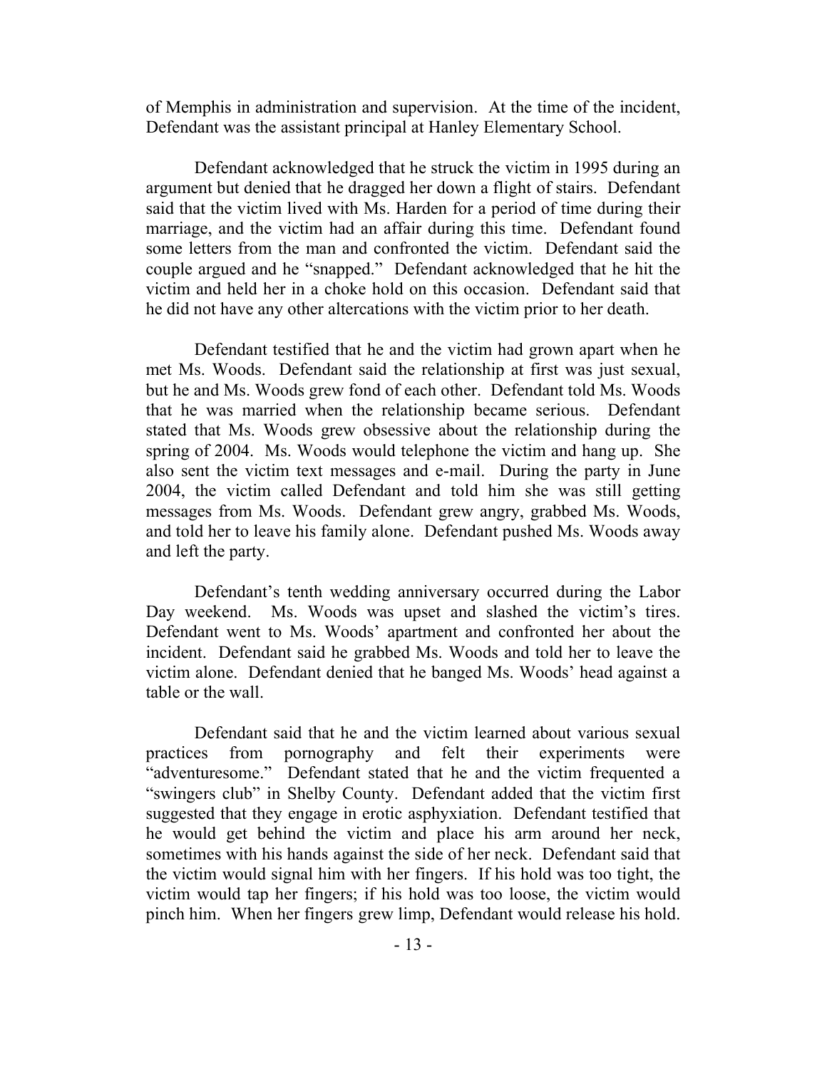of Memphis in administration and supervision. At the time of the incident, Defendant was the assistant principal at Hanley Elementary School.

Defendant acknowledged that he struck the victim in 1995 during an argument but denied that he dragged her down a flight of stairs. Defendant said that the victim lived with Ms. Harden for a period of time during their marriage, and the victim had an affair during this time. Defendant found some letters from the man and confronted the victim. Defendant said the couple argued and he "snapped." Defendant acknowledged that he hit the victim and held her in a choke hold on this occasion. Defendant said that he did not have any other altercations with the victim prior to her death.

Defendant testified that he and the victim had grown apart when he met Ms. Woods. Defendant said the relationship at first was just sexual, but he and Ms. Woods grew fond of each other. Defendant told Ms. Woods that he was married when the relationship became serious. Defendant stated that Ms. Woods grew obsessive about the relationship during the spring of 2004. Ms. Woods would telephone the victim and hang up. She also sent the victim text messages and e-mail. During the party in June 2004, the victim called Defendant and told him she was still getting messages from Ms. Woods. Defendant grew angry, grabbed Ms. Woods, and told her to leave his family alone. Defendant pushed Ms. Woods away and left the party.

Defendant's tenth wedding anniversary occurred during the Labor Day weekend. Ms. Woods was upset and slashed the victim's tires. Defendant went to Ms. Woods' apartment and confronted her about the incident. Defendant said he grabbed Ms. Woods and told her to leave the victim alone. Defendant denied that he banged Ms. Woods' head against a table or the wall.

Defendant said that he and the victim learned about various sexual practices from pornography and felt their experiments were "adventuresome." Defendant stated that he and the victim frequented a "swingers club" in Shelby County. Defendant added that the victim first suggested that they engage in erotic asphyxiation. Defendant testified that he would get behind the victim and place his arm around her neck, sometimes with his hands against the side of her neck. Defendant said that the victim would signal him with her fingers. If his hold was too tight, the victim would tap her fingers; if his hold was too loose, the victim would pinch him. When her fingers grew limp, Defendant would release his hold.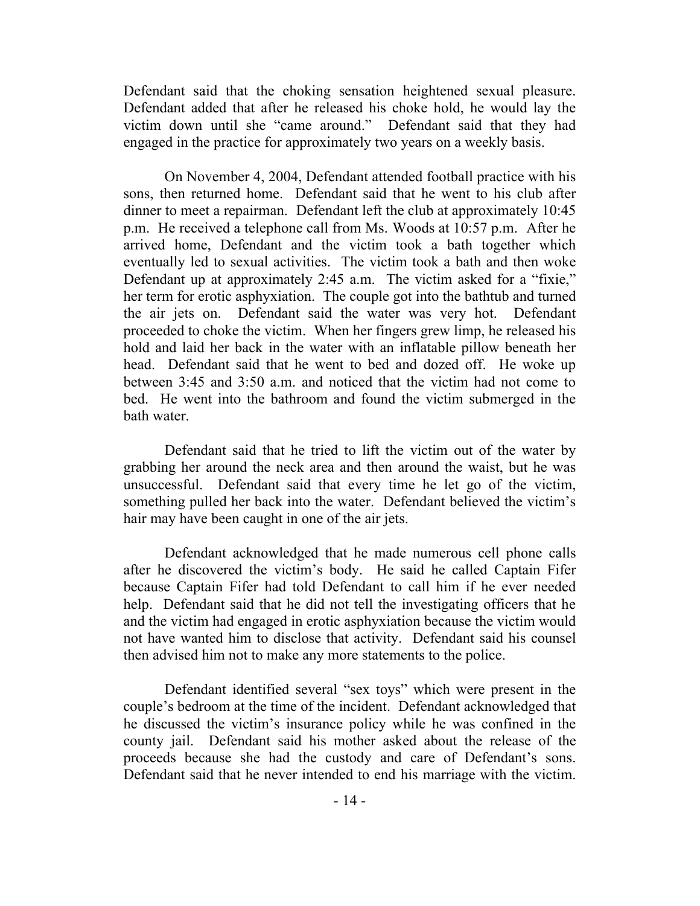Defendant said that the choking sensation heightened sexual pleasure. Defendant added that after he released his choke hold, he would lay the victim down until she "came around." Defendant said that they had engaged in the practice for approximately two years on a weekly basis.

On November 4, 2004, Defendant attended football practice with his sons, then returned home. Defendant said that he went to his club after dinner to meet a repairman. Defendant left the club at approximately 10:45 p.m. He received a telephone call from Ms. Woods at 10:57 p.m. After he arrived home, Defendant and the victim took a bath together which eventually led to sexual activities. The victim took a bath and then woke Defendant up at approximately 2:45 a.m. The victim asked for a "fixie," her term for erotic asphyxiation. The couple got into the bathtub and turned the air jets on. Defendant said the water was very hot. Defendant proceeded to choke the victim. When her fingers grew limp, he released his hold and laid her back in the water with an inflatable pillow beneath her head. Defendant said that he went to bed and dozed off. He woke up between 3:45 and 3:50 a.m. and noticed that the victim had not come to bed. He went into the bathroom and found the victim submerged in the bath water.

Defendant said that he tried to lift the victim out of the water by grabbing her around the neck area and then around the waist, but he was unsuccessful. Defendant said that every time he let go of the victim, something pulled her back into the water. Defendant believed the victim's hair may have been caught in one of the air jets.

Defendant acknowledged that he made numerous cell phone calls after he discovered the victim's body. He said he called Captain Fifer because Captain Fifer had told Defendant to call him if he ever needed help. Defendant said that he did not tell the investigating officers that he and the victim had engaged in erotic asphyxiation because the victim would not have wanted him to disclose that activity. Defendant said his counsel then advised him not to make any more statements to the police.

Defendant identified several "sex toys" which were present in the couple's bedroom at the time of the incident. Defendant acknowledged that he discussed the victim's insurance policy while he was confined in the county jail. Defendant said his mother asked about the release of the proceeds because she had the custody and care of Defendant's sons. Defendant said that he never intended to end his marriage with the victim.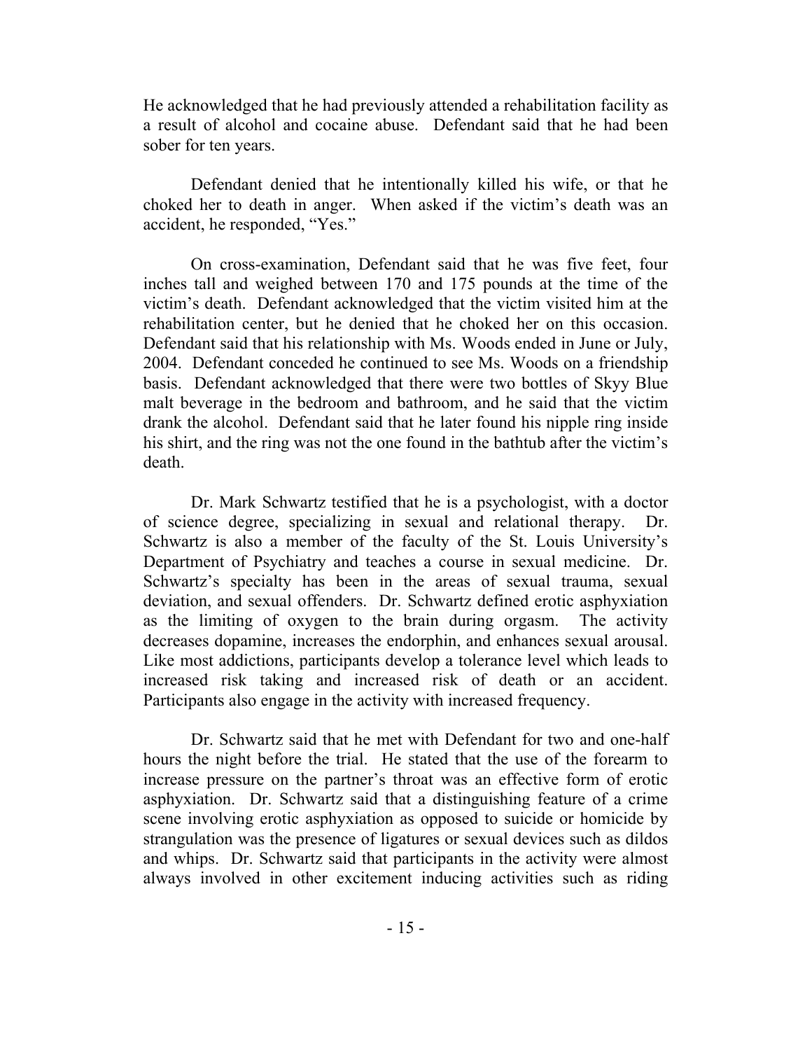He acknowledged that he had previously attended a rehabilitation facility as a result of alcohol and cocaine abuse. Defendant said that he had been sober for ten years.

Defendant denied that he intentionally killed his wife, or that he choked her to death in anger. When asked if the victim's death was an accident, he responded, "Yes."

On cross-examination, Defendant said that he was five feet, four inches tall and weighed between 170 and 175 pounds at the time of the victim's death. Defendant acknowledged that the victim visited him at the rehabilitation center, but he denied that he choked her on this occasion. Defendant said that his relationship with Ms. Woods ended in June or July, 2004. Defendant conceded he continued to see Ms. Woods on a friendship basis. Defendant acknowledged that there were two bottles of Skyy Blue malt beverage in the bedroom and bathroom, and he said that the victim drank the alcohol. Defendant said that he later found his nipple ring inside his shirt, and the ring was not the one found in the bathtub after the victim's death.

Dr. Mark Schwartz testified that he is a psychologist, with a doctor of science degree, specializing in sexual and relational therapy. Dr. Schwartz is also a member of the faculty of the St. Louis University's Department of Psychiatry and teaches a course in sexual medicine. Dr. Schwartz's specialty has been in the areas of sexual trauma, sexual deviation, and sexual offenders. Dr. Schwartz defined erotic asphyxiation as the limiting of oxygen to the brain during orgasm. The activity decreases dopamine, increases the endorphin, and enhances sexual arousal. Like most addictions, participants develop a tolerance level which leads to increased risk taking and increased risk of death or an accident. Participants also engage in the activity with increased frequency.

Dr. Schwartz said that he met with Defendant for two and one-half hours the night before the trial. He stated that the use of the forearm to increase pressure on the partner's throat was an effective form of erotic asphyxiation. Dr. Schwartz said that a distinguishing feature of a crime scene involving erotic asphyxiation as opposed to suicide or homicide by strangulation was the presence of ligatures or sexual devices such as dildos and whips. Dr. Schwartz said that participants in the activity were almost always involved in other excitement inducing activities such as riding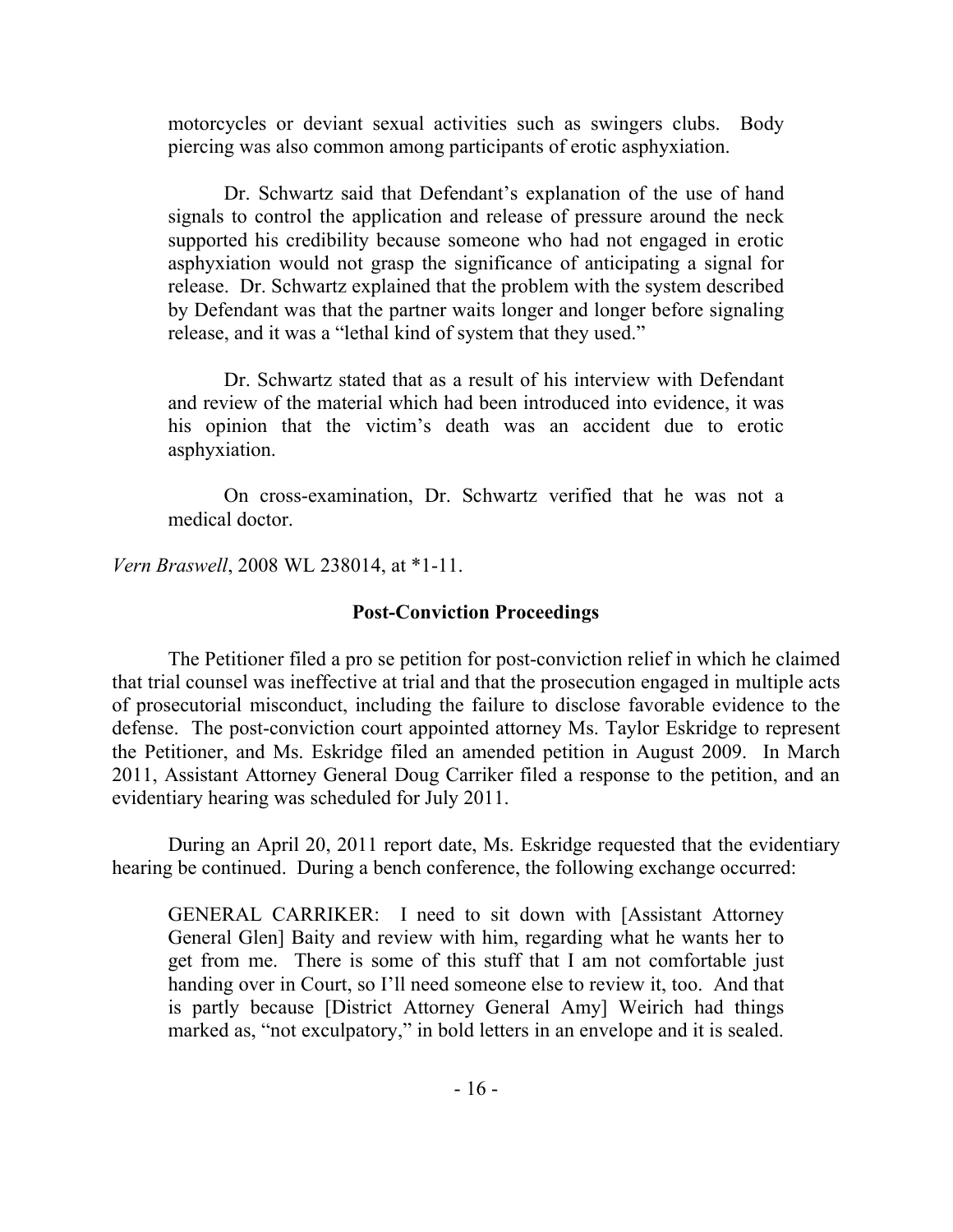motorcycles or deviant sexual activities such as swingers clubs. Body piercing was also common among participants of erotic asphyxiation.

Dr. Schwartz said that Defendant's explanation of the use of hand signals to control the application and release of pressure around the neck supported his credibility because someone who had not engaged in erotic asphyxiation would not grasp the significance of anticipating a signal for release. Dr. Schwartz explained that the problem with the system described by Defendant was that the partner waits longer and longer before signaling release, and it was a "lethal kind of system that they used."

Dr. Schwartz stated that as a result of his interview with Defendant and review of the material which had been introduced into evidence, it was his opinion that the victim's death was an accident due to erotic asphyxiation.

On cross-examination, Dr. Schwartz verified that he was not a medical doctor.

*Vern Braswell*, 2008 WL 238014, at *1-11.

## Post-Conviction Proceedings

The Petitioner filed a pro se petition for post-conviction relief in which he claimed that trial counsel was ineffective at trial and that the prosecution engaged in multiple acts of prosecutorial misconduct, including the failure to disclose favorable evidence to the defense. The post-conviction court appointed attorney Ms. Taylor Eskridge to represent the Petitioner, and Ms. Eskridge filed an amended petition in August 2009. In March 2011, Assistant Attorney General Doug Carriker filed a response to the petition, and an evidentiary hearing was scheduled for July 2011.

During an April 20, 2011 report date, Ms. Eskridge requested that the evidentiary hearing be continued. During a bench conference, the following exchange occurred:

> GENERAL CARRIKER: I need to sit down with [Assistant Attorney General Glen] Baity and review with him, regarding what he wants her to get from me. There is some of this stuff that I am not comfortable just handing over in Court, so I'll need someone else to review it, too. And that is partly because [District Attorney General Amy] Weirich had things marked as, "not exculpatory," in bold letters in an envelope and it is sealed.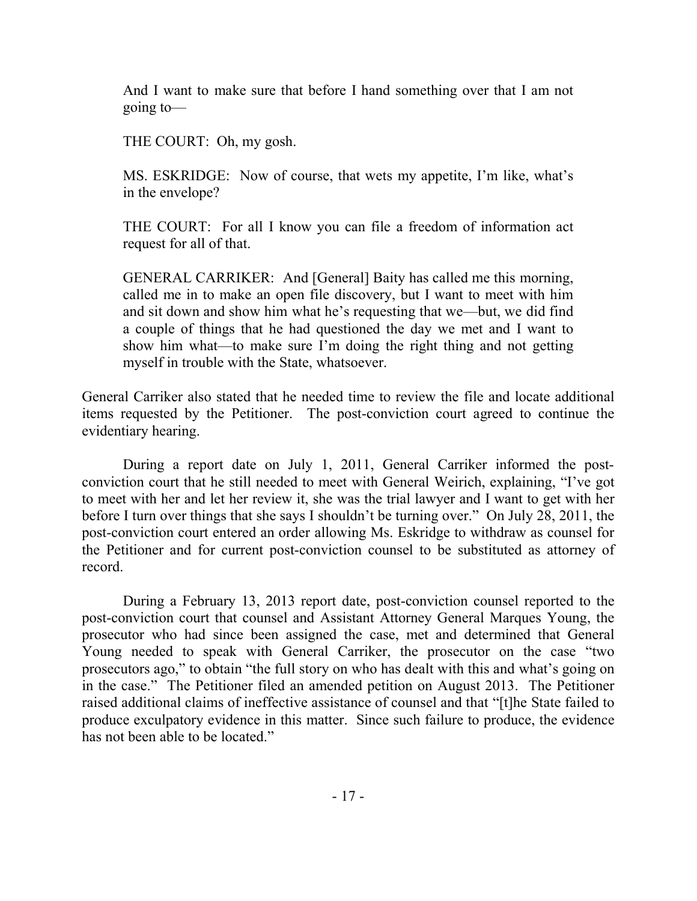> And I want to make sure that before I hand something over that I am not going to—
>
> THE COURT: Oh, my gosh.
>
> MS. ESKRIDGE: Now of course, that wets my appetite, I'm like, what's in the envelope?
>
> THE COURT: For all I know you can file a freedom of information act request for all of that.
>
> GENERAL CARRIKER: And [General] Baity has called me this morning, called me in to make an open file discovery, but I want to meet with him and sit down and show him what he's requesting that we—but, we did find a couple of things that he had questioned the day we met and I want to show him what—to make sure I'm doing the right thing and not getting myself in trouble with the State, whatsoever.

General Carriker also stated that he needed time to review the file and locate additional items requested by the Petitioner. The post-conviction court agreed to continue the evidentiary hearing.

During a report date on July 1, 2011, General Carriker informed the post-conviction court that he still needed to meet with General Weirich, explaining, "I've got to meet with her and let her review it, she was the trial lawyer and I want to get with her before I turn over things that she says I shouldn't be turning over." On July 28, 2011, the post-conviction court entered an order allowing Ms. Eskridge to withdraw as counsel for the Petitioner and for current post-conviction counsel to be substituted as attorney of record.

During a February 13, 2013 report date, post-conviction counsel reported to the post-conviction court that counsel and Assistant Attorney General Marques Young, the prosecutor who had since been assigned the case, met and determined that General Young needed to speak with General Carriker, the prosecutor on the case "two prosecutors ago," to obtain "the full story on who has dealt with this and what's going on in the case." The Petitioner filed an amended petition on August 2013. The Petitioner raised additional claims of ineffective assistance of counsel and that "[t]he State failed to produce exculpatory evidence in this matter. Since such failure to produce, the evidence has not been able to be located."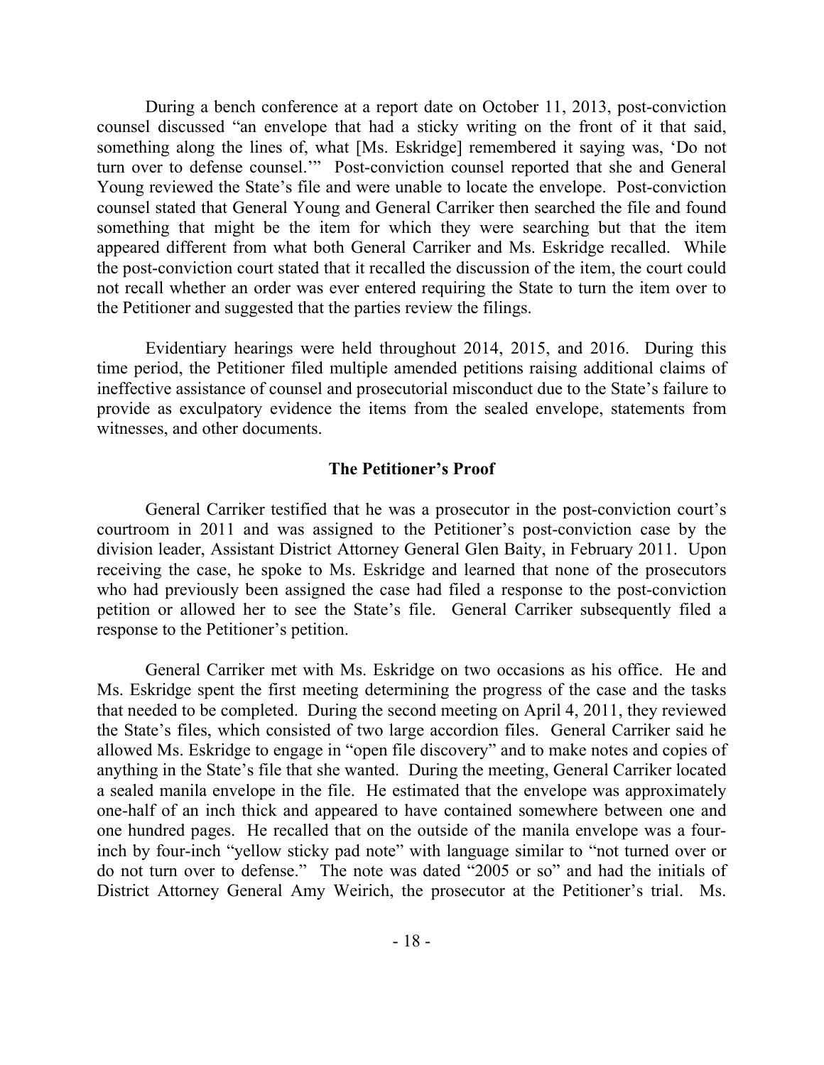During a bench conference at a report date on October 11, 2013, post-conviction counsel discussed "an envelope that had a sticky writing on the front of it that said, something along the lines of, what [Ms. Eskridge] remembered it saying was, 'Do not turn over to defense counsel.'" Post-conviction counsel reported that she and General Young reviewed the State's file and were unable to locate the envelope. Post-conviction counsel stated that General Young and General Carriker then searched the file and found something that might be the item for which they were searching but that the item appeared different from what both General Carriker and Ms. Eskridge recalled. While the post-conviction court stated that it recalled the discussion of the item, the court could not recall whether an order was ever entered requiring the State to turn the item over to the Petitioner and suggested that the parties review the filings.

Evidentiary hearings were held throughout 2014, 2015, and 2016. During this time period, the Petitioner filed multiple amended petitions raising additional claims of ineffective assistance of counsel and prosecutorial misconduct due to the State's failure to provide as exculpatory evidence the items from the sealed envelope, statements from witnesses, and other documents.

### The Petitioner's Proof

General Carriker testified that he was a prosecutor in the post-conviction court's courtroom in 2011 and was assigned to the Petitioner's post-conviction case by the division leader, Assistant District Attorney General Glen Baity, in February 2011. Upon receiving the case, he spoke to Ms. Eskridge and learned that none of the prosecutors who had previously been assigned the case had filed a response to the post-conviction petition or allowed her to see the State's file. General Carriker subsequently filed a response to the Petitioner's petition.

General Carriker met with Ms. Eskridge on two occasions as his office. He and Ms. Eskridge spent the first meeting determining the progress of the case and the tasks that needed to be completed. During the second meeting on April 4, 2011, they reviewed the State's files, which consisted of two large accordion files. General Carriker said he allowed Ms. Eskridge to engage in "open file discovery" and to make notes and copies of anything in the State's file that she wanted. During the meeting, General Carriker located a sealed manila envelope in the file. He estimated that the envelope was approximately one-half of an inch thick and appeared to have contained somewhere between one and one hundred pages. He recalled that on the outside of the manila envelope was a four-inch by four-inch "yellow sticky pad note" with language similar to "not turned over or do not turn over to defense." The note was dated "2005 or so" and had the initials of District Attorney General Amy Weirich, the prosecutor at the Petitioner's trial. Ms.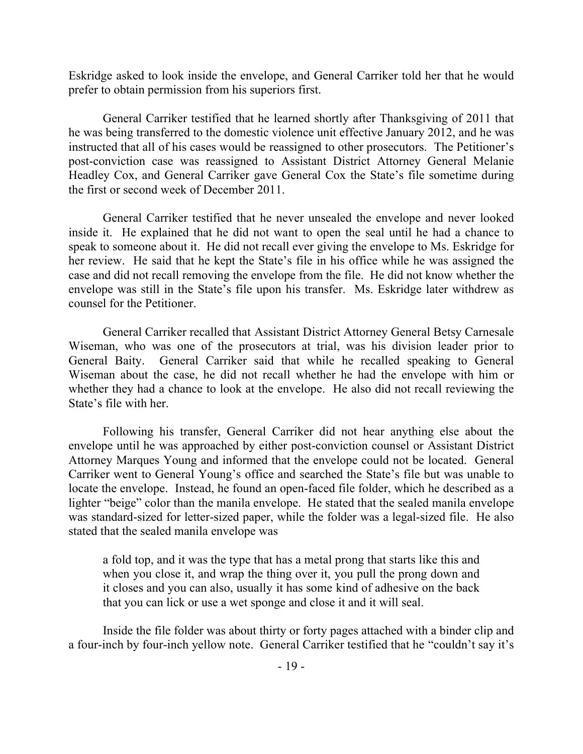Eskridge asked to look inside the envelope, and General Carriker told her that he would prefer to obtain permission from his superiors first.

General Carriker testified that he learned shortly after Thanksgiving of 2011 that he was being transferred to the domestic violence unit effective January 2012, and he was instructed that all of his cases would be reassigned to other prosecutors. The Petitioner's post-conviction case was reassigned to Assistant District Attorney General Melanie Headley Cox, and General Carriker gave General Cox the State's file sometime during the first or second week of December 2011.

General Carriker testified that he never unsealed the envelope and never looked inside it. He explained that he did not want to open the seal until he had a chance to speak to someone about it. He did not recall ever giving the envelope to Ms. Eskridge for her review. He said that he kept the State's file in his office while he was assigned the case and did not recall removing the envelope from the file. He did not know whether the envelope was still in the State's file upon his transfer. Ms. Eskridge later withdrew as counsel for the Petitioner.

General Carriker recalled that Assistant District Attorney General Betsy Carnesale Wiseman, who was one of the prosecutors at trial, was his division leader prior to General Baity. General Carriker said that while he recalled speaking to General Wiseman about the case, he did not recall whether he had the envelope with him or whether they had a chance to look at the envelope. He also did not recall reviewing the State's file with her.

Following his transfer, General Carriker did not hear anything else about the envelope until he was approached by either post-conviction counsel or Assistant District Attorney Marques Young and informed that the envelope could not be located. General Carriker went to General Young's office and searched the State's file but was unable to locate the envelope. Instead, he found an open-faced file folder, which he described as a lighter "beige" color than the manila envelope. He stated that the sealed manila envelope was standard-sized for letter-sized paper, while the folder was a legal-sized file. He also stated that the sealed manila envelope was

> a fold top, and it was the type that has a metal prong that starts like this and when you close it, and wrap the thing over it, you pull the prong down and it closes and you can also, usually it has some kind of adhesive on the back that you can lick or use a wet sponge and close it and it will seal.

Inside the file folder was about thirty or forty pages attached with a binder clip and a four-inch by four-inch yellow note. General Carriker testified that he "couldn't say it's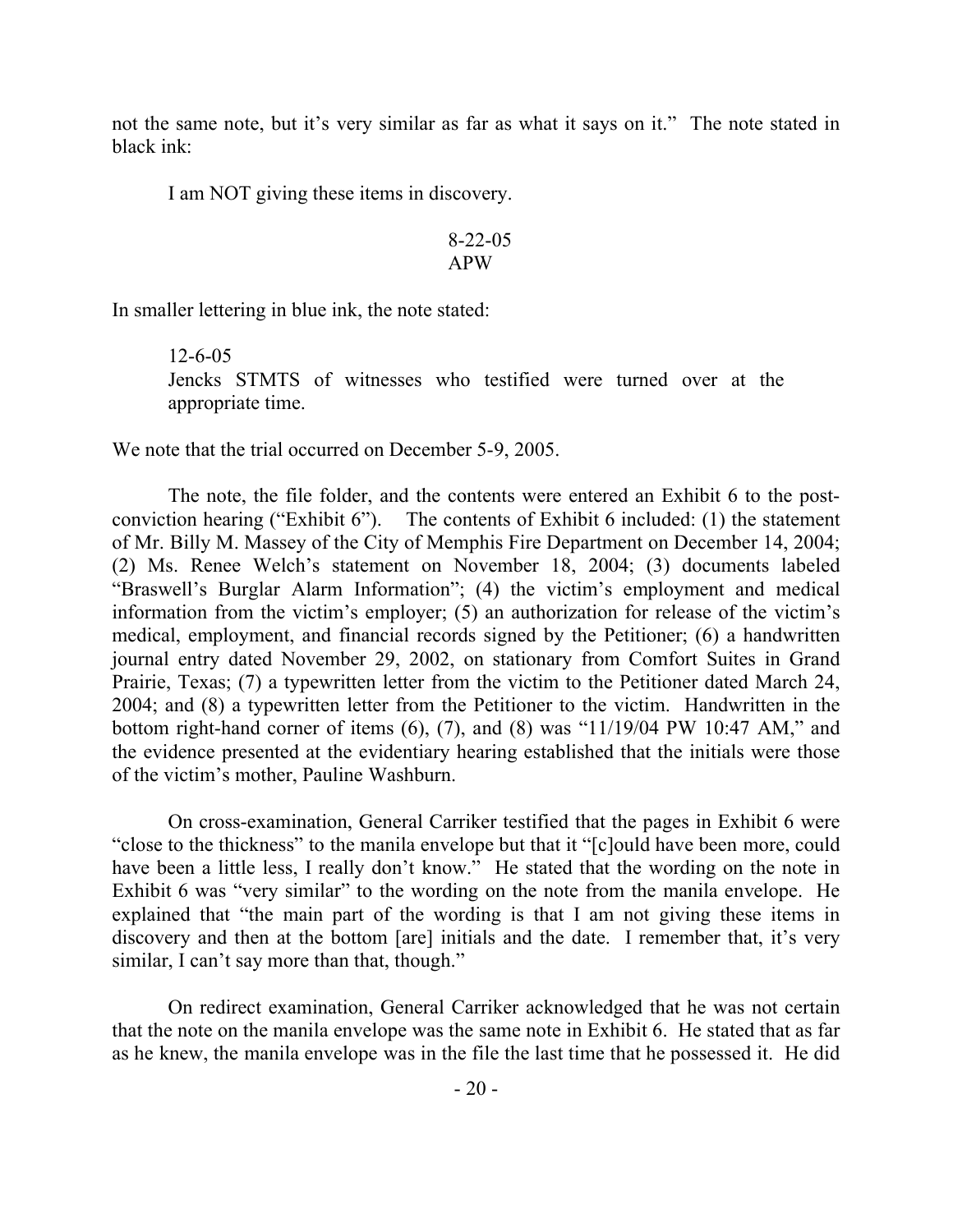not the same note, but it's very similar as far as what it says on it." The note stated in black ink:

> I am NOT giving these items in discovery.
>
> 8-22-05
> APW

In smaller lettering in blue ink, the note stated:

> 12-6-05
> Jencks STMTS of witnesses who testified were turned over at the appropriate time.

We note that the trial occurred on December 5-9, 2005.

The note, the file folder, and the contents were entered an Exhibit 6 to the post-conviction hearing ("Exhibit 6"). The contents of Exhibit 6 included: (1) the statement of Mr. Billy M. Massey of the City of Memphis Fire Department on December 14, 2004; (2) Ms. Renee Welch's statement on November 18, 2004; (3) documents labeled "Braswell's Burglar Alarm Information"; (4) the victim's employment and medical information from the victim's employer; (5) an authorization for release of the victim's medical, employment, and financial records signed by the Petitioner; (6) a handwritten journal entry dated November 29, 2002, on stationary from Comfort Suites in Grand Prairie, Texas; (7) a typewritten letter from the victim to the Petitioner dated March 24, 2004; and (8) a typewritten letter from the Petitioner to the victim. Handwritten in the bottom right-hand corner of items (6), (7), and (8) was "11/19/04 PW 10:47 AM," and the evidence presented at the evidentiary hearing established that the initials were those of the victim's mother, Pauline Washburn.

On cross-examination, General Carriker testified that the pages in Exhibit 6 were "close to the thickness" to the manila envelope but that it "[c]ould have been more, could have been a little less, I really don't know." He stated that the wording on the note in Exhibit 6 was "very similar" to the wording on the note from the manila envelope. He explained that "the main part of the wording is that I am not giving these items in discovery and then at the bottom [are] initials and the date. I remember that, it's very similar, I can't say more than that, though."

On redirect examination, General Carriker acknowledged that he was not certain that the note on the manila envelope was the same note in Exhibit 6. He stated that as far as he knew, the manila envelope was in the file the last time that he possessed it. He did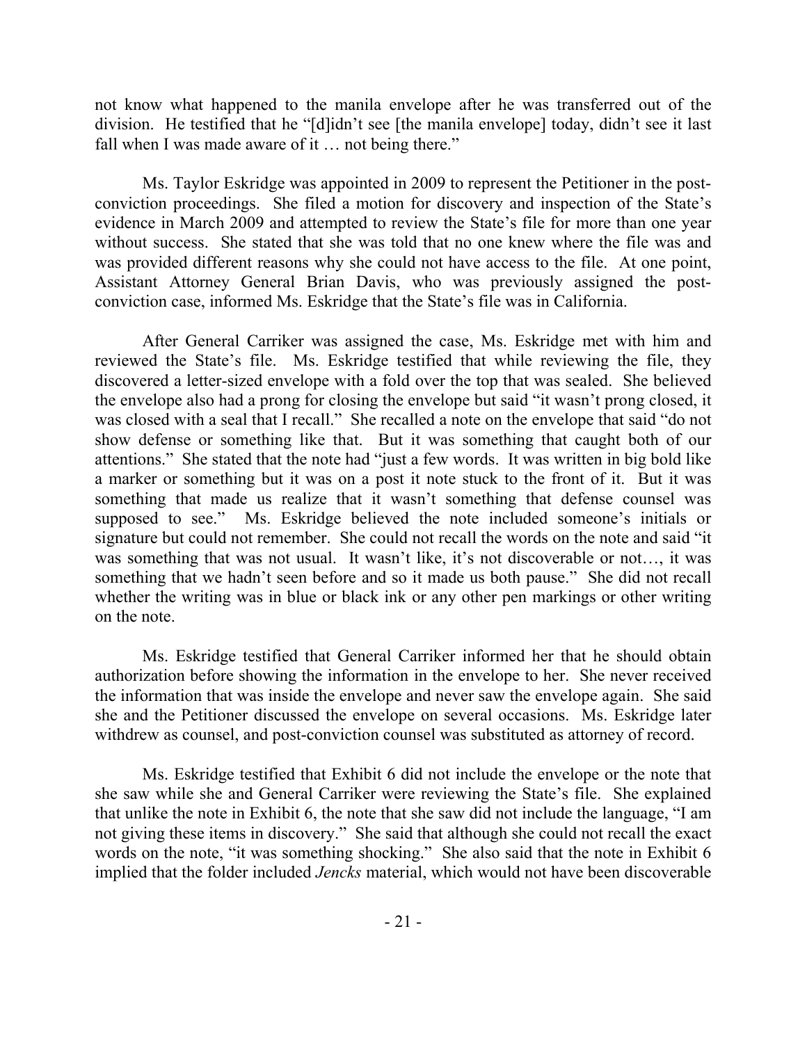not know what happened to the manila envelope after he was transferred out of the division. He testified that he "[d]idn't see [the manila envelope] today, didn't see it last fall when I was made aware of it … not being there."

Ms. Taylor Eskridge was appointed in 2009 to represent the Petitioner in the post-conviction proceedings. She filed a motion for discovery and inspection of the State's evidence in March 2009 and attempted to review the State's file for more than one year without success. She stated that she was told that no one knew where the file was and was provided different reasons why she could not have access to the file. At one point, Assistant Attorney General Brian Davis, who was previously assigned the post-conviction case, informed Ms. Eskridge that the State's file was in California.

After General Carriker was assigned the case, Ms. Eskridge met with him and reviewed the State's file. Ms. Eskridge testified that while reviewing the file, they discovered a letter-sized envelope with a fold over the top that was sealed. She believed the envelope also had a prong for closing the envelope but said "it wasn't prong closed, it was closed with a seal that I recall." She recalled a note on the envelope that said "do not show defense or something like that. But it was something that caught both of our attentions." She stated that the note had "just a few words. It was written in big bold like a marker or something but it was on a post it note stuck to the front of it. But it was something that made us realize that it wasn't something that defense counsel was supposed to see." Ms. Eskridge believed the note included someone's initials or signature but could not remember. She could not recall the words on the note and said "it was something that was not usual. It wasn't like, it's not discoverable or not…, it was something that we hadn't seen before and so it made us both pause." She did not recall whether the writing was in blue or black ink or any other pen markings or other writing on the note.

Ms. Eskridge testified that General Carriker informed her that he should obtain authorization before showing the information in the envelope to her. She never received the information that was inside the envelope and never saw the envelope again. She said she and the Petitioner discussed the envelope on several occasions. Ms. Eskridge later withdrew as counsel, and post-conviction counsel was substituted as attorney of record.

Ms. Eskridge testified that Exhibit 6 did not include the envelope or the note that she saw while she and General Carriker were reviewing the State's file. She explained that unlike the note in Exhibit 6, the note that she saw did not include the language, "I am not giving these items in discovery." She said that although she could not recall the exact words on the note, "it was something shocking." She also said that the note in Exhibit 6 implied that the folder included *Jencks* material, which would not have been discoverable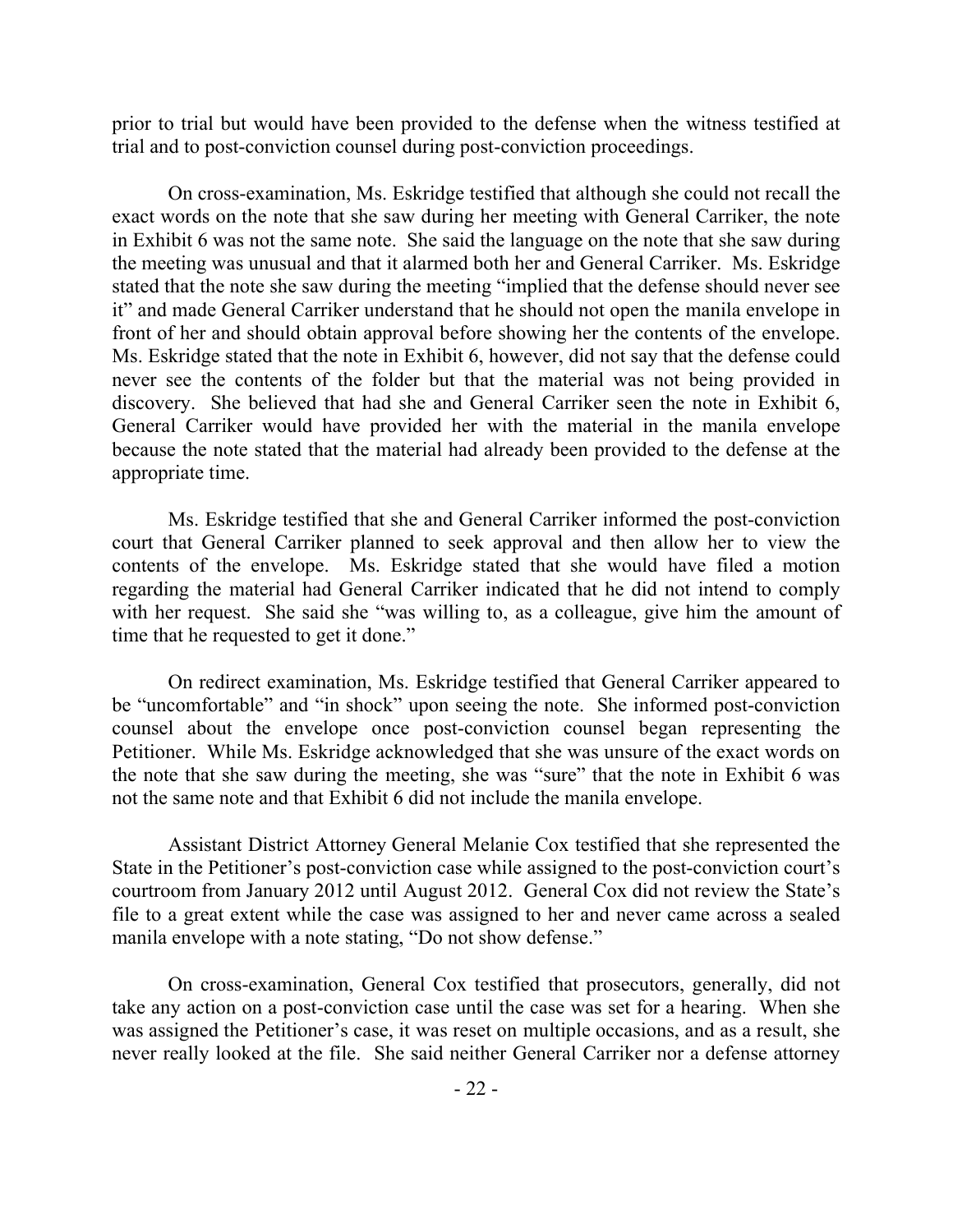prior to trial but would have been provided to the defense when the witness testified at trial and to post-conviction counsel during post-conviction proceedings.

On cross-examination, Ms. Eskridge testified that although she could not recall the exact words on the note that she saw during her meeting with General Carriker, the note in Exhibit 6 was not the same note. She said the language on the note that she saw during the meeting was unusual and that it alarmed both her and General Carriker. Ms. Eskridge stated that the note she saw during the meeting "implied that the defense should never see it" and made General Carriker understand that he should not open the manila envelope in front of her and should obtain approval before showing her the contents of the envelope. Ms. Eskridge stated that the note in Exhibit 6, however, did not say that the defense could never see the contents of the folder but that the material was not being provided in discovery. She believed that had she and General Carriker seen the note in Exhibit 6, General Carriker would have provided her with the material in the manila envelope because the note stated that the material had already been provided to the defense at the appropriate time.

Ms. Eskridge testified that she and General Carriker informed the post-conviction court that General Carriker planned to seek approval and then allow her to view the contents of the envelope. Ms. Eskridge stated that she would have filed a motion regarding the material had General Carriker indicated that he did not intend to comply with her request. She said she "was willing to, as a colleague, give him the amount of time that he requested to get it done."

On redirect examination, Ms. Eskridge testified that General Carriker appeared to be "uncomfortable" and "in shock" upon seeing the note. She informed post-conviction counsel about the envelope once post-conviction counsel began representing the Petitioner. While Ms. Eskridge acknowledged that she was unsure of the exact words on the note that she saw during the meeting, she was "sure" that the note in Exhibit 6 was not the same note and that Exhibit 6 did not include the manila envelope.

Assistant District Attorney General Melanie Cox testified that she represented the State in the Petitioner's post-conviction case while assigned to the post-conviction court's courtroom from January 2012 until August 2012. General Cox did not review the State's file to a great extent while the case was assigned to her and never came across a sealed manila envelope with a note stating, "Do not show defense."

On cross-examination, General Cox testified that prosecutors, generally, did not take any action on a post-conviction case until the case was set for a hearing. When she was assigned the Petitioner's case, it was reset on multiple occasions, and as a result, she never really looked at the file. She said neither General Carriker nor a defense attorney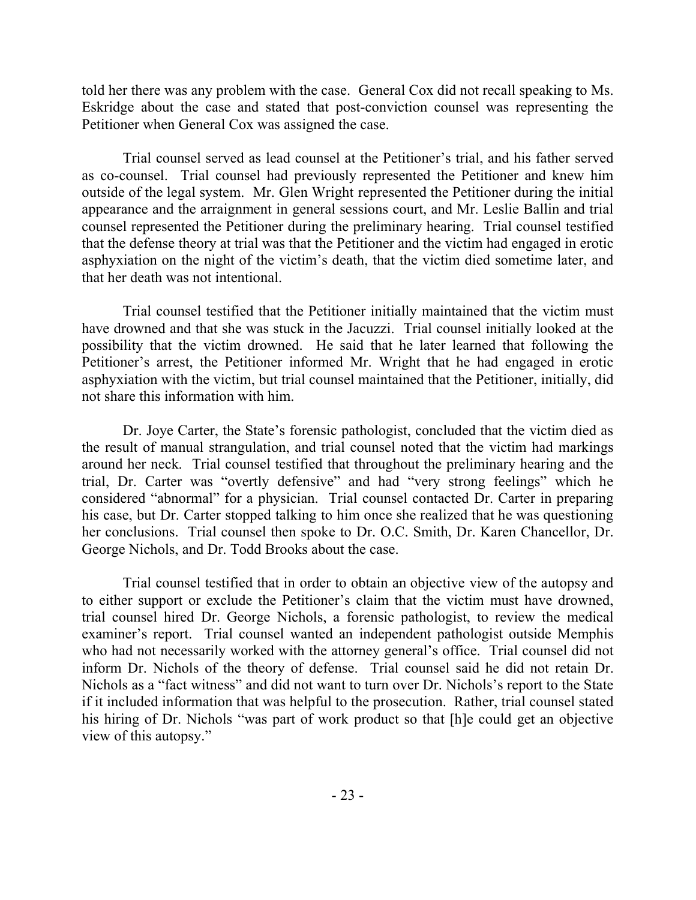told her there was any problem with the case. General Cox did not recall speaking to Ms. Eskridge about the case and stated that post-conviction counsel was representing the Petitioner when General Cox was assigned the case.

Trial counsel served as lead counsel at the Petitioner's trial, and his father served as co-counsel. Trial counsel had previously represented the Petitioner and knew him outside of the legal system. Mr. Glen Wright represented the Petitioner during the initial appearance and the arraignment in general sessions court, and Mr. Leslie Ballin and trial counsel represented the Petitioner during the preliminary hearing. Trial counsel testified that the defense theory at trial was that the Petitioner and the victim had engaged in erotic asphyxiation on the night of the victim's death, that the victim died sometime later, and that her death was not intentional.

Trial counsel testified that the Petitioner initially maintained that the victim must have drowned and that she was stuck in the Jacuzzi. Trial counsel initially looked at the possibility that the victim drowned. He said that he later learned that following the Petitioner's arrest, the Petitioner informed Mr. Wright that he had engaged in erotic asphyxiation with the victim, but trial counsel maintained that the Petitioner, initially, did not share this information with him.

Dr. Joye Carter, the State's forensic pathologist, concluded that the victim died as the result of manual strangulation, and trial counsel noted that the victim had markings around her neck. Trial counsel testified that throughout the preliminary hearing and the trial, Dr. Carter was "overtly defensive" and had "very strong feelings" which he considered "abnormal" for a physician. Trial counsel contacted Dr. Carter in preparing his case, but Dr. Carter stopped talking to him once she realized that he was questioning her conclusions. Trial counsel then spoke to Dr. O.C. Smith, Dr. Karen Chancellor, Dr. George Nichols, and Dr. Todd Brooks about the case.

Trial counsel testified that in order to obtain an objective view of the autopsy and to either support or exclude the Petitioner's claim that the victim must have drowned, trial counsel hired Dr. George Nichols, a forensic pathologist, to review the medical examiner's report. Trial counsel wanted an independent pathologist outside Memphis who had not necessarily worked with the attorney general's office. Trial counsel did not inform Dr. Nichols of the theory of defense. Trial counsel said he did not retain Dr. Nichols as a "fact witness" and did not want to turn over Dr. Nichols's report to the State if it included information that was helpful to the prosecution. Rather, trial counsel stated his hiring of Dr. Nichols "was part of work product so that [h]e could get an objective view of this autopsy."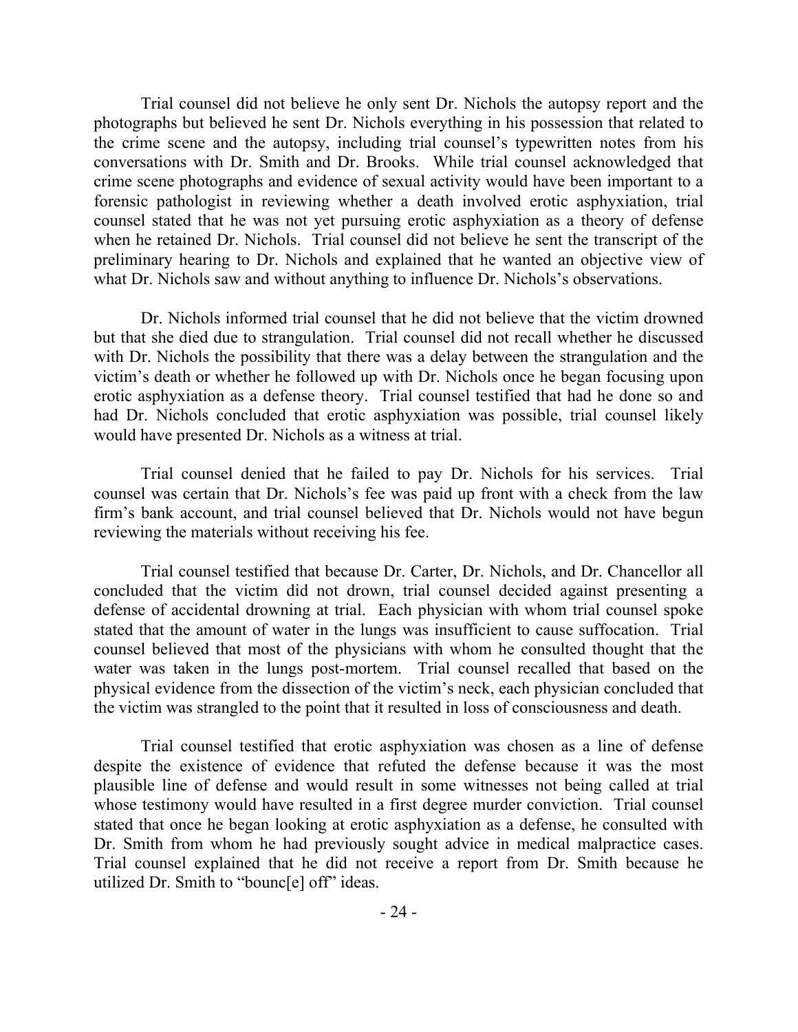Trial counsel did not believe he only sent Dr. Nichols the autopsy report and the photographs but believed he sent Dr. Nichols everything in his possession that related to the crime scene and the autopsy, including trial counsel's typewritten notes from his conversations with Dr. Smith and Dr. Brooks. While trial counsel acknowledged that crime scene photographs and evidence of sexual activity would have been important to a forensic pathologist in reviewing whether a death involved erotic asphyxiation, trial counsel stated that he was not yet pursuing erotic asphyxiation as a theory of defense when he retained Dr. Nichols. Trial counsel did not believe he sent the transcript of the preliminary hearing to Dr. Nichols and explained that he wanted an objective view of what Dr. Nichols saw and without anything to influence Dr. Nichols's observations.

Dr. Nichols informed trial counsel that he did not believe that the victim drowned but that she died due to strangulation. Trial counsel did not recall whether he discussed with Dr. Nichols the possibility that there was a delay between the strangulation and the victim's death or whether he followed up with Dr. Nichols once he began focusing upon erotic asphyxiation as a defense theory. Trial counsel testified that had he done so and had Dr. Nichols concluded that erotic asphyxiation was possible, trial counsel likely would have presented Dr. Nichols as a witness at trial.

Trial counsel denied that he failed to pay Dr. Nichols for his services. Trial counsel was certain that Dr. Nichols's fee was paid up front with a check from the law firm's bank account, and trial counsel believed that Dr. Nichols would not have begun reviewing the materials without receiving his fee.

Trial counsel testified that because Dr. Carter, Dr. Nichols, and Dr. Chancellor all concluded that the victim did not drown, trial counsel decided against presenting a defense of accidental drowning at trial. Each physician with whom trial counsel spoke stated that the amount of water in the lungs was insufficient to cause suffocation. Trial counsel believed that most of the physicians with whom he consulted thought that the water was taken in the lungs post-mortem. Trial counsel recalled that based on the physical evidence from the dissection of the victim's neck, each physician concluded that the victim was strangled to the point that it resulted in loss of consciousness and death.

Trial counsel testified that erotic asphyxiation was chosen as a line of defense despite the existence of evidence that refuted the defense because it was the most plausible line of defense and would result in some witnesses not being called at trial whose testimony would have resulted in a first degree murder conviction. Trial counsel stated that once he began looking at erotic asphyxiation as a defense, he consulted with Dr. Smith from whom he had previously sought advice in medical malpractice cases. Trial counsel explained that he did not receive a report from Dr. Smith because he utilized Dr. Smith to "bounc[e] off" ideas.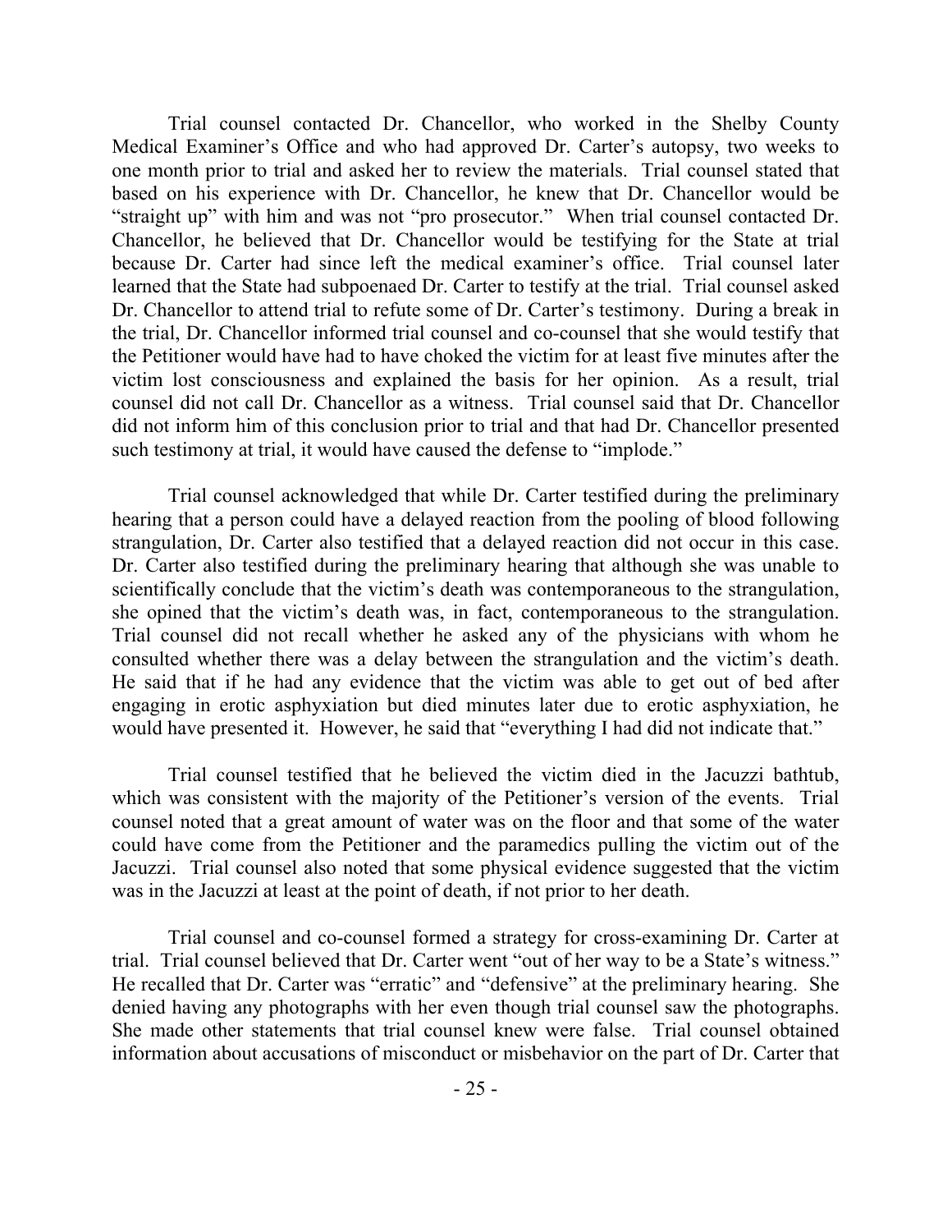Trial counsel contacted Dr. Chancellor, who worked in the Shelby County Medical Examiner's Office and who had approved Dr. Carter's autopsy, two weeks to one month prior to trial and asked her to review the materials. Trial counsel stated that based on his experience with Dr. Chancellor, he knew that Dr. Chancellor would be "straight up" with him and was not "pro prosecutor." When trial counsel contacted Dr. Chancellor, he believed that Dr. Chancellor would be testifying for the State at trial because Dr. Carter had since left the medical examiner's office. Trial counsel later learned that the State had subpoenaed Dr. Carter to testify at the trial. Trial counsel asked Dr. Chancellor to attend trial to refute some of Dr. Carter's testimony. During a break in the trial, Dr. Chancellor informed trial counsel and co-counsel that she would testify that the Petitioner would have had to have choked the victim for at least five minutes after the victim lost consciousness and explained the basis for her opinion. As a result, trial counsel did not call Dr. Chancellor as a witness. Trial counsel said that Dr. Chancellor did not inform him of this conclusion prior to trial and that had Dr. Chancellor presented such testimony at trial, it would have caused the defense to "implode."

Trial counsel acknowledged that while Dr. Carter testified during the preliminary hearing that a person could have a delayed reaction from the pooling of blood following strangulation, Dr. Carter also testified that a delayed reaction did not occur in this case. Dr. Carter also testified during the preliminary hearing that although she was unable to scientifically conclude that the victim's death was contemporaneous to the strangulation, she opined that the victim's death was, in fact, contemporaneous to the strangulation. Trial counsel did not recall whether he asked any of the physicians with whom he consulted whether there was a delay between the strangulation and the victim's death. He said that if he had any evidence that the victim was able to get out of bed after engaging in erotic asphyxiation but died minutes later due to erotic asphyxiation, he would have presented it. However, he said that "everything I had did not indicate that."

Trial counsel testified that he believed the victim died in the Jacuzzi bathtub, which was consistent with the majority of the Petitioner's version of the events. Trial counsel noted that a great amount of water was on the floor and that some of the water could have come from the Petitioner and the paramedics pulling the victim out of the Jacuzzi. Trial counsel also noted that some physical evidence suggested that the victim was in the Jacuzzi at least at the point of death, if not prior to her death.

Trial counsel and co-counsel formed a strategy for cross-examining Dr. Carter at trial. Trial counsel believed that Dr. Carter went "out of her way to be a State's witness." He recalled that Dr. Carter was "erratic" and "defensive" at the preliminary hearing. She denied having any photographs with her even though trial counsel saw the photographs. She made other statements that trial counsel knew were false. Trial counsel obtained information about accusations of misconduct or misbehavior on the part of Dr. Carter that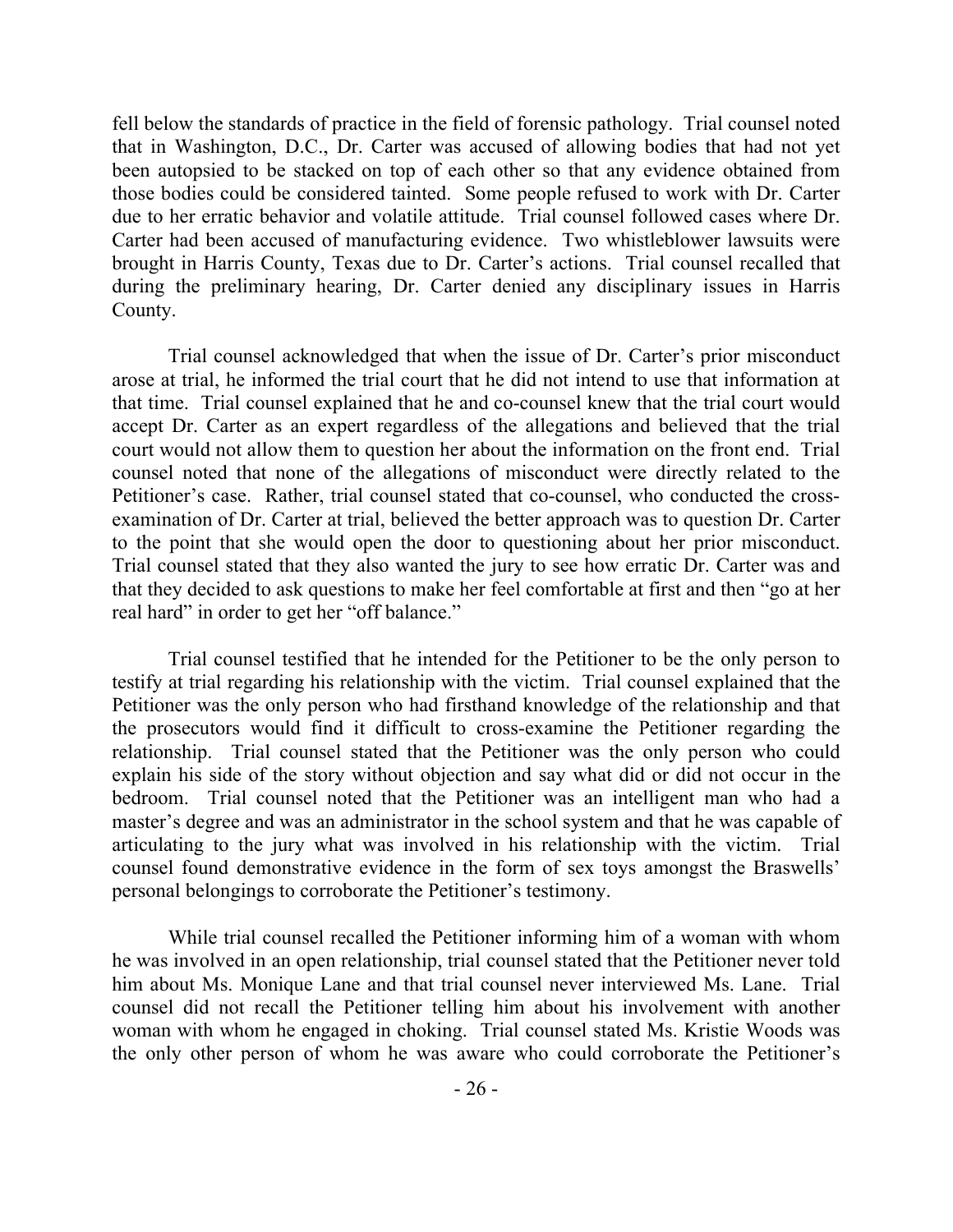fell below the standards of practice in the field of forensic pathology. Trial counsel noted that in Washington, D.C., Dr. Carter was accused of allowing bodies that had not yet been autopsied to be stacked on top of each other so that any evidence obtained from those bodies could be considered tainted. Some people refused to work with Dr. Carter due to her erratic behavior and volatile attitude. Trial counsel followed cases where Dr. Carter had been accused of manufacturing evidence. Two whistleblower lawsuits were brought in Harris County, Texas due to Dr. Carter's actions. Trial counsel recalled that during the preliminary hearing, Dr. Carter denied any disciplinary issues in Harris County.

Trial counsel acknowledged that when the issue of Dr. Carter's prior misconduct arose at trial, he informed the trial court that he did not intend to use that information at that time. Trial counsel explained that he and co-counsel knew that the trial court would accept Dr. Carter as an expert regardless of the allegations and believed that the trial court would not allow them to question her about the information on the front end. Trial counsel noted that none of the allegations of misconduct were directly related to the Petitioner's case. Rather, trial counsel stated that co-counsel, who conducted the cross-examination of Dr. Carter at trial, believed the better approach was to question Dr. Carter to the point that she would open the door to questioning about her prior misconduct. Trial counsel stated that they also wanted the jury to see how erratic Dr. Carter was and that they decided to ask questions to make her feel comfortable at first and then "go at her real hard" in order to get her "off balance."

Trial counsel testified that he intended for the Petitioner to be the only person to testify at trial regarding his relationship with the victim. Trial counsel explained that the Petitioner was the only person who had firsthand knowledge of the relationship and that the prosecutors would find it difficult to cross-examine the Petitioner regarding the relationship. Trial counsel stated that the Petitioner was the only person who could explain his side of the story without objection and say what did or did not occur in the bedroom. Trial counsel noted that the Petitioner was an intelligent man who had a master's degree and was an administrator in the school system and that he was capable of articulating to the jury what was involved in his relationship with the victim. Trial counsel found demonstrative evidence in the form of sex toys amongst the Braswells' personal belongings to corroborate the Petitioner's testimony.

While trial counsel recalled the Petitioner informing him of a woman with whom he was involved in an open relationship, trial counsel stated that the Petitioner never told him about Ms. Monique Lane and that trial counsel never interviewed Ms. Lane. Trial counsel did not recall the Petitioner telling him about his involvement with another woman with whom he engaged in choking. Trial counsel stated Ms. Kristie Woods was the only other person of whom he was aware who could corroborate the Petitioner's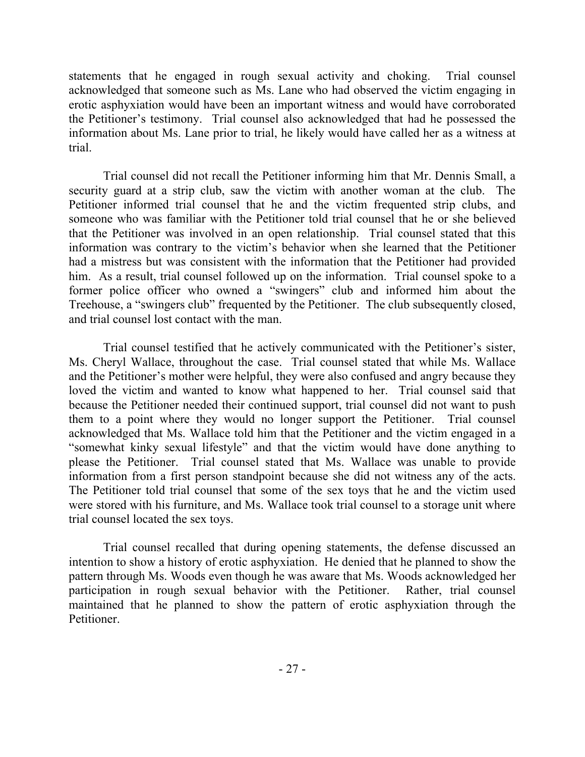statements that he engaged in rough sexual activity and choking. Trial counsel acknowledged that someone such as Ms. Lane who had observed the victim engaging in erotic asphyxiation would have been an important witness and would have corroborated the Petitioner's testimony. Trial counsel also acknowledged that had he possessed the information about Ms. Lane prior to trial, he likely would have called her as a witness at trial.

Trial counsel did not recall the Petitioner informing him that Mr. Dennis Small, a security guard at a strip club, saw the victim with another woman at the club. The Petitioner informed trial counsel that he and the victim frequented strip clubs, and someone who was familiar with the Petitioner told trial counsel that he or she believed that the Petitioner was involved in an open relationship. Trial counsel stated that this information was contrary to the victim's behavior when she learned that the Petitioner had a mistress but was consistent with the information that the Petitioner had provided him. As a result, trial counsel followed up on the information. Trial counsel spoke to a former police officer who owned a "swingers" club and informed him about the Treehouse, a "swingers club" frequented by the Petitioner. The club subsequently closed, and trial counsel lost contact with the man.

Trial counsel testified that he actively communicated with the Petitioner's sister, Ms. Cheryl Wallace, throughout the case. Trial counsel stated that while Ms. Wallace and the Petitioner's mother were helpful, they were also confused and angry because they loved the victim and wanted to know what happened to her. Trial counsel said that because the Petitioner needed their continued support, trial counsel did not want to push them to a point where they would no longer support the Petitioner. Trial counsel acknowledged that Ms. Wallace told him that the Petitioner and the victim engaged in a "somewhat kinky sexual lifestyle" and that the victim would have done anything to please the Petitioner. Trial counsel stated that Ms. Wallace was unable to provide information from a first person standpoint because she did not witness any of the acts. The Petitioner told trial counsel that some of the sex toys that he and the victim used were stored with his furniture, and Ms. Wallace took trial counsel to a storage unit where trial counsel located the sex toys.

Trial counsel recalled that during opening statements, the defense discussed an intention to show a history of erotic asphyxiation. He denied that he planned to show the pattern through Ms. Woods even though he was aware that Ms. Woods acknowledged her participation in rough sexual behavior with the Petitioner. Rather, trial counsel maintained that he planned to show the pattern of erotic asphyxiation through the Petitioner.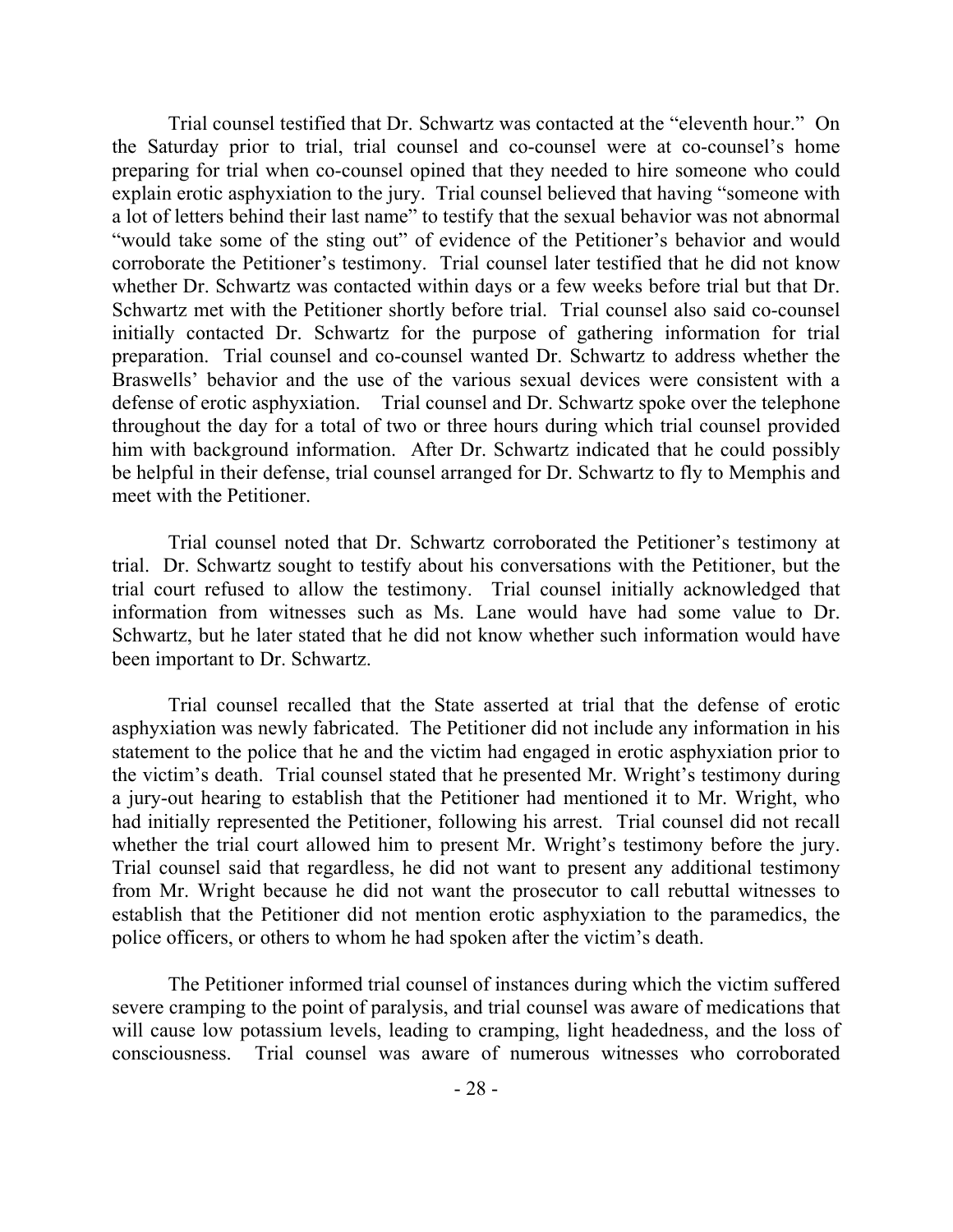Trial counsel testified that Dr. Schwartz was contacted at the "eleventh hour." On the Saturday prior to trial, trial counsel and co-counsel were at co-counsel's home preparing for trial when co-counsel opined that they needed to hire someone who could explain erotic asphyxiation to the jury. Trial counsel believed that having "someone with a lot of letters behind their last name" to testify that the sexual behavior was not abnormal "would take some of the sting out" of evidence of the Petitioner's behavior and would corroborate the Petitioner's testimony. Trial counsel later testified that he did not know whether Dr. Schwartz was contacted within days or a few weeks before trial but that Dr. Schwartz met with the Petitioner shortly before trial. Trial counsel also said co-counsel initially contacted Dr. Schwartz for the purpose of gathering information for trial preparation. Trial counsel and co-counsel wanted Dr. Schwartz to address whether the Braswells' behavior and the use of the various sexual devices were consistent with a defense of erotic asphyxiation. Trial counsel and Dr. Schwartz spoke over the telephone throughout the day for a total of two or three hours during which trial counsel provided him with background information. After Dr. Schwartz indicated that he could possibly be helpful in their defense, trial counsel arranged for Dr. Schwartz to fly to Memphis and meet with the Petitioner.

Trial counsel noted that Dr. Schwartz corroborated the Petitioner's testimony at trial. Dr. Schwartz sought to testify about his conversations with the Petitioner, but the trial court refused to allow the testimony. Trial counsel initially acknowledged that information from witnesses such as Ms. Lane would have had some value to Dr. Schwartz, but he later stated that he did not know whether such information would have been important to Dr. Schwartz.

Trial counsel recalled that the State asserted at trial that the defense of erotic asphyxiation was newly fabricated. The Petitioner did not include any information in his statement to the police that he and the victim had engaged in erotic asphyxiation prior to the victim's death. Trial counsel stated that he presented Mr. Wright's testimony during a jury-out hearing to establish that the Petitioner had mentioned it to Mr. Wright, who had initially represented the Petitioner, following his arrest. Trial counsel did not recall whether the trial court allowed him to present Mr. Wright's testimony before the jury. Trial counsel said that regardless, he did not want to present any additional testimony from Mr. Wright because he did not want the prosecutor to call rebuttal witnesses to establish that the Petitioner did not mention erotic asphyxiation to the paramedics, the police officers, or others to whom he had spoken after the victim's death.

The Petitioner informed trial counsel of instances during which the victim suffered severe cramping to the point of paralysis, and trial counsel was aware of medications that will cause low potassium levels, leading to cramping, light headedness, and the loss of consciousness. Trial counsel was aware of numerous witnesses who corroborated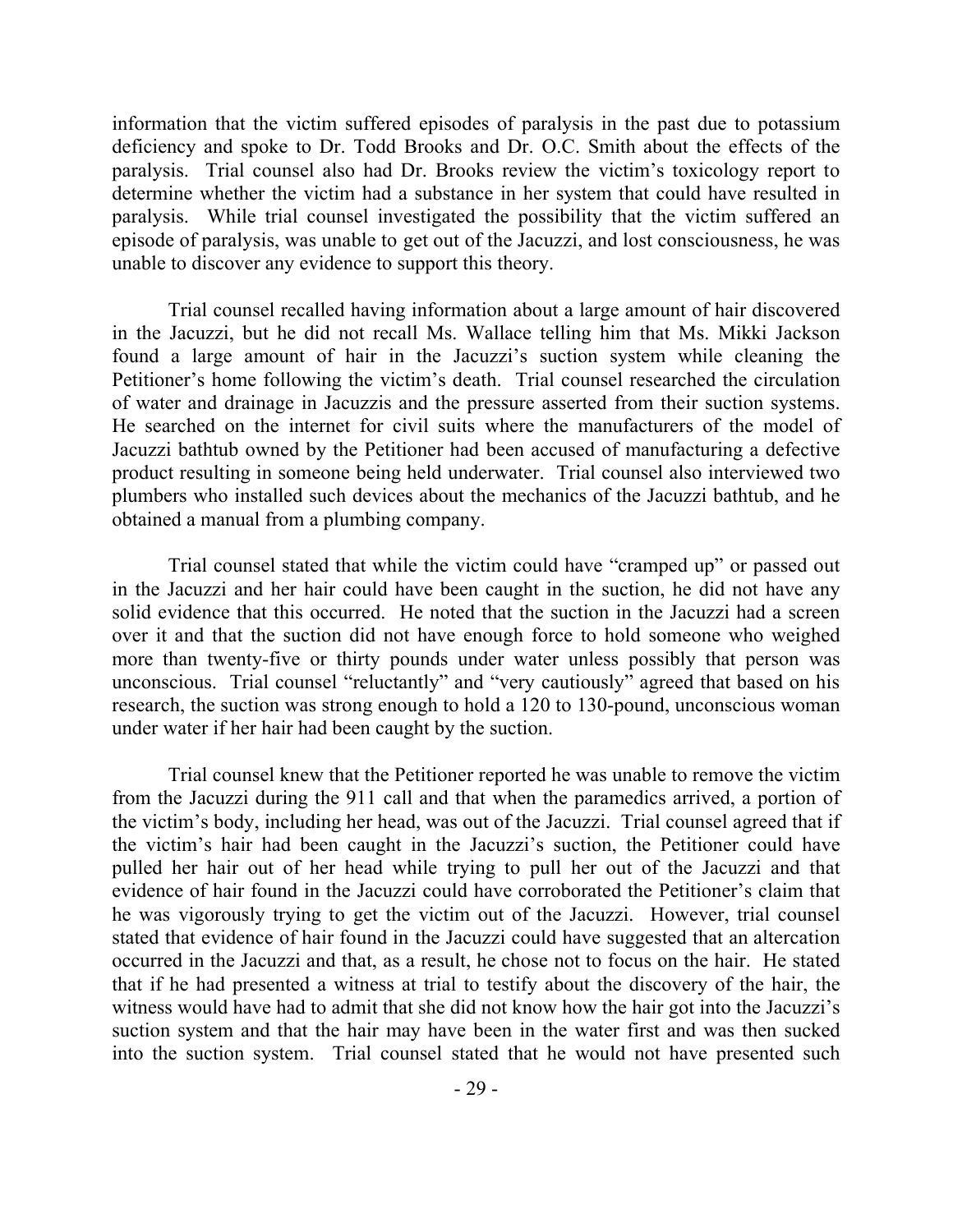information that the victim suffered episodes of paralysis in the past due to potassium deficiency and spoke to Dr. Todd Brooks and Dr. O.C. Smith about the effects of the paralysis. Trial counsel also had Dr. Brooks review the victim's toxicology report to determine whether the victim had a substance in her system that could have resulted in paralysis. While trial counsel investigated the possibility that the victim suffered an episode of paralysis, was unable to get out of the Jacuzzi, and lost consciousness, he was unable to discover any evidence to support this theory.

Trial counsel recalled having information about a large amount of hair discovered in the Jacuzzi, but he did not recall Ms. Wallace telling him that Ms. Mikki Jackson found a large amount of hair in the Jacuzzi's suction system while cleaning the Petitioner's home following the victim's death. Trial counsel researched the circulation of water and drainage in Jacuzzis and the pressure asserted from their suction systems. He searched on the internet for civil suits where the manufacturers of the model of Jacuzzi bathtub owned by the Petitioner had been accused of manufacturing a defective product resulting in someone being held underwater. Trial counsel also interviewed two plumbers who installed such devices about the mechanics of the Jacuzzi bathtub, and he obtained a manual from a plumbing company.

Trial counsel stated that while the victim could have "cramped up" or passed out in the Jacuzzi and her hair could have been caught in the suction, he did not have any solid evidence that this occurred. He noted that the suction in the Jacuzzi had a screen over it and that the suction did not have enough force to hold someone who weighed more than twenty-five or thirty pounds under water unless possibly that person was unconscious. Trial counsel "reluctantly" and "very cautiously" agreed that based on his research, the suction was strong enough to hold a 120 to 130-pound, unconscious woman under water if her hair had been caught by the suction.

Trial counsel knew that the Petitioner reported he was unable to remove the victim from the Jacuzzi during the 911 call and that when the paramedics arrived, a portion of the victim's body, including her head, was out of the Jacuzzi. Trial counsel agreed that if the victim's hair had been caught in the Jacuzzi's suction, the Petitioner could have pulled her hair out of her head while trying to pull her out of the Jacuzzi and that evidence of hair found in the Jacuzzi could have corroborated the Petitioner's claim that he was vigorously trying to get the victim out of the Jacuzzi. However, trial counsel stated that evidence of hair found in the Jacuzzi could have suggested that an altercation occurred in the Jacuzzi and that, as a result, he chose not to focus on the hair. He stated that if he had presented a witness at trial to testify about the discovery of the hair, the witness would have had to admit that she did not know how the hair got into the Jacuzzi's suction system and that the hair may have been in the water first and was then sucked into the suction system. Trial counsel stated that he would not have presented such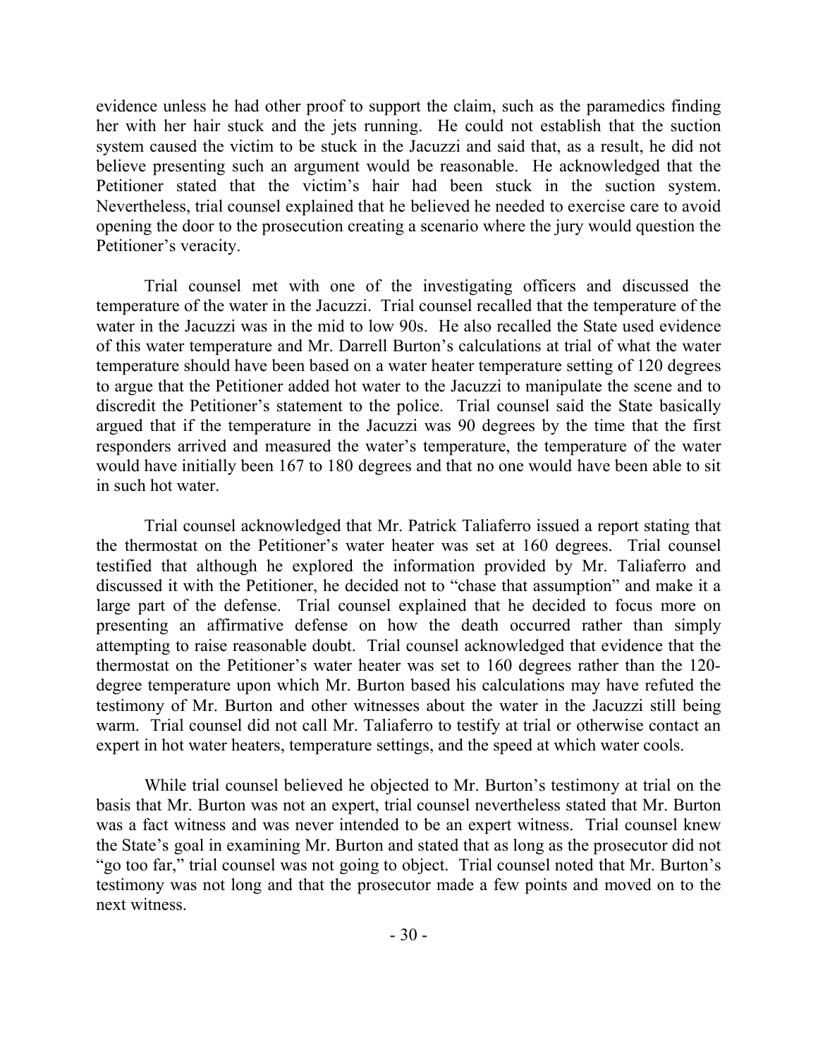evidence unless he had other proof to support the claim, such as the paramedics finding her with her hair stuck and the jets running. He could not establish that the suction system caused the victim to be stuck in the Jacuzzi and said that, as a result, he did not believe presenting such an argument would be reasonable. He acknowledged that the Petitioner stated that the victim's hair had been stuck in the suction system. Nevertheless, trial counsel explained that he believed he needed to exercise care to avoid opening the door to the prosecution creating a scenario where the jury would question the Petitioner's veracity.

Trial counsel met with one of the investigating officers and discussed the temperature of the water in the Jacuzzi. Trial counsel recalled that the temperature of the water in the Jacuzzi was in the mid to low 90s. He also recalled the State used evidence of this water temperature and Mr. Darrell Burton's calculations at trial of what the water temperature should have been based on a water heater temperature setting of 120 degrees to argue that the Petitioner added hot water to the Jacuzzi to manipulate the scene and to discredit the Petitioner's statement to the police. Trial counsel said the State basically argued that if the temperature in the Jacuzzi was 90 degrees by the time that the first responders arrived and measured the water's temperature, the temperature of the water would have initially been 167 to 180 degrees and that no one would have been able to sit in such hot water.

Trial counsel acknowledged that Mr. Patrick Taliaferro issued a report stating that the thermostat on the Petitioner's water heater was set at 160 degrees. Trial counsel testified that although he explored the information provided by Mr. Taliaferro and discussed it with the Petitioner, he decided not to "chase that assumption" and make it a large part of the defense. Trial counsel explained that he decided to focus more on presenting an affirmative defense on how the death occurred rather than simply attempting to raise reasonable doubt. Trial counsel acknowledged that evidence that the thermostat on the Petitioner's water heater was set to 160 degrees rather than the 120-degree temperature upon which Mr. Burton based his calculations may have refuted the testimony of Mr. Burton and other witnesses about the water in the Jacuzzi still being warm. Trial counsel did not call Mr. Taliaferro to testify at trial or otherwise contact an expert in hot water heaters, temperature settings, and the speed at which water cools.

While trial counsel believed he objected to Mr. Burton's testimony at trial on the basis that Mr. Burton was not an expert, trial counsel nevertheless stated that Mr. Burton was a fact witness and was never intended to be an expert witness. Trial counsel knew the State's goal in examining Mr. Burton and stated that as long as the prosecutor did not "go too far," trial counsel was not going to object. Trial counsel noted that Mr. Burton's testimony was not long and that the prosecutor made a few points and moved on to the next witness.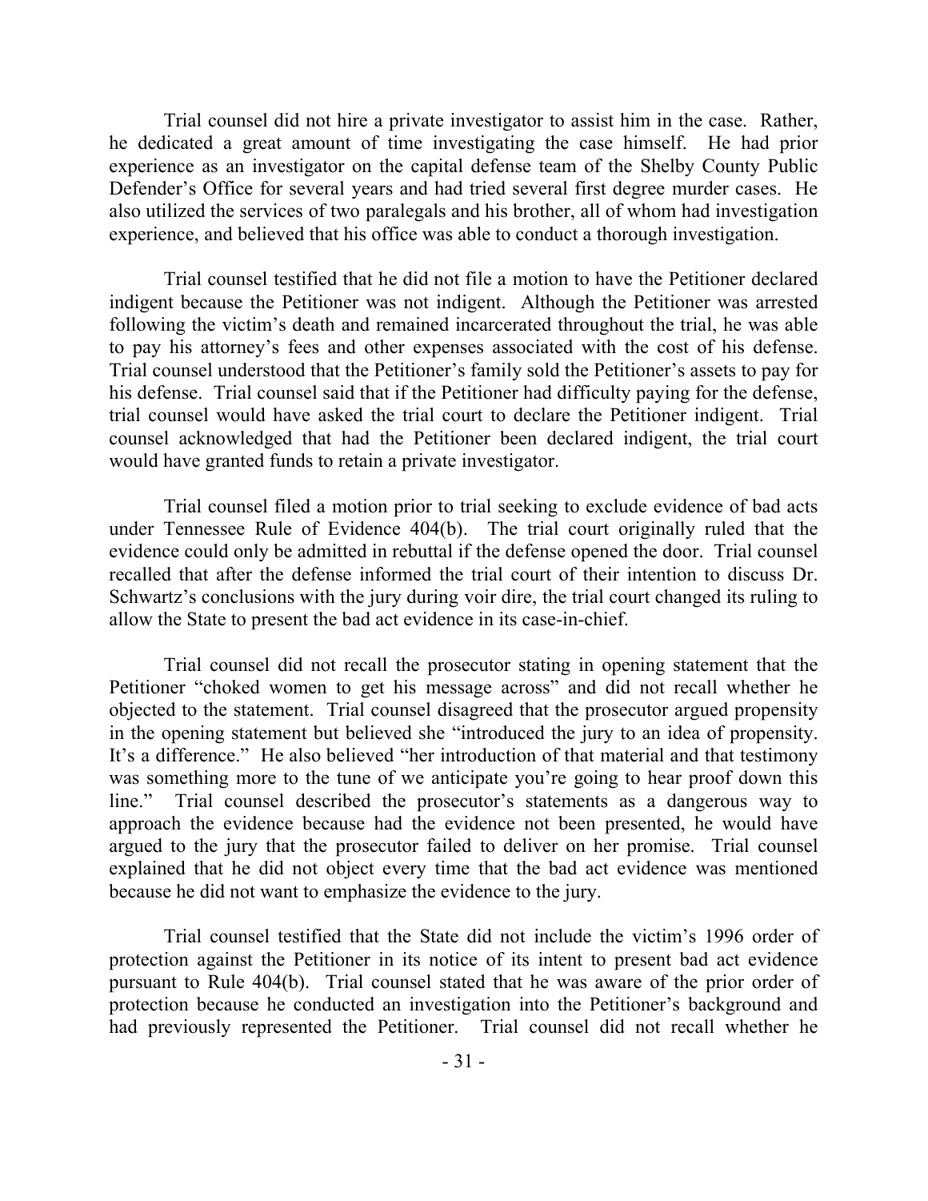Trial counsel did not hire a private investigator to assist him in the case. Rather, he dedicated a great amount of time investigating the case himself. He had prior experience as an investigator on the capital defense team of the Shelby County Public Defender's Office for several years and had tried several first degree murder cases. He also utilized the services of two paralegals and his brother, all of whom had investigation experience, and believed that his office was able to conduct a thorough investigation.

Trial counsel testified that he did not file a motion to have the Petitioner declared indigent because the Petitioner was not indigent. Although the Petitioner was arrested following the victim's death and remained incarcerated throughout the trial, he was able to pay his attorney's fees and other expenses associated with the cost of his defense. Trial counsel understood that the Petitioner's family sold the Petitioner's assets to pay for his defense. Trial counsel said that if the Petitioner had difficulty paying for the defense, trial counsel would have asked the trial court to declare the Petitioner indigent. Trial counsel acknowledged that had the Petitioner been declared indigent, the trial court would have granted funds to retain a private investigator.

Trial counsel filed a motion prior to trial seeking to exclude evidence of bad acts under Tennessee Rule of Evidence 404(b). The trial court originally ruled that the evidence could only be admitted in rebuttal if the defense opened the door. Trial counsel recalled that after the defense informed the trial court of their intention to discuss Dr. Schwartz's conclusions with the jury during voir dire, the trial court changed its ruling to allow the State to present the bad act evidence in its case-in-chief.

Trial counsel did not recall the prosecutor stating in opening statement that the Petitioner "choked women to get his message across" and did not recall whether he objected to the statement. Trial counsel disagreed that the prosecutor argued propensity in the opening statement but believed she "introduced the jury to an idea of propensity. It's a difference." He also believed "her introduction of that material and that testimony was something more to the tune of we anticipate you're going to hear proof down this line." Trial counsel described the prosecutor's statements as a dangerous way to approach the evidence because had the evidence not been presented, he would have argued to the jury that the prosecutor failed to deliver on her promise. Trial counsel explained that he did not object every time that the bad act evidence was mentioned because he did not want to emphasize the evidence to the jury.

Trial counsel testified that the State did not include the victim's 1996 order of protection against the Petitioner in its notice of its intent to present bad act evidence pursuant to Rule 404(b). Trial counsel stated that he was aware of the prior order of protection because he conducted an investigation into the Petitioner's background and had previously represented the Petitioner. Trial counsel did not recall whether he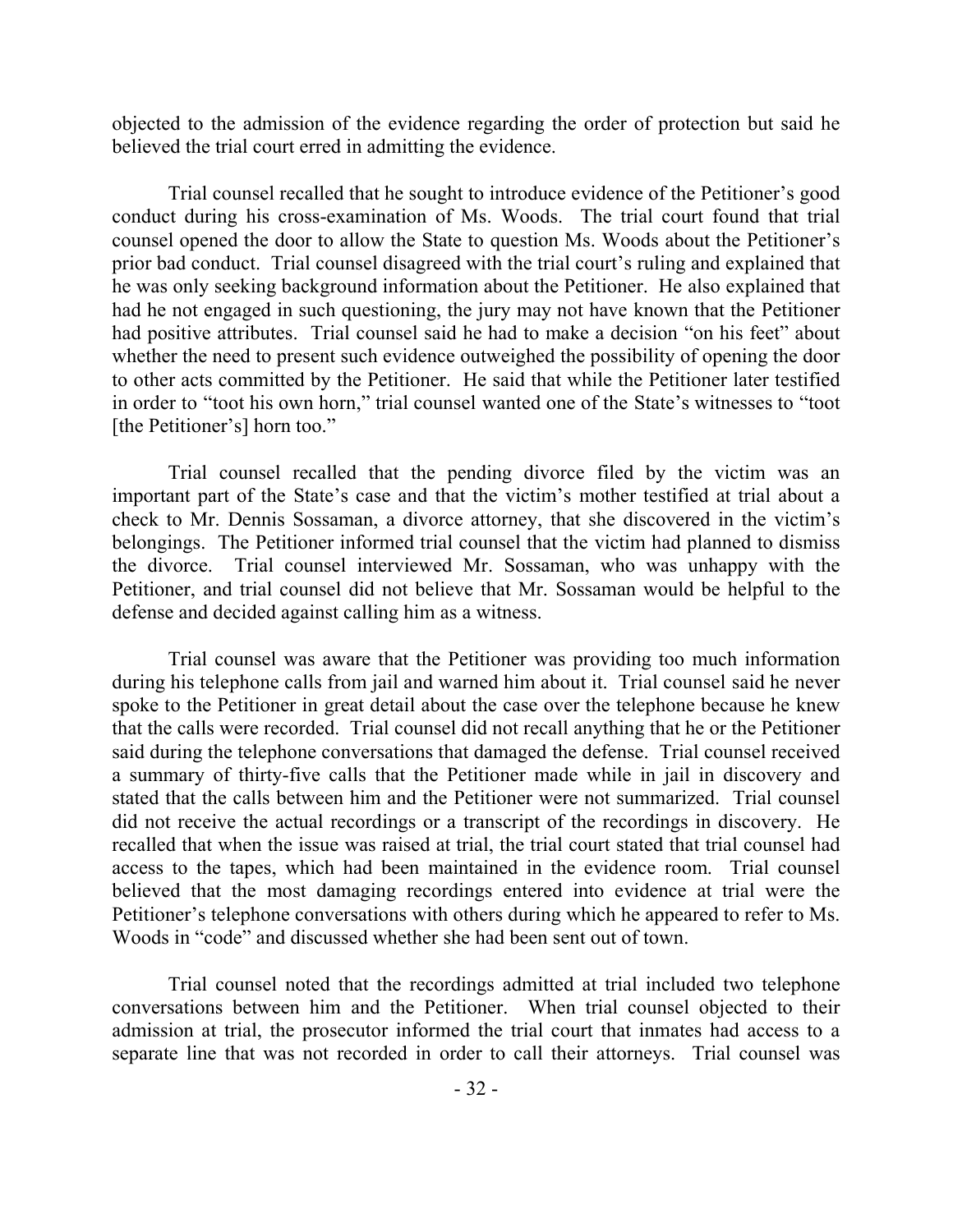objected to the admission of the evidence regarding the order of protection but said he believed the trial court erred in admitting the evidence.

Trial counsel recalled that he sought to introduce evidence of the Petitioner's good conduct during his cross-examination of Ms. Woods. The trial court found that trial counsel opened the door to allow the State to question Ms. Woods about the Petitioner's prior bad conduct. Trial counsel disagreed with the trial court's ruling and explained that he was only seeking background information about the Petitioner. He also explained that had he not engaged in such questioning, the jury may not have known that the Petitioner had positive attributes. Trial counsel said he had to make a decision "on his feet" about whether the need to present such evidence outweighed the possibility of opening the door to other acts committed by the Petitioner. He said that while the Petitioner later testified in order to "toot his own horn," trial counsel wanted one of the State's witnesses to "toot [the Petitioner's] horn too."

Trial counsel recalled that the pending divorce filed by the victim was an important part of the State's case and that the victim's mother testified at trial about a check to Mr. Dennis Sossaman, a divorce attorney, that she discovered in the victim's belongings. The Petitioner informed trial counsel that the victim had planned to dismiss the divorce. Trial counsel interviewed Mr. Sossaman, who was unhappy with the Petitioner, and trial counsel did not believe that Mr. Sossaman would be helpful to the defense and decided against calling him as a witness.

Trial counsel was aware that the Petitioner was providing too much information during his telephone calls from jail and warned him about it. Trial counsel said he never spoke to the Petitioner in great detail about the case over the telephone because he knew that the calls were recorded. Trial counsel did not recall anything that he or the Petitioner said during the telephone conversations that damaged the defense. Trial counsel received a summary of thirty-five calls that the Petitioner made while in jail in discovery and stated that the calls between him and the Petitioner were not summarized. Trial counsel did not receive the actual recordings or a transcript of the recordings in discovery. He recalled that when the issue was raised at trial, the trial court stated that trial counsel had access to the tapes, which had been maintained in the evidence room. Trial counsel believed that the most damaging recordings entered into evidence at trial were the Petitioner's telephone conversations with others during which he appeared to refer to Ms. Woods in "code" and discussed whether she had been sent out of town.

Trial counsel noted that the recordings admitted at trial included two telephone conversations between him and the Petitioner. When trial counsel objected to their admission at trial, the prosecutor informed the trial court that inmates had access to a separate line that was not recorded in order to call their attorneys. Trial counsel was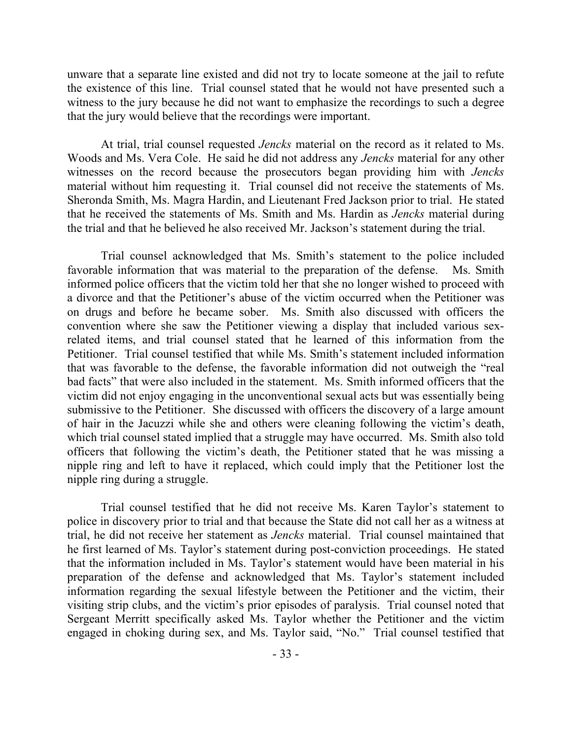unware that a separate line existed and did not try to locate someone at the jail to refute the existence of this line. Trial counsel stated that he would not have presented such a witness to the jury because he did not want to emphasize the recordings to such a degree that the jury would believe that the recordings were important.

At trial, trial counsel requested *Jencks* material on the record as it related to Ms. Woods and Ms. Vera Cole. He said he did not address any *Jencks* material for any other witnesses on the record because the prosecutors began providing him with *Jencks* material without him requesting it. Trial counsel did not receive the statements of Ms. Sheronda Smith, Ms. Magra Hardin, and Lieutenant Fred Jackson prior to trial. He stated that he received the statements of Ms. Smith and Ms. Hardin as *Jencks* material during the trial and that he believed he also received Mr. Jackson's statement during the trial.

Trial counsel acknowledged that Ms. Smith's statement to the police included favorable information that was material to the preparation of the defense. Ms. Smith informed police officers that the victim told her that she no longer wished to proceed with a divorce and that the Petitioner's abuse of the victim occurred when the Petitioner was on drugs and before he became sober. Ms. Smith also discussed with officers the convention where she saw the Petitioner viewing a display that included various sex-related items, and trial counsel stated that he learned of this information from the Petitioner. Trial counsel testified that while Ms. Smith's statement included information that was favorable to the defense, the favorable information did not outweigh the "real bad facts" that were also included in the statement. Ms. Smith informed officers that the victim did not enjoy engaging in the unconventional sexual acts but was essentially being submissive to the Petitioner. She discussed with officers the discovery of a large amount of hair in the Jacuzzi while she and others were cleaning following the victim's death, which trial counsel stated implied that a struggle may have occurred. Ms. Smith also told officers that following the victim's death, the Petitioner stated that he was missing a nipple ring and left to have it replaced, which could imply that the Petitioner lost the nipple ring during a struggle.

Trial counsel testified that he did not receive Ms. Karen Taylor's statement to police in discovery prior to trial and that because the State did not call her as a witness at trial, he did not receive her statement as *Jencks* material. Trial counsel maintained that he first learned of Ms. Taylor's statement during post-conviction proceedings. He stated that the information included in Ms. Taylor's statement would have been material in his preparation of the defense and acknowledged that Ms. Taylor's statement included information regarding the sexual lifestyle between the Petitioner and the victim, their visiting strip clubs, and the victim's prior episodes of paralysis. Trial counsel noted that Sergeant Merritt specifically asked Ms. Taylor whether the Petitioner and the victim engaged in choking during sex, and Ms. Taylor said, "No." Trial counsel testified that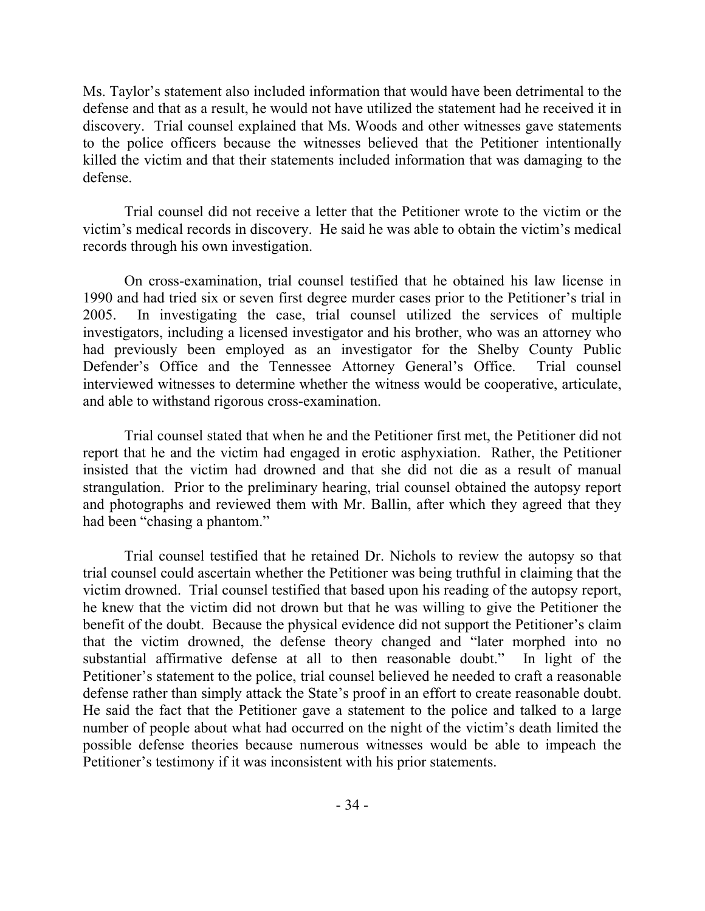Ms. Taylor's statement also included information that would have been detrimental to the defense and that as a result, he would not have utilized the statement had he received it in discovery. Trial counsel explained that Ms. Woods and other witnesses gave statements to the police officers because the witnesses believed that the Petitioner intentionally killed the victim and that their statements included information that was damaging to the defense.

Trial counsel did not receive a letter that the Petitioner wrote to the victim or the victim's medical records in discovery. He said he was able to obtain the victim's medical records through his own investigation.

On cross-examination, trial counsel testified that he obtained his law license in 1990 and had tried six or seven first degree murder cases prior to the Petitioner's trial in 2005. In investigating the case, trial counsel utilized the services of multiple investigators, including a licensed investigator and his brother, who was an attorney who had previously been employed as an investigator for the Shelby County Public Defender's Office and the Tennessee Attorney General's Office. Trial counsel interviewed witnesses to determine whether the witness would be cooperative, articulate, and able to withstand rigorous cross-examination.

Trial counsel stated that when he and the Petitioner first met, the Petitioner did not report that he and the victim had engaged in erotic asphyxiation. Rather, the Petitioner insisted that the victim had drowned and that she did not die as a result of manual strangulation. Prior to the preliminary hearing, trial counsel obtained the autopsy report and photographs and reviewed them with Mr. Ballin, after which they agreed that they had been "chasing a phantom."

Trial counsel testified that he retained Dr. Nichols to review the autopsy so that trial counsel could ascertain whether the Petitioner was being truthful in claiming that the victim drowned. Trial counsel testified that based upon his reading of the autopsy report, he knew that the victim did not drown but that he was willing to give the Petitioner the benefit of the doubt. Because the physical evidence did not support the Petitioner's claim that the victim drowned, the defense theory changed and "later morphed into no substantial affirmative defense at all to then reasonable doubt." In light of the Petitioner's statement to the police, trial counsel believed he needed to craft a reasonable defense rather than simply attack the State's proof in an effort to create reasonable doubt. He said the fact that the Petitioner gave a statement to the police and talked to a large number of people about what had occurred on the night of the victim's death limited the possible defense theories because numerous witnesses would be able to impeach the Petitioner's testimony if it was inconsistent with his prior statements.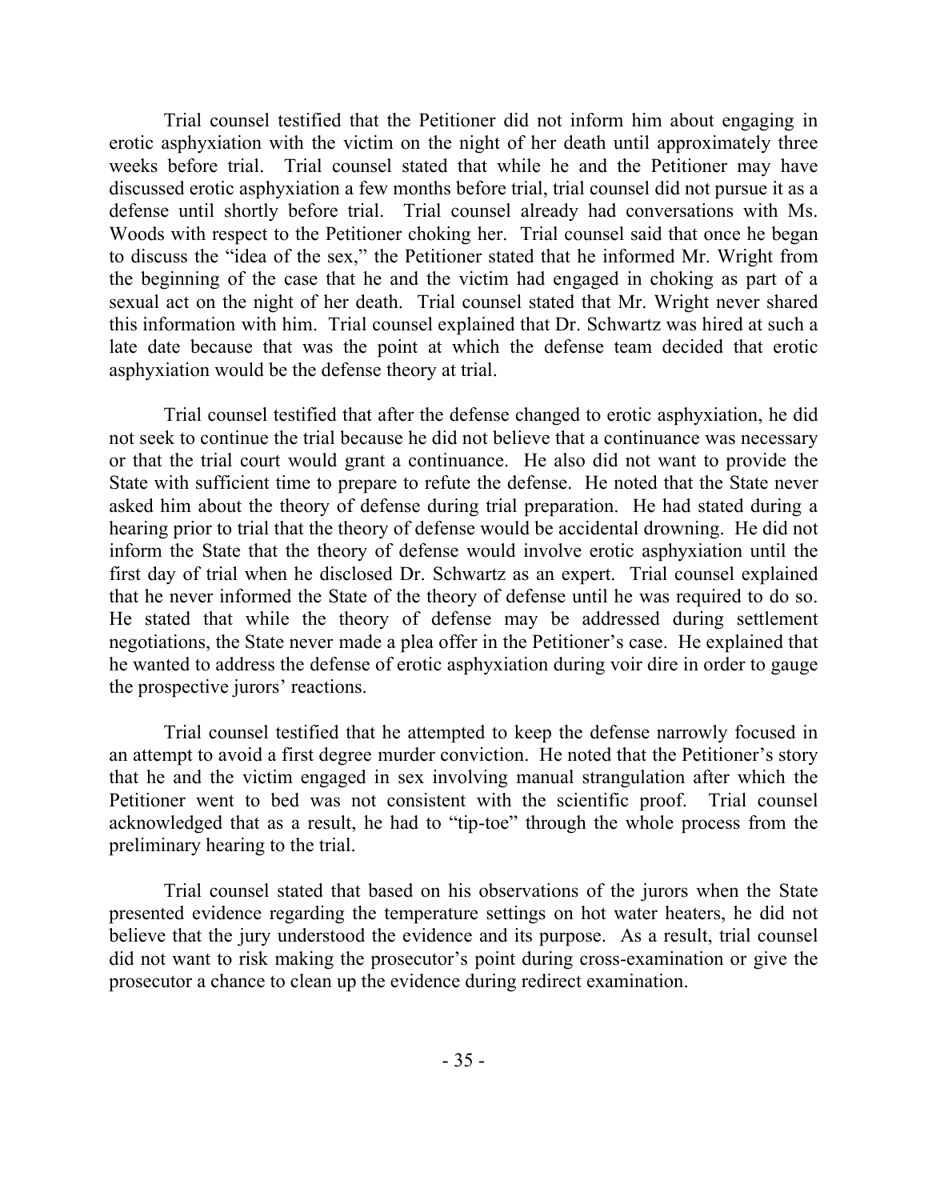Trial counsel testified that the Petitioner did not inform him about engaging in erotic asphyxiation with the victim on the night of her death until approximately three weeks before trial. Trial counsel stated that while he and the Petitioner may have discussed erotic asphyxiation a few months before trial, trial counsel did not pursue it as a defense until shortly before trial. Trial counsel already had conversations with Ms. Woods with respect to the Petitioner choking her. Trial counsel said that once he began to discuss the "idea of the sex," the Petitioner stated that he informed Mr. Wright from the beginning of the case that he and the victim had engaged in choking as part of a sexual act on the night of her death. Trial counsel stated that Mr. Wright never shared this information with him. Trial counsel explained that Dr. Schwartz was hired at such a late date because that was the point at which the defense team decided that erotic asphyxiation would be the defense theory at trial.

Trial counsel testified that after the defense changed to erotic asphyxiation, he did not seek to continue the trial because he did not believe that a continuance was necessary or that the trial court would grant a continuance. He also did not want to provide the State with sufficient time to prepare to refute the defense. He noted that the State never asked him about the theory of defense during trial preparation. He had stated during a hearing prior to trial that the theory of defense would be accidental drowning. He did not inform the State that the theory of defense would involve erotic asphyxiation until the first day of trial when he disclosed Dr. Schwartz as an expert. Trial counsel explained that he never informed the State of the theory of defense until he was required to do so. He stated that while the theory of defense may be addressed during settlement negotiations, the State never made a plea offer in the Petitioner's case. He explained that he wanted to address the defense of erotic asphyxiation during voir dire in order to gauge the prospective jurors' reactions.

Trial counsel testified that he attempted to keep the defense narrowly focused in an attempt to avoid a first degree murder conviction. He noted that the Petitioner's story that he and the victim engaged in sex involving manual strangulation after which the Petitioner went to bed was not consistent with the scientific proof. Trial counsel acknowledged that as a result, he had to "tip-toe" through the whole process from the preliminary hearing to the trial.

Trial counsel stated that based on his observations of the jurors when the State presented evidence regarding the temperature settings on hot water heaters, he did not believe that the jury understood the evidence and its purpose. As a result, trial counsel did not want to risk making the prosecutor's point during cross-examination or give the prosecutor a chance to clean up the evidence during redirect examination.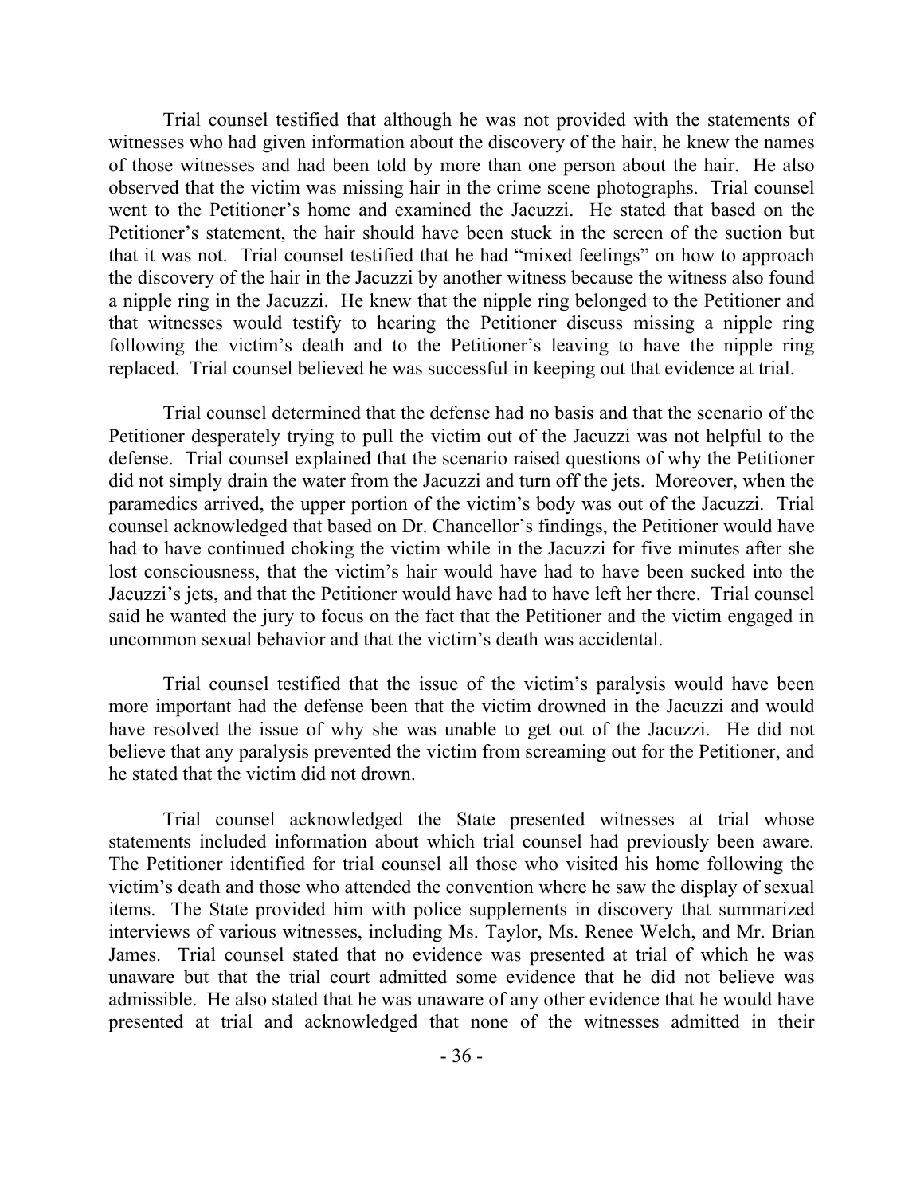Trial counsel testified that although he was not provided with the statements of witnesses who had given information about the discovery of the hair, he knew the names of those witnesses and had been told by more than one person about the hair. He also observed that the victim was missing hair in the crime scene photographs. Trial counsel went to the Petitioner's home and examined the Jacuzzi. He stated that based on the Petitioner's statement, the hair should have been stuck in the screen of the suction but that it was not. Trial counsel testified that he had "mixed feelings" on how to approach the discovery of the hair in the Jacuzzi by another witness because the witness also found a nipple ring in the Jacuzzi. He knew that the nipple ring belonged to the Petitioner and that witnesses would testify to hearing the Petitioner discuss missing a nipple ring following the victim's death and to the Petitioner's leaving to have the nipple ring replaced. Trial counsel believed he was successful in keeping out that evidence at trial.

Trial counsel determined that the defense had no basis and that the scenario of the Petitioner desperately trying to pull the victim out of the Jacuzzi was not helpful to the defense. Trial counsel explained that the scenario raised questions of why the Petitioner did not simply drain the water from the Jacuzzi and turn off the jets. Moreover, when the paramedics arrived, the upper portion of the victim's body was out of the Jacuzzi. Trial counsel acknowledged that based on Dr. Chancellor's findings, the Petitioner would have had to have continued choking the victim while in the Jacuzzi for five minutes after she lost consciousness, that the victim's hair would have had to have been sucked into the Jacuzzi's jets, and that the Petitioner would have had to have left her there. Trial counsel said he wanted the jury to focus on the fact that the Petitioner and the victim engaged in uncommon sexual behavior and that the victim's death was accidental.

Trial counsel testified that the issue of the victim's paralysis would have been more important had the defense been that the victim drowned in the Jacuzzi and would have resolved the issue of why she was unable to get out of the Jacuzzi. He did not believe that any paralysis prevented the victim from screaming out for the Petitioner, and he stated that the victim did not drown.

Trial counsel acknowledged the State presented witnesses at trial whose statements included information about which trial counsel had previously been aware. The Petitioner identified for trial counsel all those who visited his home following the victim's death and those who attended the convention where he saw the display of sexual items. The State provided him with police supplements in discovery that summarized interviews of various witnesses, including Ms. Taylor, Ms. Renee Welch, and Mr. Brian James. Trial counsel stated that no evidence was presented at trial of which he was unaware but that the trial court admitted some evidence that he did not believe was admissible. He also stated that he was unaware of any other evidence that he would have presented at trial and acknowledged that none of the witnesses admitted in their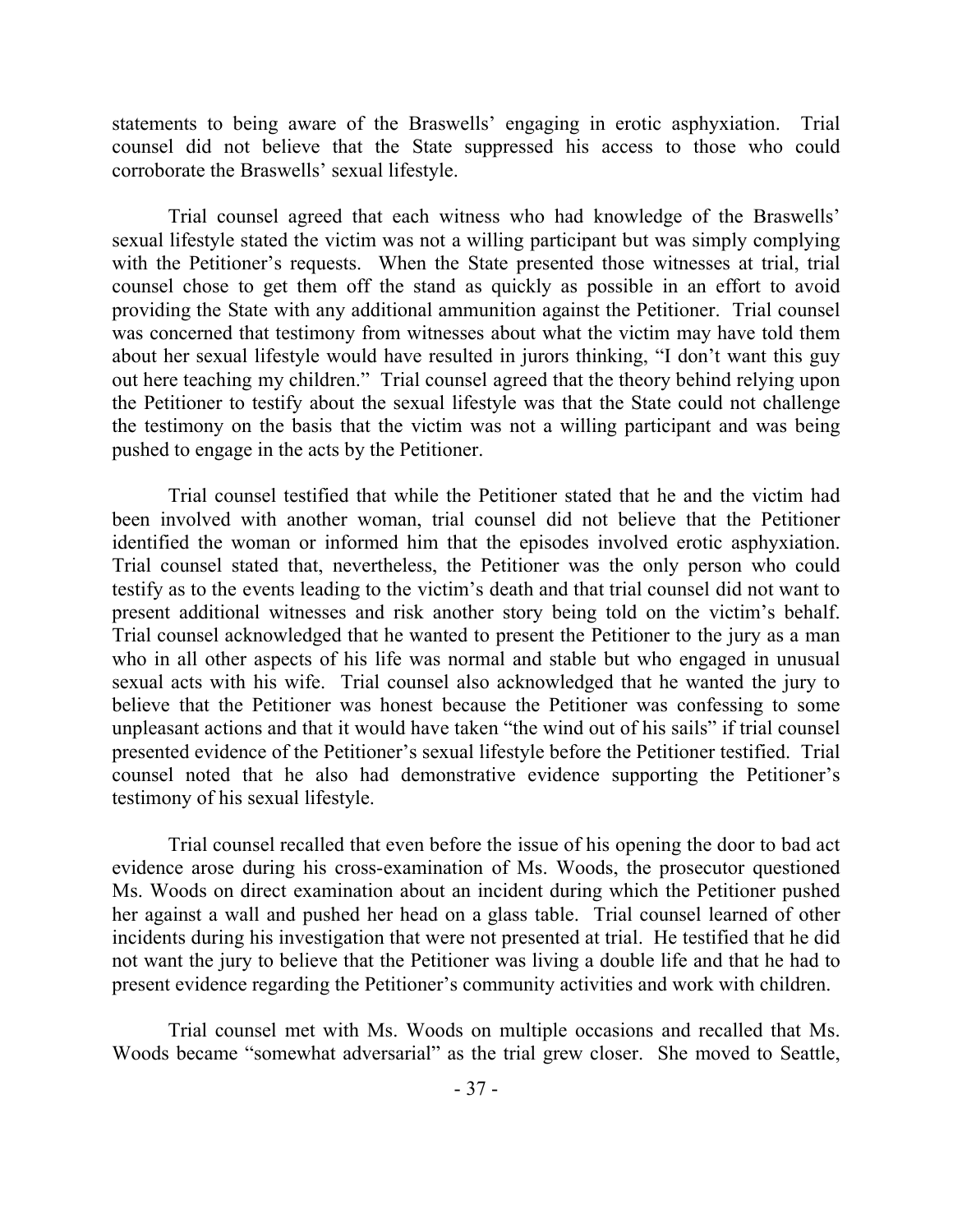statements to being aware of the Braswells' engaging in erotic asphyxiation. Trial counsel did not believe that the State suppressed his access to those who could corroborate the Braswells' sexual lifestyle.

Trial counsel agreed that each witness who had knowledge of the Braswells' sexual lifestyle stated the victim was not a willing participant but was simply complying with the Petitioner's requests. When the State presented those witnesses at trial, trial counsel chose to get them off the stand as quickly as possible in an effort to avoid providing the State with any additional ammunition against the Petitioner. Trial counsel was concerned that testimony from witnesses about what the victim may have told them about her sexual lifestyle would have resulted in jurors thinking, "I don't want this guy out here teaching my children." Trial counsel agreed that the theory behind relying upon the Petitioner to testify about the sexual lifestyle was that the State could not challenge the testimony on the basis that the victim was not a willing participant and was being pushed to engage in the acts by the Petitioner.

Trial counsel testified that while the Petitioner stated that he and the victim had been involved with another woman, trial counsel did not believe that the Petitioner identified the woman or informed him that the episodes involved erotic asphyxiation. Trial counsel stated that, nevertheless, the Petitioner was the only person who could testify as to the events leading to the victim's death and that trial counsel did not want to present additional witnesses and risk another story being told on the victim's behalf. Trial counsel acknowledged that he wanted to present the Petitioner to the jury as a man who in all other aspects of his life was normal and stable but who engaged in unusual sexual acts with his wife. Trial counsel also acknowledged that he wanted the jury to believe that the Petitioner was honest because the Petitioner was confessing to some unpleasant actions and that it would have taken "the wind out of his sails" if trial counsel presented evidence of the Petitioner's sexual lifestyle before the Petitioner testified. Trial counsel noted that he also had demonstrative evidence supporting the Petitioner's testimony of his sexual lifestyle.

Trial counsel recalled that even before the issue of his opening the door to bad act evidence arose during his cross-examination of Ms. Woods, the prosecutor questioned Ms. Woods on direct examination about an incident during which the Petitioner pushed her against a wall and pushed her head on a glass table. Trial counsel learned of other incidents during his investigation that were not presented at trial. He testified that he did not want the jury to believe that the Petitioner was living a double life and that he had to present evidence regarding the Petitioner's community activities and work with children.

Trial counsel met with Ms. Woods on multiple occasions and recalled that Ms. Woods became "somewhat adversarial" as the trial grew closer. She moved to Seattle,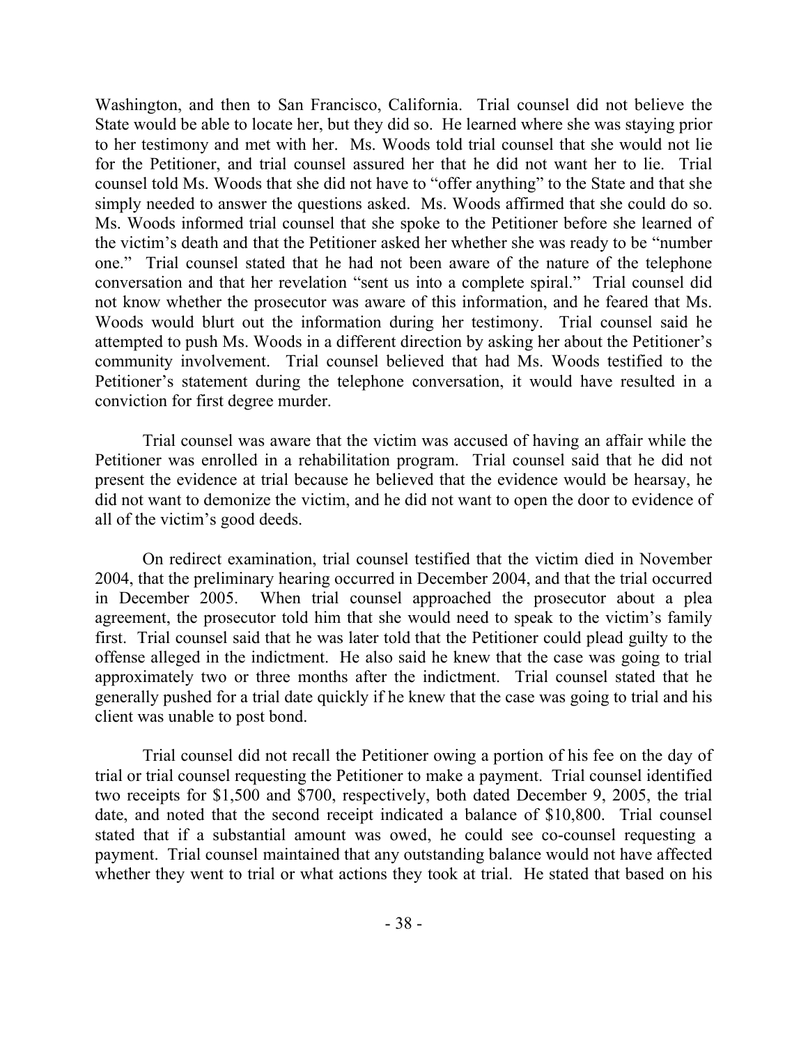Washington, and then to San Francisco, California. Trial counsel did not believe the State would be able to locate her, but they did so. He learned where she was staying prior to her testimony and met with her. Ms. Woods told trial counsel that she would not lie for the Petitioner, and trial counsel assured her that he did not want her to lie. Trial counsel told Ms. Woods that she did not have to "offer anything" to the State and that she simply needed to answer the questions asked. Ms. Woods affirmed that she could do so. Ms. Woods informed trial counsel that she spoke to the Petitioner before she learned of the victim's death and that the Petitioner asked her whether she was ready to be "number one." Trial counsel stated that he had not been aware of the nature of the telephone conversation and that her revelation "sent us into a complete spiral." Trial counsel did not know whether the prosecutor was aware of this information, and he feared that Ms. Woods would blurt out the information during her testimony. Trial counsel said he attempted to push Ms. Woods in a different direction by asking her about the Petitioner's community involvement. Trial counsel believed that had Ms. Woods testified to the Petitioner's statement during the telephone conversation, it would have resulted in a conviction for first degree murder.

Trial counsel was aware that the victim was accused of having an affair while the Petitioner was enrolled in a rehabilitation program. Trial counsel said that he did not present the evidence at trial because he believed that the evidence would be hearsay, he did not want to demonize the victim, and he did not want to open the door to evidence of all of the victim's good deeds.

On redirect examination, trial counsel testified that the victim died in November 2004, that the preliminary hearing occurred in December 2004, and that the trial occurred in December 2005. When trial counsel approached the prosecutor about a plea agreement, the prosecutor told him that she would need to speak to the victim's family first. Trial counsel said that he was later told that the Petitioner could plead guilty to the offense alleged in the indictment. He also said he knew that the case was going to trial approximately two or three months after the indictment. Trial counsel stated that he generally pushed for a trial date quickly if he knew that the case was going to trial and his client was unable to post bond.

Trial counsel did not recall the Petitioner owing a portion of his fee on the day of trial or trial counsel requesting the Petitioner to make a payment. Trial counsel identified two receipts for $1,500 and $700, respectively, both dated December 9, 2005, the trial date, and noted that the second receipt indicated a balance of $10,800. Trial counsel stated that if a substantial amount was owed, he could see co-counsel requesting a payment. Trial counsel maintained that any outstanding balance would not have affected whether they went to trial or what actions they took at trial. He stated that based on his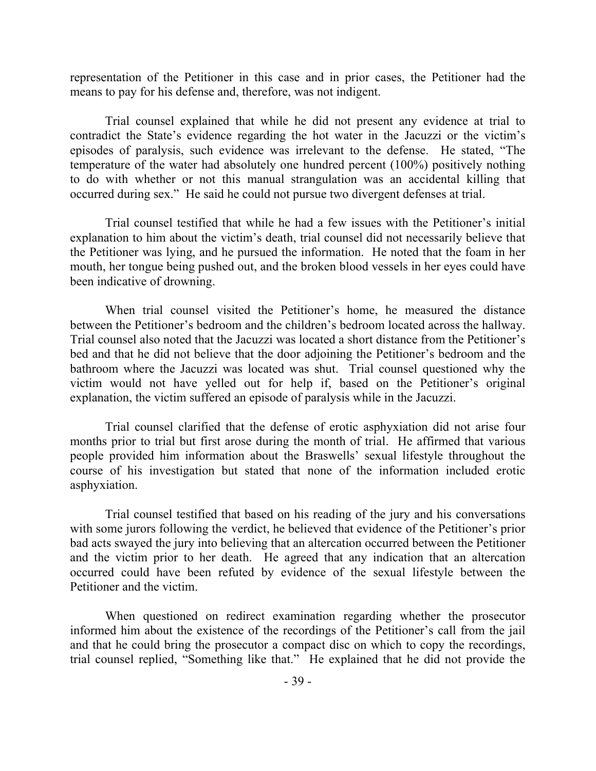representation of the Petitioner in this case and in prior cases, the Petitioner had the means to pay for his defense and, therefore, was not indigent.

Trial counsel explained that while he did not present any evidence at trial to contradict the State's evidence regarding the hot water in the Jacuzzi or the victim's episodes of paralysis, such evidence was irrelevant to the defense. He stated, "The temperature of the water had absolutely one hundred percent (100%) positively nothing to do with whether or not this manual strangulation was an accidental killing that occurred during sex." He said he could not pursue two divergent defenses at trial.

Trial counsel testified that while he had a few issues with the Petitioner's initial explanation to him about the victim's death, trial counsel did not necessarily believe that the Petitioner was lying, and he pursued the information. He noted that the foam in her mouth, her tongue being pushed out, and the broken blood vessels in her eyes could have been indicative of drowning.

When trial counsel visited the Petitioner's home, he measured the distance between the Petitioner's bedroom and the children's bedroom located across the hallway. Trial counsel also noted that the Jacuzzi was located a short distance from the Petitioner's bed and that he did not believe that the door adjoining the Petitioner's bedroom and the bathroom where the Jacuzzi was located was shut. Trial counsel questioned why the victim would not have yelled out for help if, based on the Petitioner's original explanation, the victim suffered an episode of paralysis while in the Jacuzzi.

Trial counsel clarified that the defense of erotic asphyxiation did not arise four months prior to trial but first arose during the month of trial. He affirmed that various people provided him information about the Braswells' sexual lifestyle throughout the course of his investigation but stated that none of the information included erotic asphyxiation.

Trial counsel testified that based on his reading of the jury and his conversations with some jurors following the verdict, he believed that evidence of the Petitioner's prior bad acts swayed the jury into believing that an altercation occurred between the Petitioner and the victim prior to her death. He agreed that any indication that an altercation occurred could have been refuted by evidence of the sexual lifestyle between the Petitioner and the victim.

When questioned on redirect examination regarding whether the prosecutor informed him about the existence of the recordings of the Petitioner's call from the jail and that he could bring the prosecutor a compact disc on which to copy the recordings, trial counsel replied, "Something like that." He explained that he did not provide the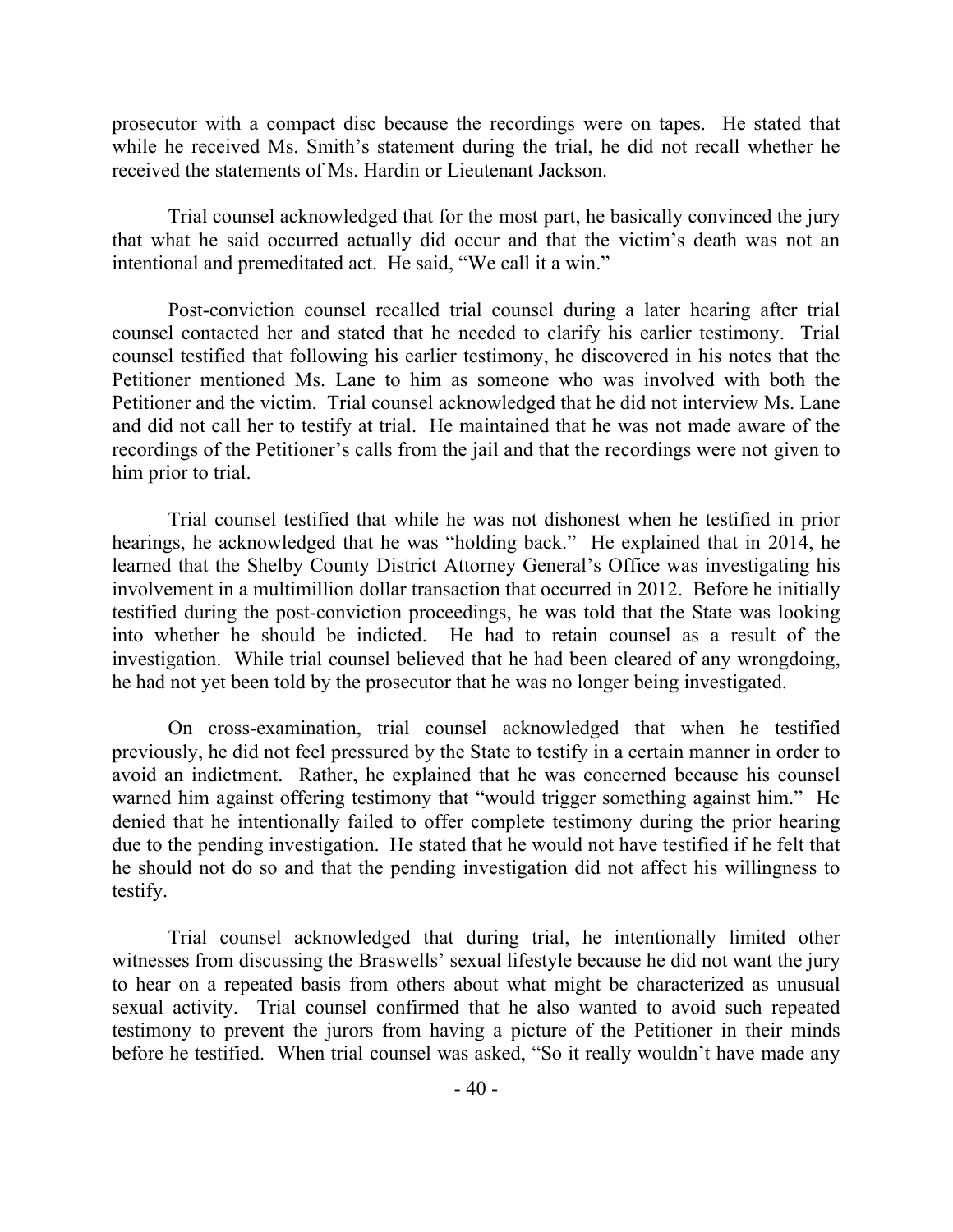prosecutor with a compact disc because the recordings were on tapes. He stated that while he received Ms. Smith's statement during the trial, he did not recall whether he received the statements of Ms. Hardin or Lieutenant Jackson.

Trial counsel acknowledged that for the most part, he basically convinced the jury that what he said occurred actually did occur and that the victim's death was not an intentional and premeditated act. He said, "We call it a win."

Post-conviction counsel recalled trial counsel during a later hearing after trial counsel contacted her and stated that he needed to clarify his earlier testimony. Trial counsel testified that following his earlier testimony, he discovered in his notes that the Petitioner mentioned Ms. Lane to him as someone who was involved with both the Petitioner and the victim. Trial counsel acknowledged that he did not interview Ms. Lane and did not call her to testify at trial. He maintained that he was not made aware of the recordings of the Petitioner's calls from the jail and that the recordings were not given to him prior to trial.

Trial counsel testified that while he was not dishonest when he testified in prior hearings, he acknowledged that he was "holding back." He explained that in 2014, he learned that the Shelby County District Attorney General's Office was investigating his involvement in a multimillion dollar transaction that occurred in 2012. Before he initially testified during the post-conviction proceedings, he was told that the State was looking into whether he should be indicted. He had to retain counsel as a result of the investigation. While trial counsel believed that he had been cleared of any wrongdoing, he had not yet been told by the prosecutor that he was no longer being investigated.

On cross-examination, trial counsel acknowledged that when he testified previously, he did not feel pressured by the State to testify in a certain manner in order to avoid an indictment. Rather, he explained that he was concerned because his counsel warned him against offering testimony that "would trigger something against him." He denied that he intentionally failed to offer complete testimony during the prior hearing due to the pending investigation. He stated that he would not have testified if he felt that he should not do so and that the pending investigation did not affect his willingness to testify.

Trial counsel acknowledged that during trial, he intentionally limited other witnesses from discussing the Braswells' sexual lifestyle because he did not want the jury to hear on a repeated basis from others about what might be characterized as unusual sexual activity. Trial counsel confirmed that he also wanted to avoid such repeated testimony to prevent the jurors from having a picture of the Petitioner in their minds before he testified. When trial counsel was asked, "So it really wouldn't have made any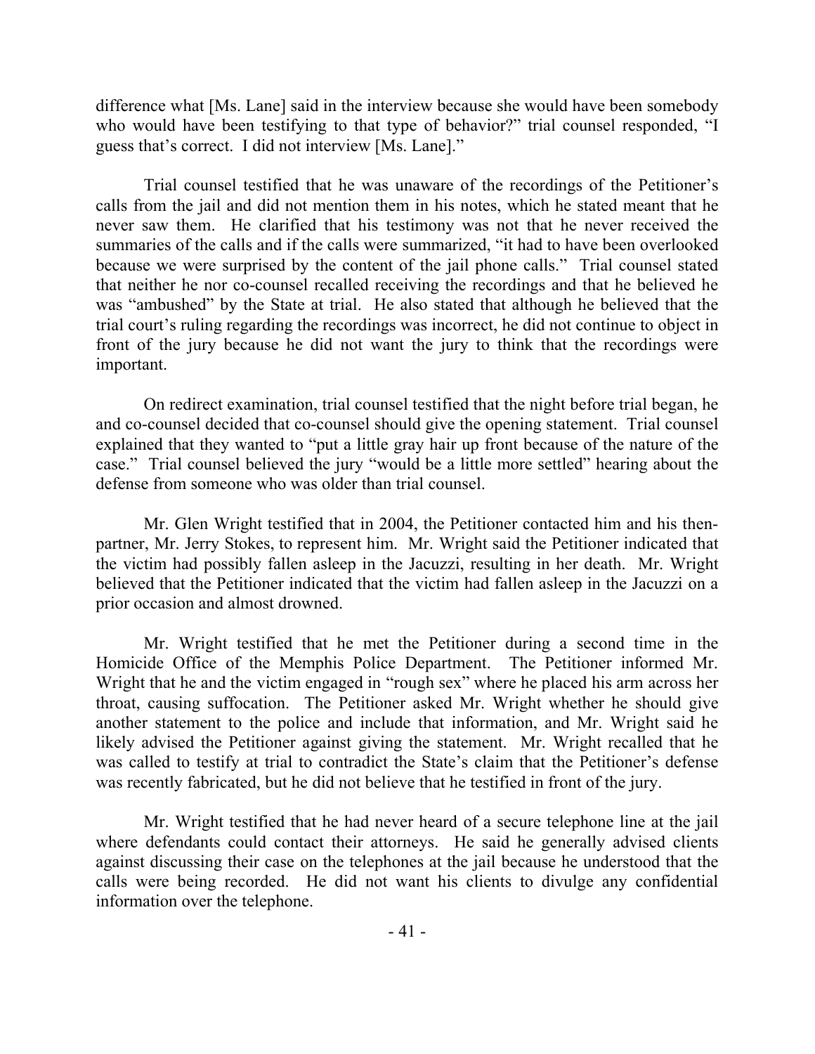difference what [Ms. Lane] said in the interview because she would have been somebody who would have been testifying to that type of behavior?" trial counsel responded, "I guess that's correct. I did not interview [Ms. Lane]."

Trial counsel testified that he was unaware of the recordings of the Petitioner's calls from the jail and did not mention them in his notes, which he stated meant that he never saw them. He clarified that his testimony was not that he never received the summaries of the calls and if the calls were summarized, "it had to have been overlooked because we were surprised by the content of the jail phone calls." Trial counsel stated that neither he nor co-counsel recalled receiving the recordings and that he believed he was "ambushed" by the State at trial. He also stated that although he believed that the trial court's ruling regarding the recordings was incorrect, he did not continue to object in front of the jury because he did not want the jury to think that the recordings were important.

On redirect examination, trial counsel testified that the night before trial began, he and co-counsel decided that co-counsel should give the opening statement. Trial counsel explained that they wanted to "put a little gray hair up front because of the nature of the case." Trial counsel believed the jury "would be a little more settled" hearing about the defense from someone who was older than trial counsel.

Mr. Glen Wright testified that in 2004, the Petitioner contacted him and his then-partner, Mr. Jerry Stokes, to represent him. Mr. Wright said the Petitioner indicated that the victim had possibly fallen asleep in the Jacuzzi, resulting in her death. Mr. Wright believed that the Petitioner indicated that the victim had fallen asleep in the Jacuzzi on a prior occasion and almost drowned.

Mr. Wright testified that he met the Petitioner during a second time in the Homicide Office of the Memphis Police Department. The Petitioner informed Mr. Wright that he and the victim engaged in "rough sex" where he placed his arm across her throat, causing suffocation. The Petitioner asked Mr. Wright whether he should give another statement to the police and include that information, and Mr. Wright said he likely advised the Petitioner against giving the statement. Mr. Wright recalled that he was called to testify at trial to contradict the State's claim that the Petitioner's defense was recently fabricated, but he did not believe that he testified in front of the jury.

Mr. Wright testified that he had never heard of a secure telephone line at the jail where defendants could contact their attorneys. He said he generally advised clients against discussing their case on the telephones at the jail because he understood that the calls were being recorded. He did not want his clients to divulge any confidential information over the telephone.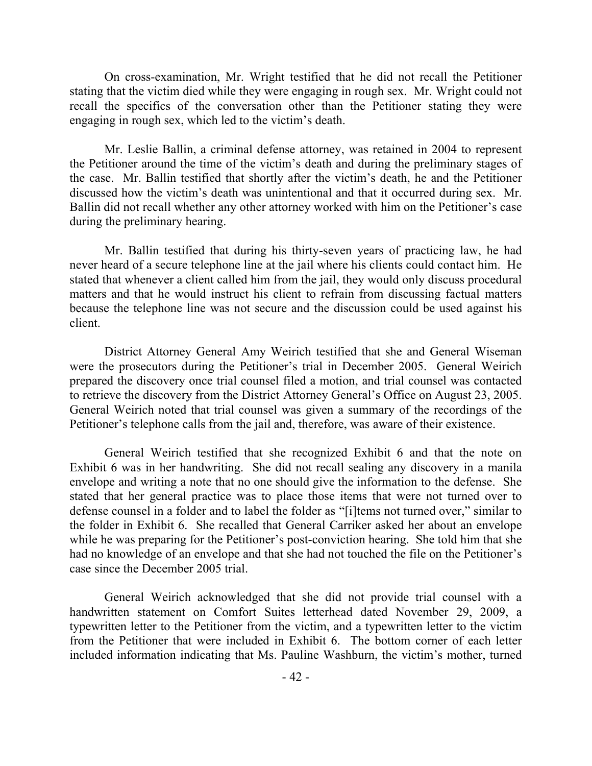On cross-examination, Mr. Wright testified that he did not recall the Petitioner stating that the victim died while they were engaging in rough sex. Mr. Wright could not recall the specifics of the conversation other than the Petitioner stating they were engaging in rough sex, which led to the victim's death.

Mr. Leslie Ballin, a criminal defense attorney, was retained in 2004 to represent the Petitioner around the time of the victim's death and during the preliminary stages of the case. Mr. Ballin testified that shortly after the victim's death, he and the Petitioner discussed how the victim's death was unintentional and that it occurred during sex. Mr. Ballin did not recall whether any other attorney worked with him on the Petitioner's case during the preliminary hearing.

Mr. Ballin testified that during his thirty-seven years of practicing law, he had never heard of a secure telephone line at the jail where his clients could contact him. He stated that whenever a client called him from the jail, they would only discuss procedural matters and that he would instruct his client to refrain from discussing factual matters because the telephone line was not secure and the discussion could be used against his client.

District Attorney General Amy Weirich testified that she and General Wiseman were the prosecutors during the Petitioner's trial in December 2005. General Weirich prepared the discovery once trial counsel filed a motion, and trial counsel was contacted to retrieve the discovery from the District Attorney General's Office on August 23, 2005. General Weirich noted that trial counsel was given a summary of the recordings of the Petitioner's telephone calls from the jail and, therefore, was aware of their existence.

General Weirich testified that she recognized Exhibit 6 and that the note on Exhibit 6 was in her handwriting. She did not recall sealing any discovery in a manila envelope and writing a note that no one should give the information to the defense. She stated that her general practice was to place those items that were not turned over to defense counsel in a folder and to label the folder as "[i]tems not turned over," similar to the folder in Exhibit 6. She recalled that General Carriker asked her about an envelope while he was preparing for the Petitioner's post-conviction hearing. She told him that she had no knowledge of an envelope and that she had not touched the file on the Petitioner's case since the December 2005 trial.

General Weirich acknowledged that she did not provide trial counsel with a handwritten statement on Comfort Suites letterhead dated November 29, 2009, a typewritten letter to the Petitioner from the victim, and a typewritten letter to the victim from the Petitioner that were included in Exhibit 6. The bottom corner of each letter included information indicating that Ms. Pauline Washburn, the victim's mother, turned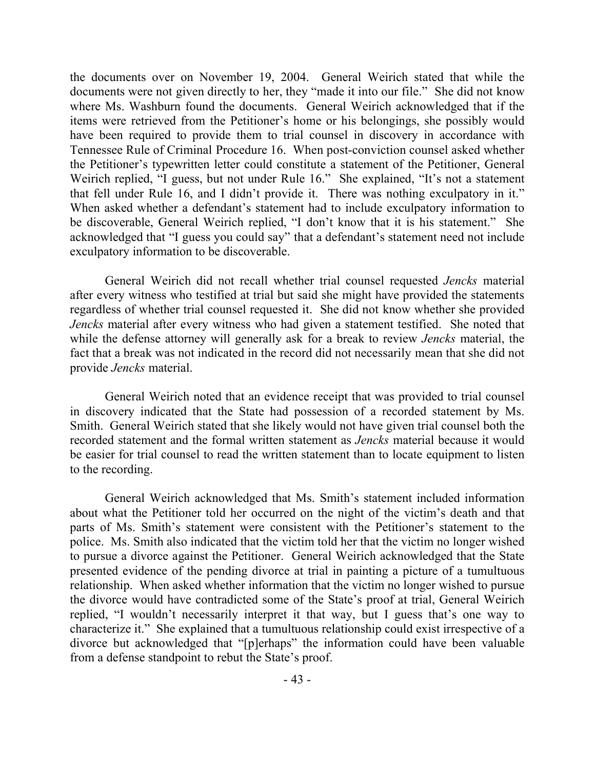the documents over on November 19, 2004. General Weirich stated that while the documents were not given directly to her, they "made it into our file." She did not know where Ms. Washburn found the documents. General Weirich acknowledged that if the items were retrieved from the Petitioner's home or his belongings, she possibly would have been required to provide them to trial counsel in discovery in accordance with Tennessee Rule of Criminal Procedure 16. When post-conviction counsel asked whether the Petitioner's typewritten letter could constitute a statement of the Petitioner, General Weirich replied, "I guess, but not under Rule 16." She explained, "It's not a statement that fell under Rule 16, and I didn't provide it. There was nothing exculpatory in it." When asked whether a defendant's statement had to include exculpatory information to be discoverable, General Weirich replied, "I don't know that it is his statement." She acknowledged that "I guess you could say" that a defendant's statement need not include exculpatory information to be discoverable.

General Weirich did not recall whether trial counsel requested *Jencks* material after every witness who testified at trial but said she might have provided the statements regardless of whether trial counsel requested it. She did not know whether she provided *Jencks* material after every witness who had given a statement testified. She noted that while the defense attorney will generally ask for a break to review *Jencks* material, the fact that a break was not indicated in the record did not necessarily mean that she did not provide *Jencks* material.

General Weirich noted that an evidence receipt that was provided to trial counsel in discovery indicated that the State had possession of a recorded statement by Ms. Smith. General Weirich stated that she likely would not have given trial counsel both the recorded statement and the formal written statement as *Jencks* material because it would be easier for trial counsel to read the written statement than to locate equipment to listen to the recording.

General Weirich acknowledged that Ms. Smith's statement included information about what the Petitioner told her occurred on the night of the victim's death and that parts of Ms. Smith's statement were consistent with the Petitioner's statement to the police. Ms. Smith also indicated that the victim told her that the victim no longer wished to pursue a divorce against the Petitioner. General Weirich acknowledged that the State presented evidence of the pending divorce at trial in painting a picture of a tumultuous relationship. When asked whether information that the victim no longer wished to pursue the divorce would have contradicted some of the State's proof at trial, General Weirich replied, "I wouldn't necessarily interpret it that way, but I guess that's one way to characterize it." She explained that a tumultuous relationship could exist irrespective of a divorce but acknowledged that "[p]erhaps" the information could have been valuable from a defense standpoint to rebut the State's proof.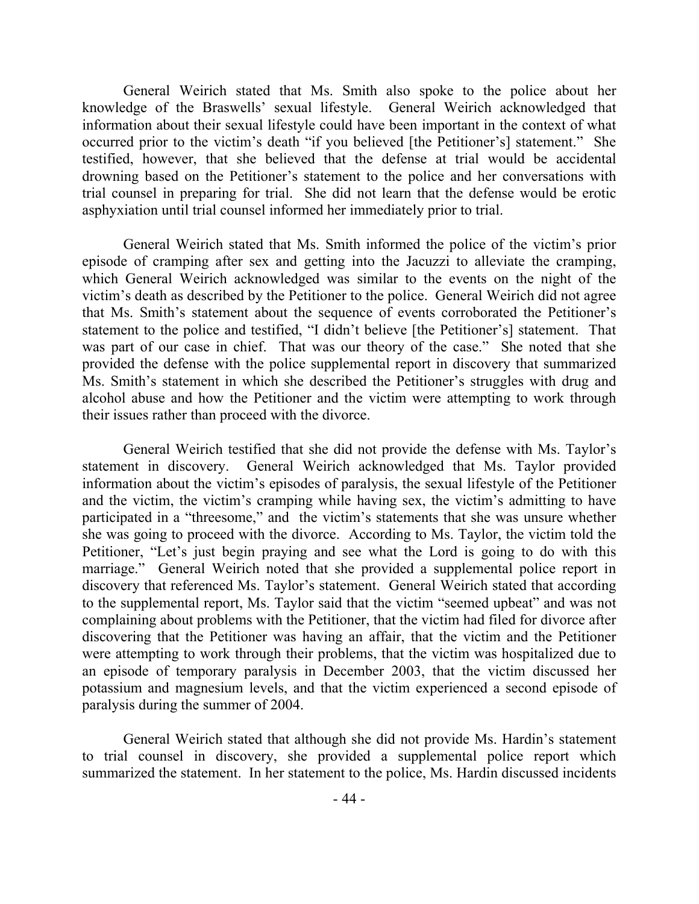General Weirich stated that Ms. Smith also spoke to the police about her knowledge of the Braswells' sexual lifestyle. General Weirich acknowledged that information about their sexual lifestyle could have been important in the context of what occurred prior to the victim's death "if you believed [the Petitioner's] statement." She testified, however, that she believed that the defense at trial would be accidental drowning based on the Petitioner's statement to the police and her conversations with trial counsel in preparing for trial. She did not learn that the defense would be erotic asphyxiation until trial counsel informed her immediately prior to trial.

General Weirich stated that Ms. Smith informed the police of the victim's prior episode of cramping after sex and getting into the Jacuzzi to alleviate the cramping, which General Weirich acknowledged was similar to the events on the night of the victim's death as described by the Petitioner to the police. General Weirich did not agree that Ms. Smith's statement about the sequence of events corroborated the Petitioner's statement to the police and testified, "I didn't believe [the Petitioner's] statement. That was part of our case in chief. That was our theory of the case." She noted that she provided the defense with the police supplemental report in discovery that summarized Ms. Smith's statement in which she described the Petitioner's struggles with drug and alcohol abuse and how the Petitioner and the victim were attempting to work through their issues rather than proceed with the divorce.

General Weirich testified that she did not provide the defense with Ms. Taylor's statement in discovery. General Weirich acknowledged that Ms. Taylor provided information about the victim's episodes of paralysis, the sexual lifestyle of the Petitioner and the victim, the victim's cramping while having sex, the victim's admitting to have participated in a "threesome," and the victim's statements that she was unsure whether she was going to proceed with the divorce. According to Ms. Taylor, the victim told the Petitioner, "Let's just begin praying and see what the Lord is going to do with this marriage." General Weirich noted that she provided a supplemental police report in discovery that referenced Ms. Taylor's statement. General Weirich stated that according to the supplemental report, Ms. Taylor said that the victim "seemed upbeat" and was not complaining about problems with the Petitioner, that the victim had filed for divorce after discovering that the Petitioner was having an affair, that the victim and the Petitioner were attempting to work through their problems, that the victim was hospitalized due to an episode of temporary paralysis in December 2003, that the victim discussed her potassium and magnesium levels, and that the victim experienced a second episode of paralysis during the summer of 2004.

General Weirich stated that although she did not provide Ms. Hardin's statement to trial counsel in discovery, she provided a supplemental police report which summarized the statement. In her statement to the police, Ms. Hardin discussed incidents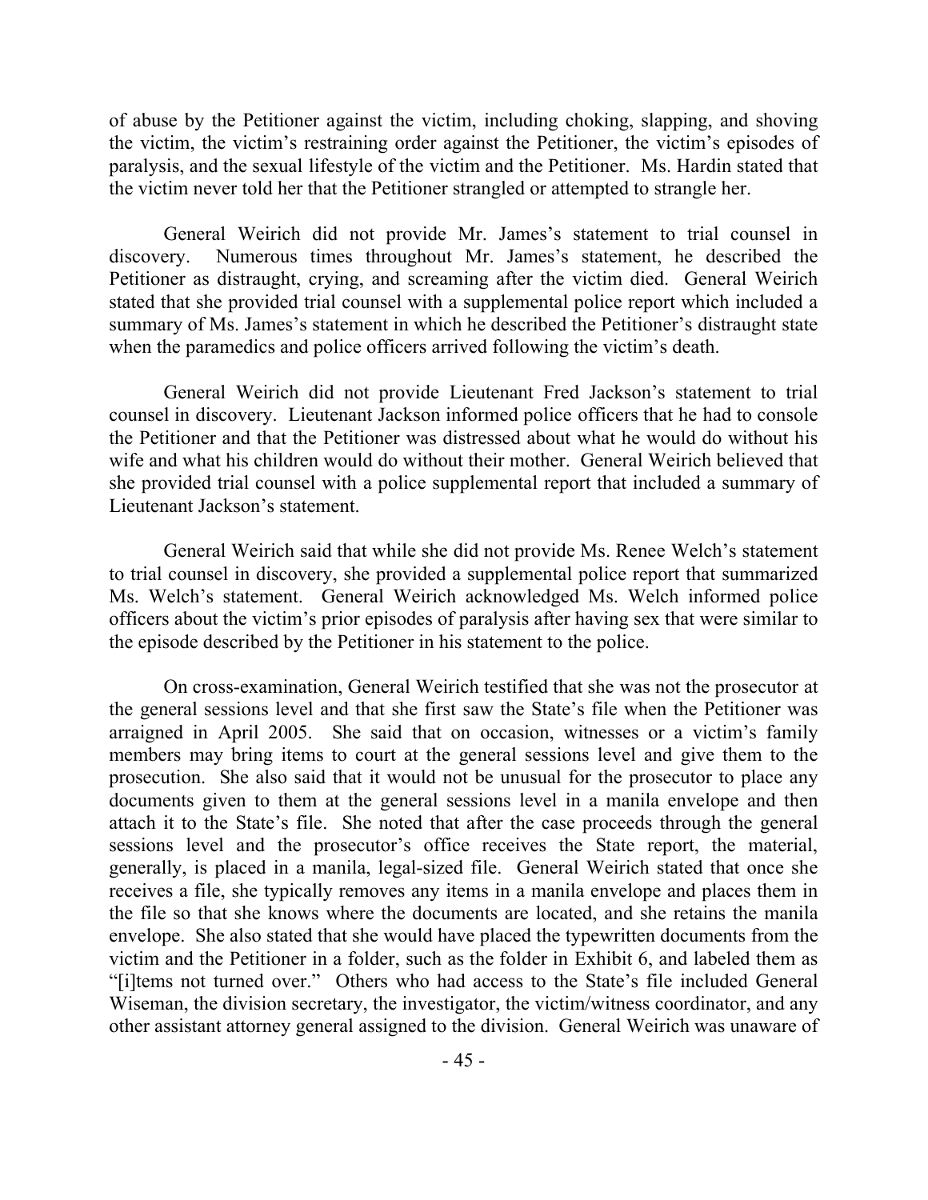of abuse by the Petitioner against the victim, including choking, slapping, and shoving the victim, the victim's restraining order against the Petitioner, the victim's episodes of paralysis, and the sexual lifestyle of the victim and the Petitioner. Ms. Hardin stated that the victim never told her that the Petitioner strangled or attempted to strangle her.

General Weirich did not provide Mr. James's statement to trial counsel in discovery. Numerous times throughout Mr. James's statement, he described the Petitioner as distraught, crying, and screaming after the victim died. General Weirich stated that she provided trial counsel with a supplemental police report which included a summary of Ms. James's statement in which he described the Petitioner's distraught state when the paramedics and police officers arrived following the victim's death.

General Weirich did not provide Lieutenant Fred Jackson's statement to trial counsel in discovery. Lieutenant Jackson informed police officers that he had to console the Petitioner and that the Petitioner was distressed about what he would do without his wife and what his children would do without their mother. General Weirich believed that she provided trial counsel with a police supplemental report that included a summary of Lieutenant Jackson's statement.

General Weirich said that while she did not provide Ms. Renee Welch's statement to trial counsel in discovery, she provided a supplemental police report that summarized Ms. Welch's statement. General Weirich acknowledged Ms. Welch informed police officers about the victim's prior episodes of paralysis after having sex that were similar to the episode described by the Petitioner in his statement to the police.

On cross-examination, General Weirich testified that she was not the prosecutor at the general sessions level and that she first saw the State's file when the Petitioner was arraigned in April 2005. She said that on occasion, witnesses or a victim's family members may bring items to court at the general sessions level and give them to the prosecution. She also said that it would not be unusual for the prosecutor to place any documents given to them at the general sessions level in a manila envelope and then attach it to the State's file. She noted that after the case proceeds through the general sessions level and the prosecutor's office receives the State report, the material, generally, is placed in a manila, legal-sized file. General Weirich stated that once she receives a file, she typically removes any items in a manila envelope and places them in the file so that she knows where the documents are located, and she retains the manila envelope. She also stated that she would have placed the typewritten documents from the victim and the Petitioner in a folder, such as the folder in Exhibit 6, and labeled them as "[i]tems not turned over." Others who had access to the State's file included General Wiseman, the division secretary, the investigator, the victim/witness coordinator, and any other assistant attorney general assigned to the division. General Weirich was unaware of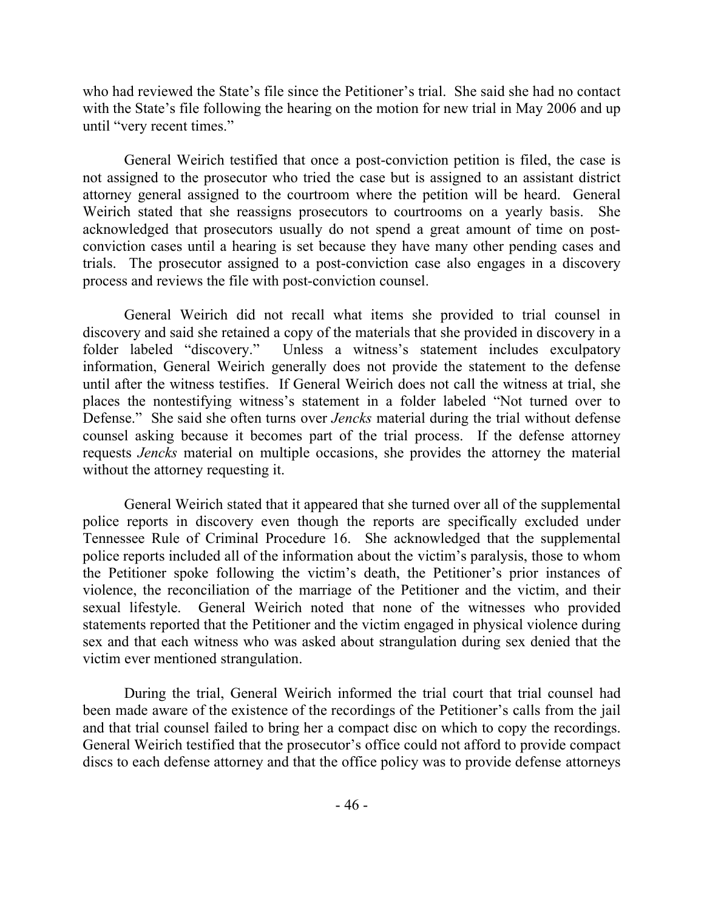who had reviewed the State's file since the Petitioner's trial. She said she had no contact with the State's file following the hearing on the motion for new trial in May 2006 and up until "very recent times."

General Weirich testified that once a post-conviction petition is filed, the case is not assigned to the prosecutor who tried the case but is assigned to an assistant district attorney general assigned to the courtroom where the petition will be heard. General Weirich stated that she reassigns prosecutors to courtrooms on a yearly basis. She acknowledged that prosecutors usually do not spend a great amount of time on post-conviction cases until a hearing is set because they have many other pending cases and trials. The prosecutor assigned to a post-conviction case also engages in a discovery process and reviews the file with post-conviction counsel.

General Weirich did not recall what items she provided to trial counsel in discovery and said she retained a copy of the materials that she provided in discovery in a folder labeled "discovery." Unless a witness's statement includes exculpatory information, General Weirich generally does not provide the statement to the defense until after the witness testifies. If General Weirich does not call the witness at trial, she places the nontestifying witness's statement in a folder labeled "Not turned over to Defense." She said she often turns over *Jencks* material during the trial without defense counsel asking because it becomes part of the trial process. If the defense attorney requests *Jencks* material on multiple occasions, she provides the attorney the material without the attorney requesting it.

General Weirich stated that it appeared that she turned over all of the supplemental police reports in discovery even though the reports are specifically excluded under Tennessee Rule of Criminal Procedure 16. She acknowledged that the supplemental police reports included all of the information about the victim's paralysis, those to whom the Petitioner spoke following the victim's death, the Petitioner's prior instances of violence, the reconciliation of the marriage of the Petitioner and the victim, and their sexual lifestyle. General Weirich noted that none of the witnesses who provided statements reported that the Petitioner and the victim engaged in physical violence during sex and that each witness who was asked about strangulation during sex denied that the victim ever mentioned strangulation.

During the trial, General Weirich informed the trial court that trial counsel had been made aware of the existence of the recordings of the Petitioner's calls from the jail and that trial counsel failed to bring her a compact disc on which to copy the recordings. General Weirich testified that the prosecutor's office could not afford to provide compact discs to each defense attorney and that the office policy was to provide defense attorneys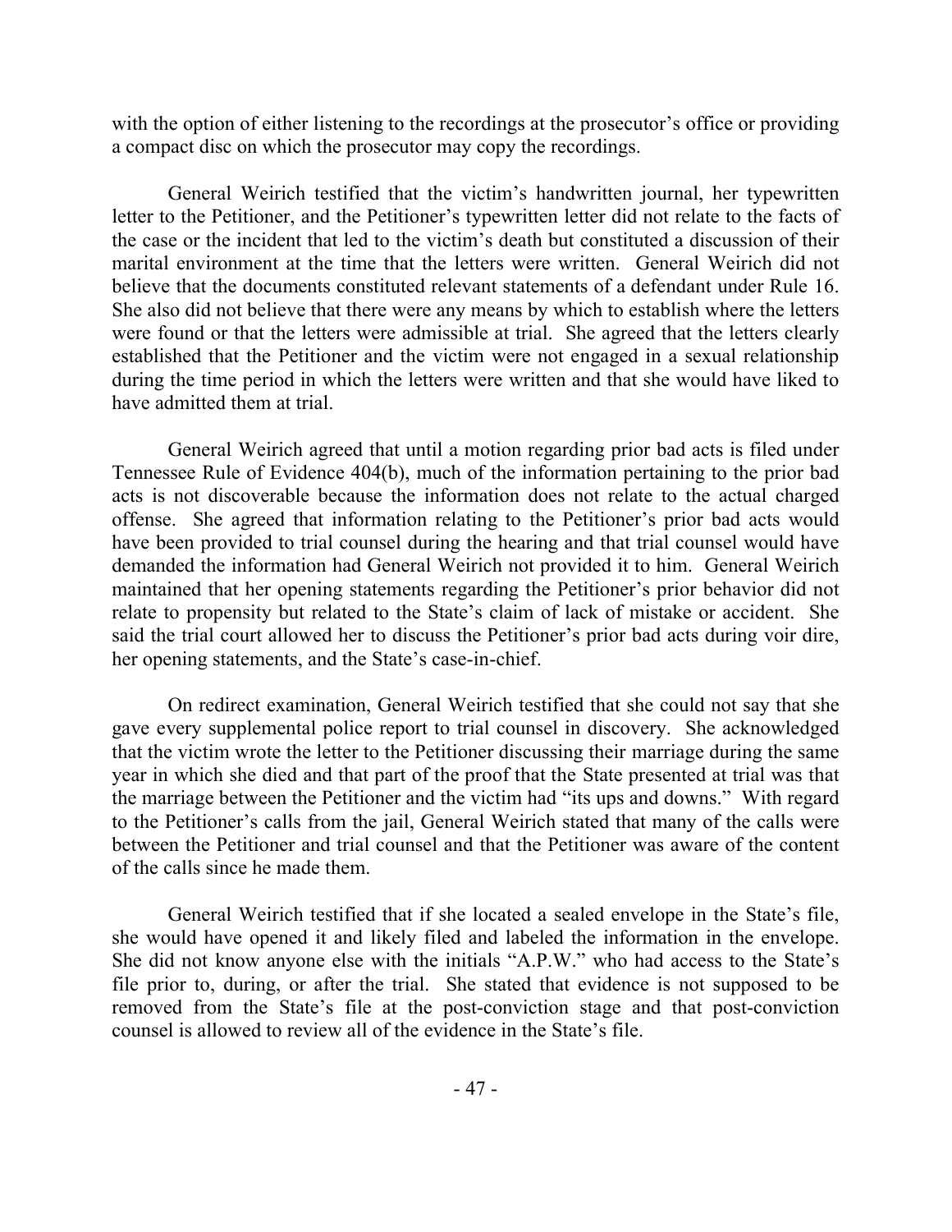with the option of either listening to the recordings at the prosecutor's office or providing a compact disc on which the prosecutor may copy the recordings.

General Weirich testified that the victim's handwritten journal, her typewritten letter to the Petitioner, and the Petitioner's typewritten letter did not relate to the facts of the case or the incident that led to the victim's death but constituted a discussion of their marital environment at the time that the letters were written. General Weirich did not believe that the documents constituted relevant statements of a defendant under Rule 16. She also did not believe that there were any means by which to establish where the letters were found or that the letters were admissible at trial. She agreed that the letters clearly established that the Petitioner and the victim were not engaged in a sexual relationship during the time period in which the letters were written and that she would have liked to have admitted them at trial.

General Weirich agreed that until a motion regarding prior bad acts is filed under Tennessee Rule of Evidence 404(b), much of the information pertaining to the prior bad acts is not discoverable because the information does not relate to the actual charged offense. She agreed that information relating to the Petitioner's prior bad acts would have been provided to trial counsel during the hearing and that trial counsel would have demanded the information had General Weirich not provided it to him. General Weirich maintained that her opening statements regarding the Petitioner's prior behavior did not relate to propensity but related to the State's claim of lack of mistake or accident. She said the trial court allowed her to discuss the Petitioner's prior bad acts during voir dire, her opening statements, and the State's case-in-chief.

On redirect examination, General Weirich testified that she could not say that she gave every supplemental police report to trial counsel in discovery. She acknowledged that the victim wrote the letter to the Petitioner discussing their marriage during the same year in which she died and that part of the proof that the State presented at trial was that the marriage between the Petitioner and the victim had "its ups and downs." With regard to the Petitioner's calls from the jail, General Weirich stated that many of the calls were between the Petitioner and trial counsel and that the Petitioner was aware of the content of the calls since he made them.

General Weirich testified that if she located a sealed envelope in the State's file, she would have opened it and likely filed and labeled the information in the envelope. She did not know anyone else with the initials "A.P.W." who had access to the State's file prior to, during, or after the trial. She stated that evidence is not supposed to be removed from the State's file at the post-conviction stage and that post-conviction counsel is allowed to review all of the evidence in the State's file.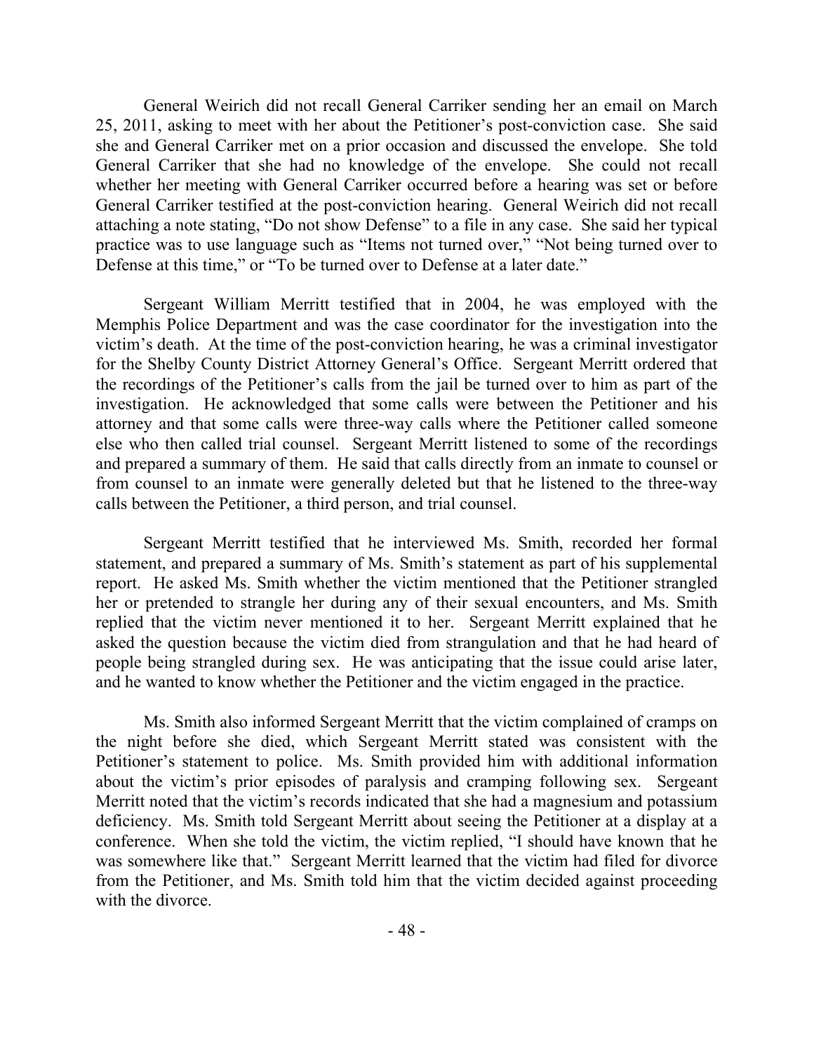General Weirich did not recall General Carriker sending her an email on March 25, 2011, asking to meet with her about the Petitioner's post-conviction case. She said she and General Carriker met on a prior occasion and discussed the envelope. She told General Carriker that she had no knowledge of the envelope. She could not recall whether her meeting with General Carriker occurred before a hearing was set or before General Carriker testified at the post-conviction hearing. General Weirich did not recall attaching a note stating, "Do not show Defense" to a file in any case. She said her typical practice was to use language such as "Items not turned over," "Not being turned over to Defense at this time," or "To be turned over to Defense at a later date."

Sergeant William Merritt testified that in 2004, he was employed with the Memphis Police Department and was the case coordinator for the investigation into the victim's death. At the time of the post-conviction hearing, he was a criminal investigator for the Shelby County District Attorney General's Office. Sergeant Merritt ordered that the recordings of the Petitioner's calls from the jail be turned over to him as part of the investigation. He acknowledged that some calls were between the Petitioner and his attorney and that some calls were three-way calls where the Petitioner called someone else who then called trial counsel. Sergeant Merritt listened to some of the recordings and prepared a summary of them. He said that calls directly from an inmate to counsel or from counsel to an inmate were generally deleted but that he listened to the three-way calls between the Petitioner, a third person, and trial counsel.

Sergeant Merritt testified that he interviewed Ms. Smith, recorded her formal statement, and prepared a summary of Ms. Smith's statement as part of his supplemental report. He asked Ms. Smith whether the victim mentioned that the Petitioner strangled her or pretended to strangle her during any of their sexual encounters, and Ms. Smith replied that the victim never mentioned it to her. Sergeant Merritt explained that he asked the question because the victim died from strangulation and that he had heard of people being strangled during sex. He was anticipating that the issue could arise later, and he wanted to know whether the Petitioner and the victim engaged in the practice.

Ms. Smith also informed Sergeant Merritt that the victim complained of cramps on the night before she died, which Sergeant Merritt stated was consistent with the Petitioner's statement to police. Ms. Smith provided him with additional information about the victim's prior episodes of paralysis and cramping following sex. Sergeant Merritt noted that the victim's records indicated that she had a magnesium and potassium deficiency. Ms. Smith told Sergeant Merritt about seeing the Petitioner at a display at a conference. When she told the victim, the victim replied, "I should have known that he was somewhere like that." Sergeant Merritt learned that the victim had filed for divorce from the Petitioner, and Ms. Smith told him that the victim decided against proceeding with the divorce.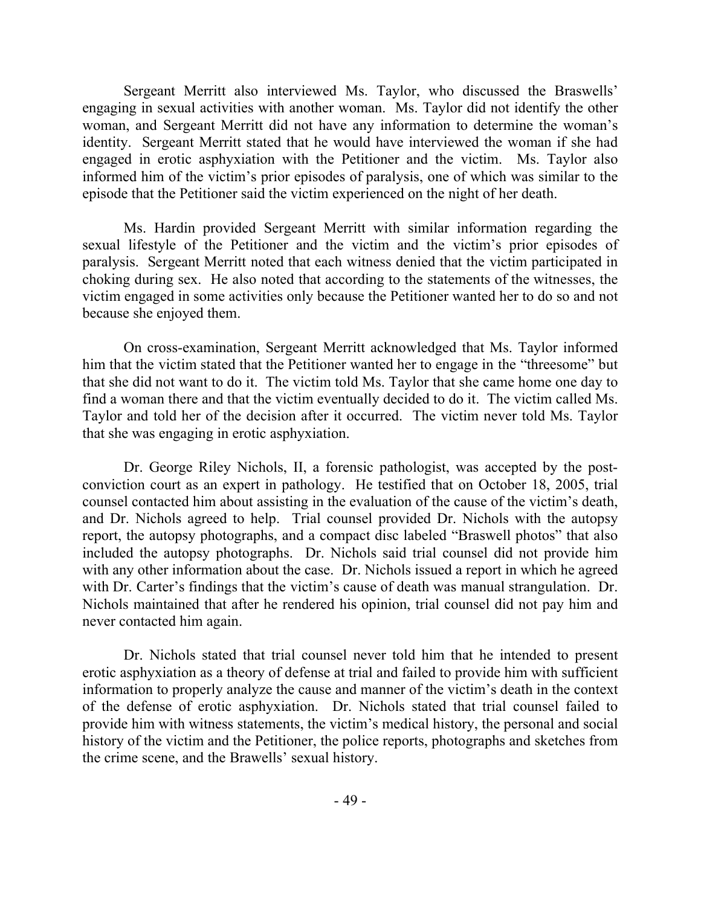Sergeant Merritt also interviewed Ms. Taylor, who discussed the Braswells' engaging in sexual activities with another woman. Ms. Taylor did not identify the other woman, and Sergeant Merritt did not have any information to determine the woman's identity. Sergeant Merritt stated that he would have interviewed the woman if she had engaged in erotic asphyxiation with the Petitioner and the victim. Ms. Taylor also informed him of the victim's prior episodes of paralysis, one of which was similar to the episode that the Petitioner said the victim experienced on the night of her death.

Ms. Hardin provided Sergeant Merritt with similar information regarding the sexual lifestyle of the Petitioner and the victim and the victim's prior episodes of paralysis. Sergeant Merritt noted that each witness denied that the victim participated in choking during sex. He also noted that according to the statements of the witnesses, the victim engaged in some activities only because the Petitioner wanted her to do so and not because she enjoyed them.

On cross-examination, Sergeant Merritt acknowledged that Ms. Taylor informed him that the victim stated that the Petitioner wanted her to engage in the "threesome" but that she did not want to do it. The victim told Ms. Taylor that she came home one day to find a woman there and that the victim eventually decided to do it. The victim called Ms. Taylor and told her of the decision after it occurred. The victim never told Ms. Taylor that she was engaging in erotic asphyxiation.

Dr. George Riley Nichols, II, a forensic pathologist, was accepted by the post-conviction court as an expert in pathology. He testified that on October 18, 2005, trial counsel contacted him about assisting in the evaluation of the cause of the victim's death, and Dr. Nichols agreed to help. Trial counsel provided Dr. Nichols with the autopsy report, the autopsy photographs, and a compact disc labeled "Braswell photos" that also included the autopsy photographs. Dr. Nichols said trial counsel did not provide him with any other information about the case. Dr. Nichols issued a report in which he agreed with Dr. Carter's findings that the victim's cause of death was manual strangulation. Dr. Nichols maintained that after he rendered his opinion, trial counsel did not pay him and never contacted him again.

Dr. Nichols stated that trial counsel never told him that he intended to present erotic asphyxiation as a theory of defense at trial and failed to provide him with sufficient information to properly analyze the cause and manner of the victim's death in the context of the defense of erotic asphyxiation. Dr. Nichols stated that trial counsel failed to provide him with witness statements, the victim's medical history, the personal and social history of the victim and the Petitioner, the police reports, photographs and sketches from the crime scene, and the Brawells' sexual history.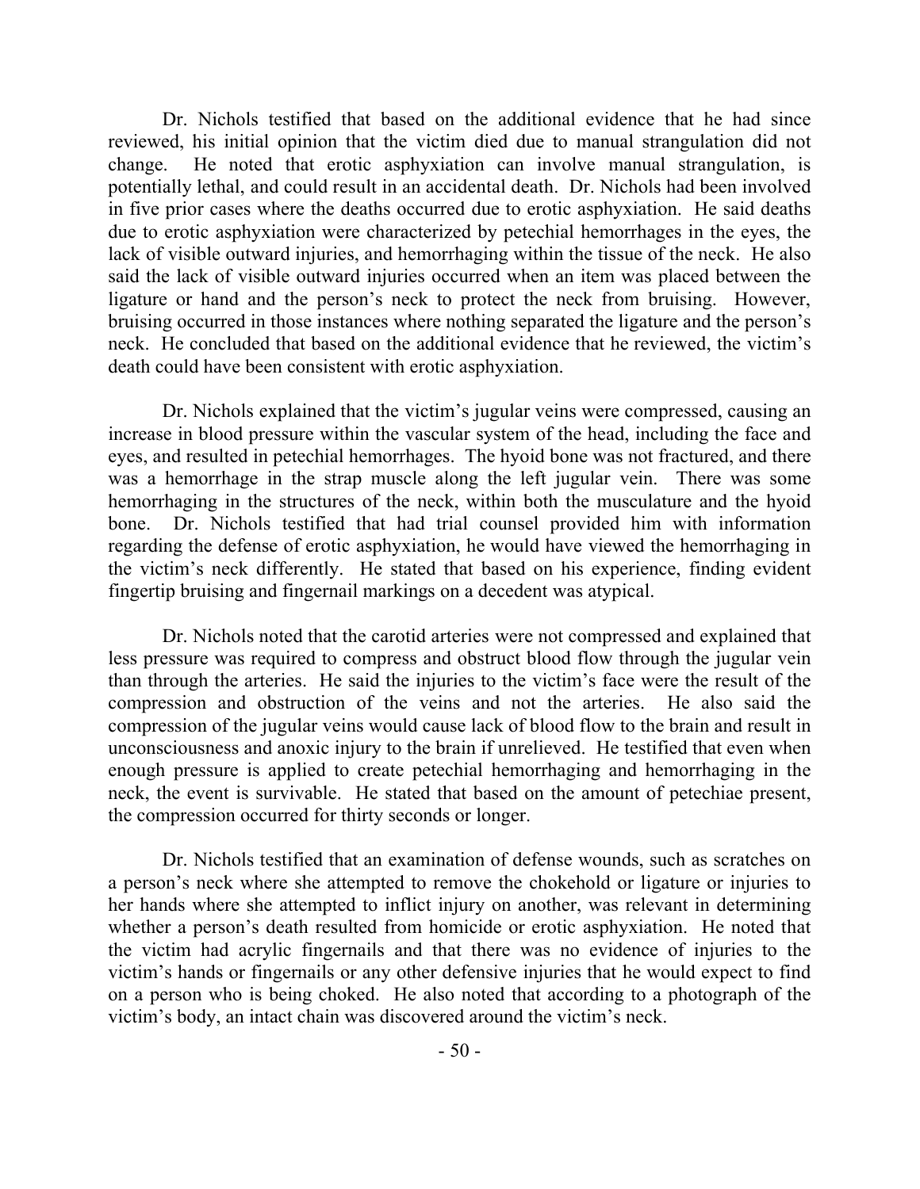Dr. Nichols testified that based on the additional evidence that he had since reviewed, his initial opinion that the victim died due to manual strangulation did not change. He noted that erotic asphyxiation can involve manual strangulation, is potentially lethal, and could result in an accidental death. Dr. Nichols had been involved in five prior cases where the deaths occurred due to erotic asphyxiation. He said deaths due to erotic asphyxiation were characterized by petechial hemorrhages in the eyes, the lack of visible outward injuries, and hemorrhaging within the tissue of the neck. He also said the lack of visible outward injuries occurred when an item was placed between the ligature or hand and the person's neck to protect the neck from bruising. However, bruising occurred in those instances where nothing separated the ligature and the person's neck. He concluded that based on the additional evidence that he reviewed, the victim's death could have been consistent with erotic asphyxiation.

Dr. Nichols explained that the victim's jugular veins were compressed, causing an increase in blood pressure within the vascular system of the head, including the face and eyes, and resulted in petechial hemorrhages. The hyoid bone was not fractured, and there was a hemorrhage in the strap muscle along the left jugular vein. There was some hemorrhaging in the structures of the neck, within both the musculature and the hyoid bone. Dr. Nichols testified that had trial counsel provided him with information regarding the defense of erotic asphyxiation, he would have viewed the hemorrhaging in the victim's neck differently. He stated that based on his experience, finding evident fingertip bruising and fingernail markings on a decedent was atypical.

Dr. Nichols noted that the carotid arteries were not compressed and explained that less pressure was required to compress and obstruct blood flow through the jugular vein than through the arteries. He said the injuries to the victim's face were the result of the compression and obstruction of the veins and not the arteries. He also said the compression of the jugular veins would cause lack of blood flow to the brain and result in unconsciousness and anoxic injury to the brain if unrelieved. He testified that even when enough pressure is applied to create petechial hemorrhaging and hemorrhaging in the neck, the event is survivable. He stated that based on the amount of petechiae present, the compression occurred for thirty seconds or longer.

Dr. Nichols testified that an examination of defense wounds, such as scratches on a person's neck where she attempted to remove the chokehold or ligature or injuries to her hands where she attempted to inflict injury on another, was relevant in determining whether a person's death resulted from homicide or erotic asphyxiation. He noted that the victim had acrylic fingernails and that there was no evidence of injuries to the victim's hands or fingernails or any other defensive injuries that he would expect to find on a person who is being choked. He also noted that according to a photograph of the victim's body, an intact chain was discovered around the victim's neck.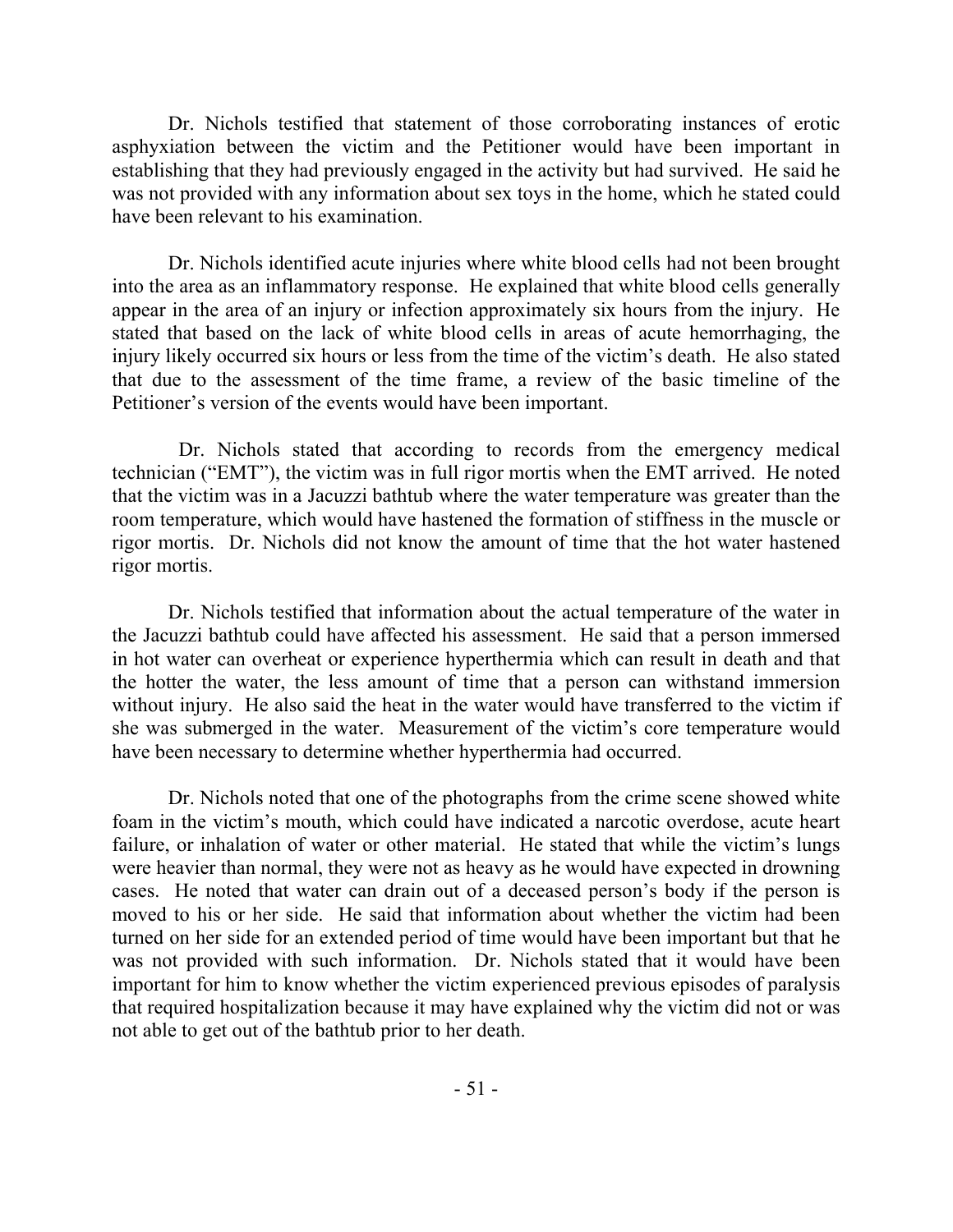Dr. Nichols testified that statement of those corroborating instances of erotic asphyxiation between the victim and the Petitioner would have been important in establishing that they had previously engaged in the activity but had survived. He said he was not provided with any information about sex toys in the home, which he stated could have been relevant to his examination.

Dr. Nichols identified acute injuries where white blood cells had not been brought into the area as an inflammatory response. He explained that white blood cells generally appear in the area of an injury or infection approximately six hours from the injury. He stated that based on the lack of white blood cells in areas of acute hemorrhaging, the injury likely occurred six hours or less from the time of the victim's death. He also stated that due to the assessment of the time frame, a review of the basic timeline of the Petitioner's version of the events would have been important.

Dr. Nichols stated that according to records from the emergency medical technician ("EMT"), the victim was in full rigor mortis when the EMT arrived. He noted that the victim was in a Jacuzzi bathtub where the water temperature was greater than the room temperature, which would have hastened the formation of stiffness in the muscle or rigor mortis. Dr. Nichols did not know the amount of time that the hot water hastened rigor mortis.

Dr. Nichols testified that information about the actual temperature of the water in the Jacuzzi bathtub could have affected his assessment. He said that a person immersed in hot water can overheat or experience hyperthermia which can result in death and that the hotter the water, the less amount of time that a person can withstand immersion without injury. He also said the heat in the water would have transferred to the victim if she was submerged in the water. Measurement of the victim's core temperature would have been necessary to determine whether hyperthermia had occurred.

Dr. Nichols noted that one of the photographs from the crime scene showed white foam in the victim's mouth, which could have indicated a narcotic overdose, acute heart failure, or inhalation of water or other material. He stated that while the victim's lungs were heavier than normal, they were not as heavy as he would have expected in drowning cases. He noted that water can drain out of a deceased person's body if the person is moved to his or her side. He said that information about whether the victim had been turned on her side for an extended period of time would have been important but that he was not provided with such information. Dr. Nichols stated that it would have been important for him to know whether the victim experienced previous episodes of paralysis that required hospitalization because it may have explained why the victim did not or was not able to get out of the bathtub prior to her death.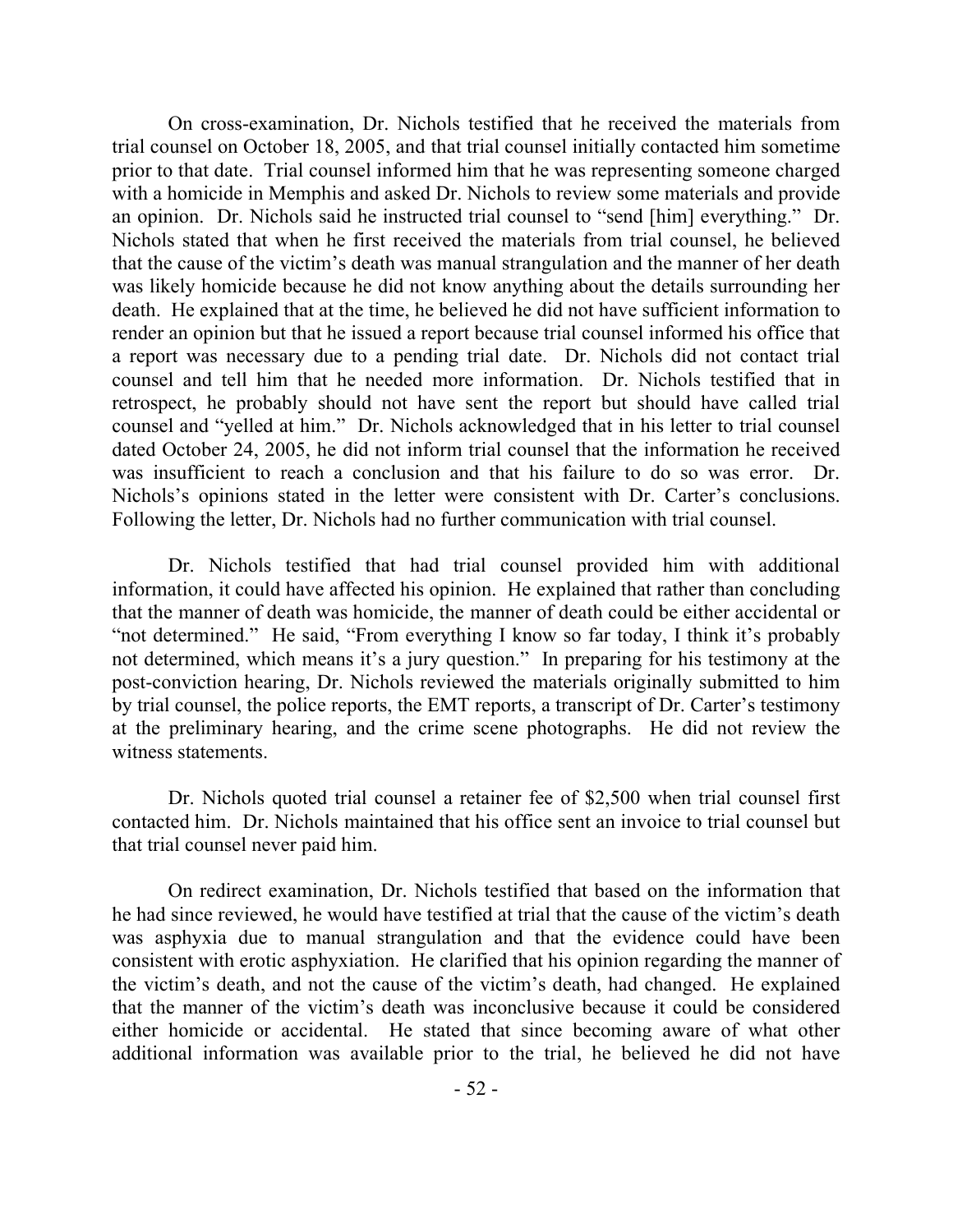On cross-examination, Dr. Nichols testified that he received the materials from trial counsel on October 18, 2005, and that trial counsel initially contacted him sometime prior to that date. Trial counsel informed him that he was representing someone charged with a homicide in Memphis and asked Dr. Nichols to review some materials and provide an opinion. Dr. Nichols said he instructed trial counsel to "send [him] everything." Dr. Nichols stated that when he first received the materials from trial counsel, he believed that the cause of the victim's death was manual strangulation and the manner of her death was likely homicide because he did not know anything about the details surrounding her death. He explained that at the time, he believed he did not have sufficient information to render an opinion but that he issued a report because trial counsel informed his office that a report was necessary due to a pending trial date. Dr. Nichols did not contact trial counsel and tell him that he needed more information. Dr. Nichols testified that in retrospect, he probably should not have sent the report but should have called trial counsel and "yelled at him." Dr. Nichols acknowledged that in his letter to trial counsel dated October 24, 2005, he did not inform trial counsel that the information he received was insufficient to reach a conclusion and that his failure to do so was error. Dr. Nichols's opinions stated in the letter were consistent with Dr. Carter's conclusions. Following the letter, Dr. Nichols had no further communication with trial counsel.

Dr. Nichols testified that had trial counsel provided him with additional information, it could have affected his opinion. He explained that rather than concluding that the manner of death was homicide, the manner of death could be either accidental or "not determined." He said, "From everything I know so far today, I think it's probably not determined, which means it's a jury question." In preparing for his testimony at the post-conviction hearing, Dr. Nichols reviewed the materials originally submitted to him by trial counsel, the police reports, the EMT reports, a transcript of Dr. Carter's testimony at the preliminary hearing, and the crime scene photographs. He did not review the witness statements.

Dr. Nichols quoted trial counsel a retainer fee of $2,500 when trial counsel first contacted him. Dr. Nichols maintained that his office sent an invoice to trial counsel but that trial counsel never paid him.

On redirect examination, Dr. Nichols testified that based on the information that he had since reviewed, he would have testified at trial that the cause of the victim's death was asphyxia due to manual strangulation and that the evidence could have been consistent with erotic asphyxiation. He clarified that his opinion regarding the manner of the victim's death, and not the cause of the victim's death, had changed. He explained that the manner of the victim's death was inconclusive because it could be considered either homicide or accidental. He stated that since becoming aware of what other additional information was available prior to the trial, he believed he did not have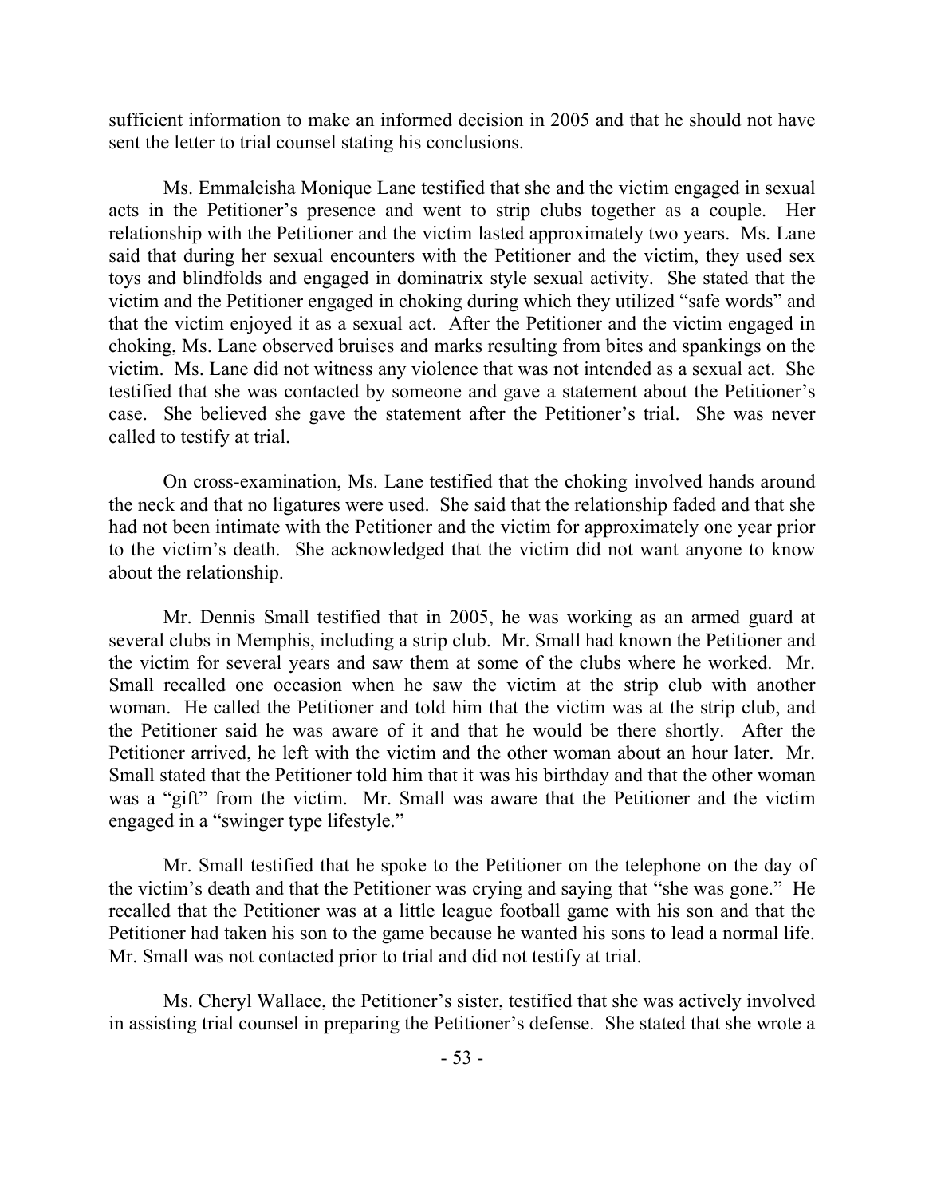sufficient information to make an informed decision in 2005 and that he should not have sent the letter to trial counsel stating his conclusions.

Ms. Emmaleisha Monique Lane testified that she and the victim engaged in sexual acts in the Petitioner's presence and went to strip clubs together as a couple. Her relationship with the Petitioner and the victim lasted approximately two years. Ms. Lane said that during her sexual encounters with the Petitioner and the victim, they used sex toys and blindfolds and engaged in dominatrix style sexual activity. She stated that the victim and the Petitioner engaged in choking during which they utilized "safe words" and that the victim enjoyed it as a sexual act. After the Petitioner and the victim engaged in choking, Ms. Lane observed bruises and marks resulting from bites and spankings on the victim. Ms. Lane did not witness any violence that was not intended as a sexual act. She testified that she was contacted by someone and gave a statement about the Petitioner's case. She believed she gave the statement after the Petitioner's trial. She was never called to testify at trial.

On cross-examination, Ms. Lane testified that the choking involved hands around the neck and that no ligatures were used. She said that the relationship faded and that she had not been intimate with the Petitioner and the victim for approximately one year prior to the victim's death. She acknowledged that the victim did not want anyone to know about the relationship.

Mr. Dennis Small testified that in 2005, he was working as an armed guard at several clubs in Memphis, including a strip club. Mr. Small had known the Petitioner and the victim for several years and saw them at some of the clubs where he worked. Mr. Small recalled one occasion when he saw the victim at the strip club with another woman. He called the Petitioner and told him that the victim was at the strip club, and the Petitioner said he was aware of it and that he would be there shortly. After the Petitioner arrived, he left with the victim and the other woman about an hour later. Mr. Small stated that the Petitioner told him that it was his birthday and that the other woman was a "gift" from the victim. Mr. Small was aware that the Petitioner and the victim engaged in a "swinger type lifestyle."

Mr. Small testified that he spoke to the Petitioner on the telephone on the day of the victim's death and that the Petitioner was crying and saying that "she was gone." He recalled that the Petitioner was at a little league football game with his son and that the Petitioner had taken his son to the game because he wanted his sons to lead a normal life. Mr. Small was not contacted prior to trial and did not testify at trial.

Ms. Cheryl Wallace, the Petitioner's sister, testified that she was actively involved in assisting trial counsel in preparing the Petitioner's defense. She stated that she wrote a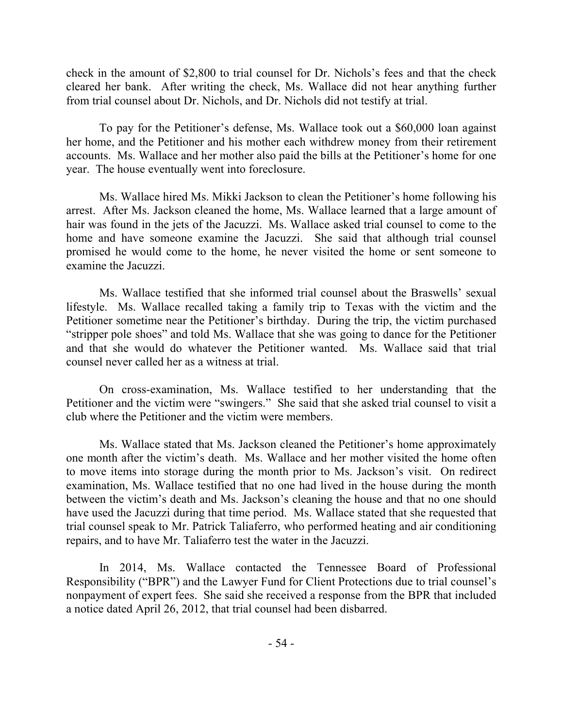check in the amount of $2,800 to trial counsel for Dr. Nichols's fees and that the check cleared her bank. After writing the check, Ms. Wallace did not hear anything further from trial counsel about Dr. Nichols, and Dr. Nichols did not testify at trial.

To pay for the Petitioner's defense, Ms. Wallace took out a $60,000 loan against her home, and the Petitioner and his mother each withdrew money from their retirement accounts. Ms. Wallace and her mother also paid the bills at the Petitioner's home for one year. The house eventually went into foreclosure.

Ms. Wallace hired Ms. Mikki Jackson to clean the Petitioner's home following his arrest. After Ms. Jackson cleaned the home, Ms. Wallace learned that a large amount of hair was found in the jets of the Jacuzzi. Ms. Wallace asked trial counsel to come to the home and have someone examine the Jacuzzi. She said that although trial counsel promised he would come to the home, he never visited the home or sent someone to examine the Jacuzzi.

Ms. Wallace testified that she informed trial counsel about the Braswells' sexual lifestyle. Ms. Wallace recalled taking a family trip to Texas with the victim and the Petitioner sometime near the Petitioner's birthday. During the trip, the victim purchased "stripper pole shoes" and told Ms. Wallace that she was going to dance for the Petitioner and that she would do whatever the Petitioner wanted. Ms. Wallace said that trial counsel never called her as a witness at trial.

On cross-examination, Ms. Wallace testified to her understanding that the Petitioner and the victim were "swingers." She said that she asked trial counsel to visit a club where the Petitioner and the victim were members.

Ms. Wallace stated that Ms. Jackson cleaned the Petitioner's home approximately one month after the victim's death. Ms. Wallace and her mother visited the home often to move items into storage during the month prior to Ms. Jackson's visit. On redirect examination, Ms. Wallace testified that no one had lived in the house during the month between the victim's death and Ms. Jackson's cleaning the house and that no one should have used the Jacuzzi during that time period. Ms. Wallace stated that she requested that trial counsel speak to Mr. Patrick Taliaferro, who performed heating and air conditioning repairs, and to have Mr. Taliaferro test the water in the Jacuzzi.

In 2014, Ms. Wallace contacted the Tennessee Board of Professional Responsibility ("BPR") and the Lawyer Fund for Client Protections due to trial counsel's nonpayment of expert fees. She said she received a response from the BPR that included a notice dated April 26, 2012, that trial counsel had been disbarred.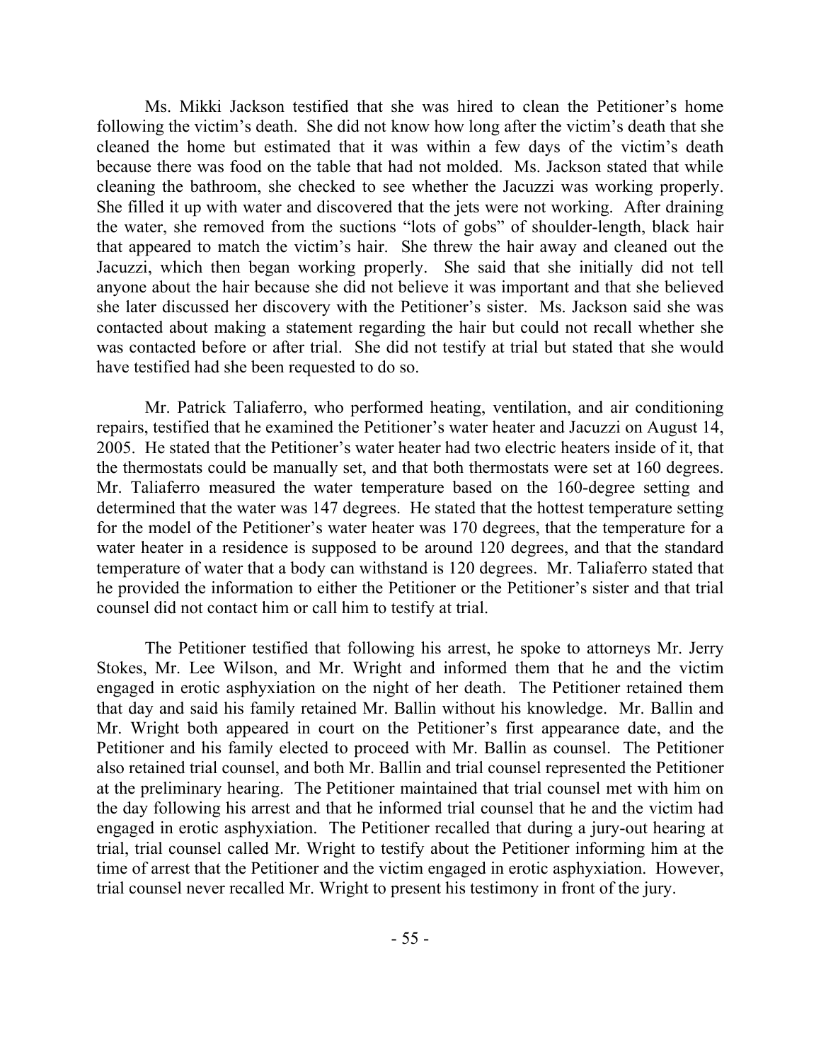Ms. Mikki Jackson testified that she was hired to clean the Petitioner's home following the victim's death. She did not know how long after the victim's death that she cleaned the home but estimated that it was within a few days of the victim's death because there was food on the table that had not molded. Ms. Jackson stated that while cleaning the bathroom, she checked to see whether the Jacuzzi was working properly. She filled it up with water and discovered that the jets were not working. After draining the water, she removed from the suctions "lots of gobs" of shoulder-length, black hair that appeared to match the victim's hair. She threw the hair away and cleaned out the Jacuzzi, which then began working properly. She said that she initially did not tell anyone about the hair because she did not believe it was important and that she believed she later discussed her discovery with the Petitioner's sister. Ms. Jackson said she was contacted about making a statement regarding the hair but could not recall whether she was contacted before or after trial. She did not testify at trial but stated that she would have testified had she been requested to do so.

Mr. Patrick Taliaferro, who performed heating, ventilation, and air conditioning repairs, testified that he examined the Petitioner's water heater and Jacuzzi on August 14, 2005. He stated that the Petitioner's water heater had two electric heaters inside of it, that the thermostats could be manually set, and that both thermostats were set at 160 degrees. Mr. Taliaferro measured the water temperature based on the 160-degree setting and determined that the water was 147 degrees. He stated that the hottest temperature setting for the model of the Petitioner's water heater was 170 degrees, that the temperature for a water heater in a residence is supposed to be around 120 degrees, and that the standard temperature of water that a body can withstand is 120 degrees. Mr. Taliaferro stated that he provided the information to either the Petitioner or the Petitioner's sister and that trial counsel did not contact him or call him to testify at trial.

The Petitioner testified that following his arrest, he spoke to attorneys Mr. Jerry Stokes, Mr. Lee Wilson, and Mr. Wright and informed them that he and the victim engaged in erotic asphyxiation on the night of her death. The Petitioner retained them that day and said his family retained Mr. Ballin without his knowledge. Mr. Ballin and Mr. Wright both appeared in court on the Petitioner's first appearance date, and the Petitioner and his family elected to proceed with Mr. Ballin as counsel. The Petitioner also retained trial counsel, and both Mr. Ballin and trial counsel represented the Petitioner at the preliminary hearing. The Petitioner maintained that trial counsel met with him on the day following his arrest and that he informed trial counsel that he and the victim had engaged in erotic asphyxiation. The Petitioner recalled that during a jury-out hearing at trial, trial counsel called Mr. Wright to testify about the Petitioner informing him at the time of arrest that the Petitioner and the victim engaged in erotic asphyxiation. However, trial counsel never recalled Mr. Wright to present his testimony in front of the jury.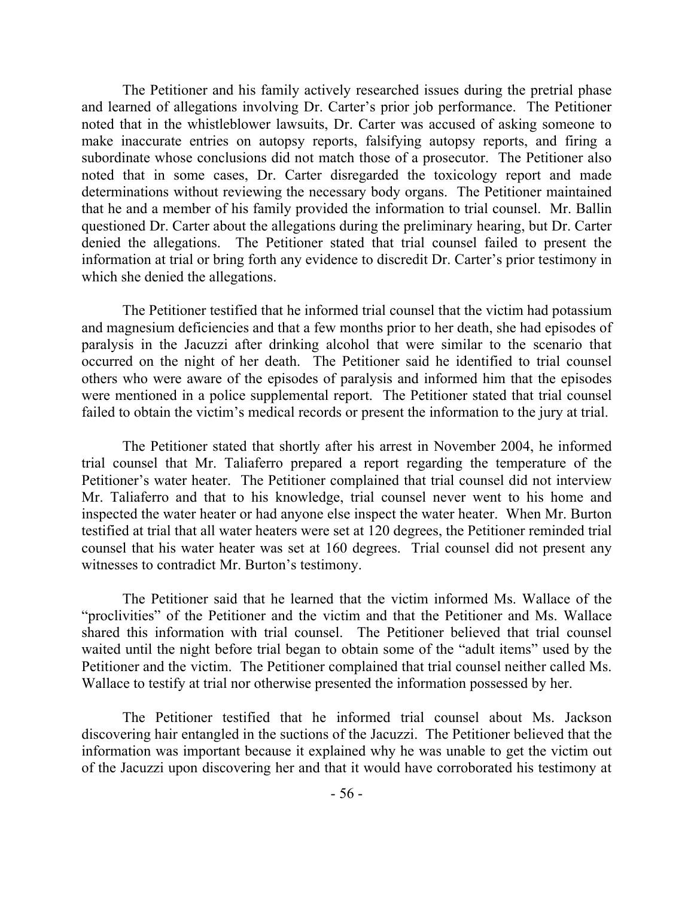The Petitioner and his family actively researched issues during the pretrial phase and learned of allegations involving Dr. Carter's prior job performance. The Petitioner noted that in the whistleblower lawsuits, Dr. Carter was accused of asking someone to make inaccurate entries on autopsy reports, falsifying autopsy reports, and firing a subordinate whose conclusions did not match those of a prosecutor. The Petitioner also noted that in some cases, Dr. Carter disregarded the toxicology report and made determinations without reviewing the necessary body organs. The Petitioner maintained that he and a member of his family provided the information to trial counsel. Mr. Ballin questioned Dr. Carter about the allegations during the preliminary hearing, but Dr. Carter denied the allegations. The Petitioner stated that trial counsel failed to present the information at trial or bring forth any evidence to discredit Dr. Carter's prior testimony in which she denied the allegations.

The Petitioner testified that he informed trial counsel that the victim had potassium and magnesium deficiencies and that a few months prior to her death, she had episodes of paralysis in the Jacuzzi after drinking alcohol that were similar to the scenario that occurred on the night of her death. The Petitioner said he identified to trial counsel others who were aware of the episodes of paralysis and informed him that the episodes were mentioned in a police supplemental report. The Petitioner stated that trial counsel failed to obtain the victim's medical records or present the information to the jury at trial.

The Petitioner stated that shortly after his arrest in November 2004, he informed trial counsel that Mr. Taliaferro prepared a report regarding the temperature of the Petitioner's water heater. The Petitioner complained that trial counsel did not interview Mr. Taliaferro and that to his knowledge, trial counsel never went to his home and inspected the water heater or had anyone else inspect the water heater. When Mr. Burton testified at trial that all water heaters were set at 120 degrees, the Petitioner reminded trial counsel that his water heater was set at 160 degrees. Trial counsel did not present any witnesses to contradict Mr. Burton's testimony.

The Petitioner said that he learned that the victim informed Ms. Wallace of the "proclivities" of the Petitioner and the victim and that the Petitioner and Ms. Wallace shared this information with trial counsel. The Petitioner believed that trial counsel waited until the night before trial began to obtain some of the "adult items" used by the Petitioner and the victim. The Petitioner complained that trial counsel neither called Ms. Wallace to testify at trial nor otherwise presented the information possessed by her.

The Petitioner testified that he informed trial counsel about Ms. Jackson discovering hair entangled in the suctions of the Jacuzzi. The Petitioner believed that the information was important because it explained why he was unable to get the victim out of the Jacuzzi upon discovering her and that it would have corroborated his testimony at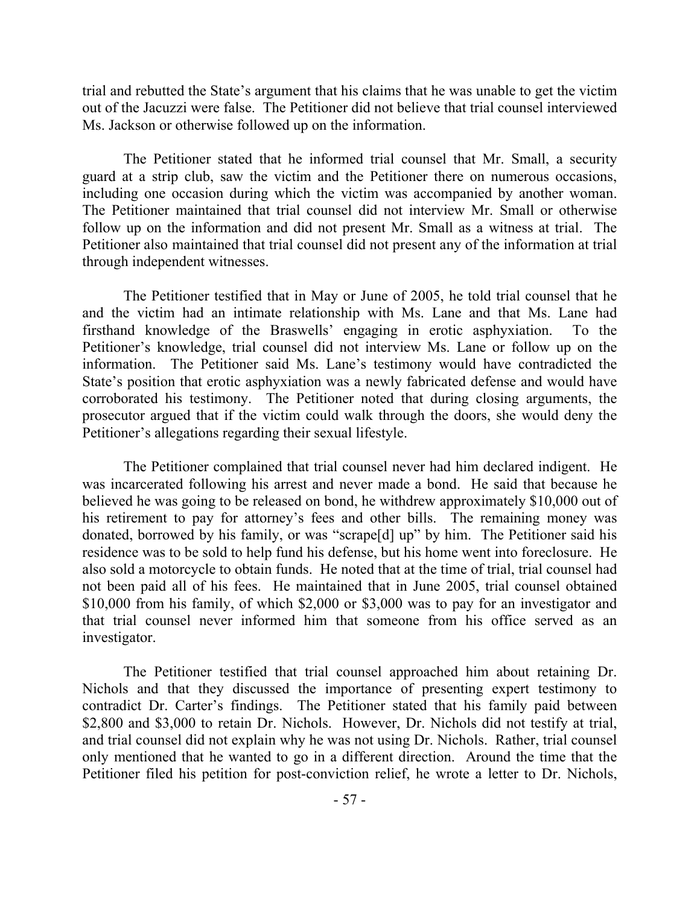trial and rebutted the State's argument that his claims that he was unable to get the victim out of the Jacuzzi were false. The Petitioner did not believe that trial counsel interviewed Ms. Jackson or otherwise followed up on the information.

The Petitioner stated that he informed trial counsel that Mr. Small, a security guard at a strip club, saw the victim and the Petitioner there on numerous occasions, including one occasion during which the victim was accompanied by another woman. The Petitioner maintained that trial counsel did not interview Mr. Small or otherwise follow up on the information and did not present Mr. Small as a witness at trial. The Petitioner also maintained that trial counsel did not present any of the information at trial through independent witnesses.

The Petitioner testified that in May or June of 2005, he told trial counsel that he and the victim had an intimate relationship with Ms. Lane and that Ms. Lane had firsthand knowledge of the Braswells' engaging in erotic asphyxiation. To the Petitioner's knowledge, trial counsel did not interview Ms. Lane or follow up on the information. The Petitioner said Ms. Lane's testimony would have contradicted the State's position that erotic asphyxiation was a newly fabricated defense and would have corroborated his testimony. The Petitioner noted that during closing arguments, the prosecutor argued that if the victim could walk through the doors, she would deny the Petitioner's allegations regarding their sexual lifestyle.

The Petitioner complained that trial counsel never had him declared indigent. He was incarcerated following his arrest and never made a bond. He said that because he believed he was going to be released on bond, he withdrew approximately $10,000 out of his retirement to pay for attorney's fees and other bills. The remaining money was donated, borrowed by his family, or was "scrape[d] up" by him. The Petitioner said his residence was to be sold to help fund his defense, but his home went into foreclosure. He also sold a motorcycle to obtain funds. He noted that at the time of trial, trial counsel had not been paid all of his fees. He maintained that in June 2005, trial counsel obtained $10,000 from his family, of which $2,000 or $3,000 was to pay for an investigator and that trial counsel never informed him that someone from his office served as an investigator.

The Petitioner testified that trial counsel approached him about retaining Dr. Nichols and that they discussed the importance of presenting expert testimony to contradict Dr. Carter's findings. The Petitioner stated that his family paid between $2,800 and $3,000 to retain Dr. Nichols. However, Dr. Nichols did not testify at trial, and trial counsel did not explain why he was not using Dr. Nichols. Rather, trial counsel only mentioned that he wanted to go in a different direction. Around the time that the Petitioner filed his petition for post-conviction relief, he wrote a letter to Dr. Nichols,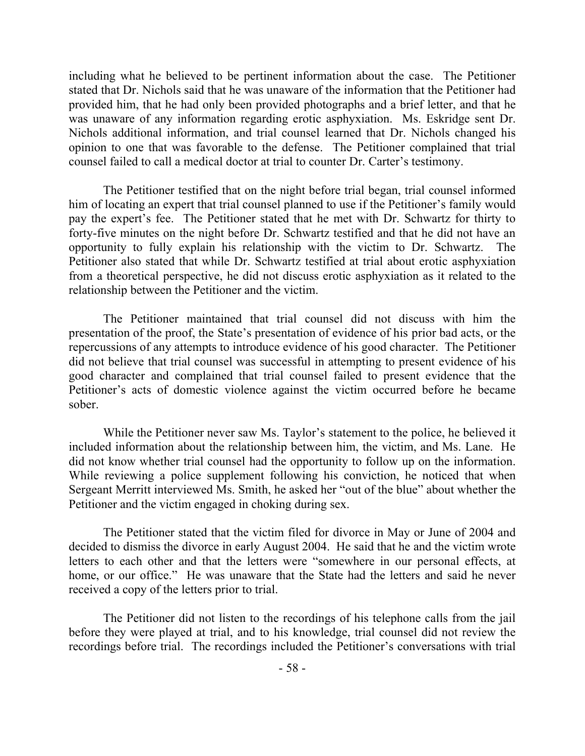including what he believed to be pertinent information about the case. The Petitioner stated that Dr. Nichols said that he was unaware of the information that the Petitioner had provided him, that he had only been provided photographs and a brief letter, and that he was unaware of any information regarding erotic asphyxiation. Ms. Eskridge sent Dr. Nichols additional information, and trial counsel learned that Dr. Nichols changed his opinion to one that was favorable to the defense. The Petitioner complained that trial counsel failed to call a medical doctor at trial to counter Dr. Carter's testimony.

The Petitioner testified that on the night before trial began, trial counsel informed him of locating an expert that trial counsel planned to use if the Petitioner's family would pay the expert's fee. The Petitioner stated that he met with Dr. Schwartz for thirty to forty-five minutes on the night before Dr. Schwartz testified and that he did not have an opportunity to fully explain his relationship with the victim to Dr. Schwartz. The Petitioner also stated that while Dr. Schwartz testified at trial about erotic asphyxiation from a theoretical perspective, he did not discuss erotic asphyxiation as it related to the relationship between the Petitioner and the victim.

The Petitioner maintained that trial counsel did not discuss with him the presentation of the proof, the State's presentation of evidence of his prior bad acts, or the repercussions of any attempts to introduce evidence of his good character. The Petitioner did not believe that trial counsel was successful in attempting to present evidence of his good character and complained that trial counsel failed to present evidence that the Petitioner's acts of domestic violence against the victim occurred before he became sober.

While the Petitioner never saw Ms. Taylor's statement to the police, he believed it included information about the relationship between him, the victim, and Ms. Lane. He did not know whether trial counsel had the opportunity to follow up on the information. While reviewing a police supplement following his conviction, he noticed that when Sergeant Merritt interviewed Ms. Smith, he asked her "out of the blue" about whether the Petitioner and the victim engaged in choking during sex.

The Petitioner stated that the victim filed for divorce in May or June of 2004 and decided to dismiss the divorce in early August 2004. He said that he and the victim wrote letters to each other and that the letters were "somewhere in our personal effects, at home, or our office." He was unaware that the State had the letters and said he never received a copy of the letters prior to trial.

The Petitioner did not listen to the recordings of his telephone calls from the jail before they were played at trial, and to his knowledge, trial counsel did not review the recordings before trial. The recordings included the Petitioner's conversations with trial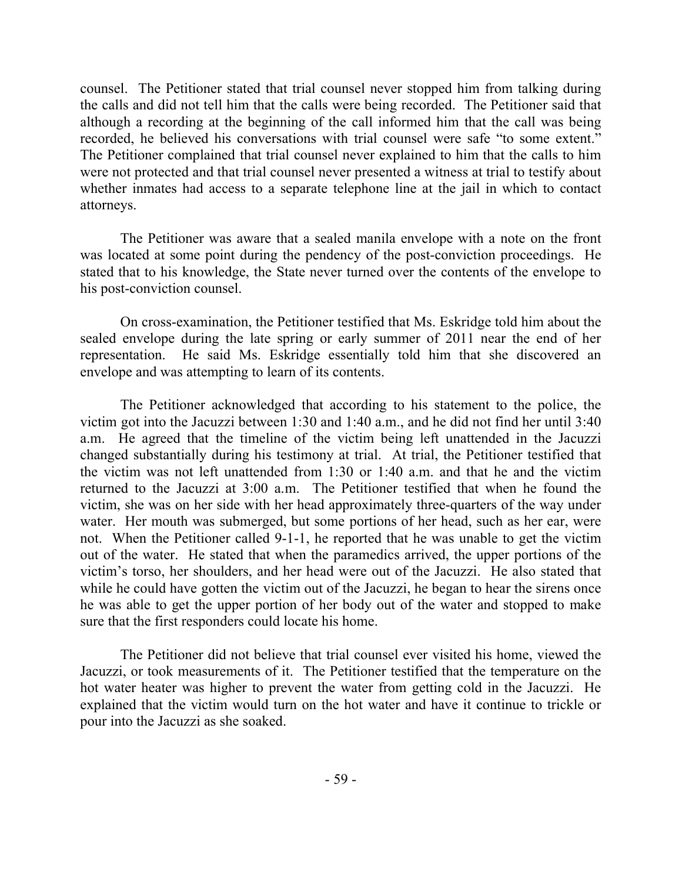counsel. The Petitioner stated that trial counsel never stopped him from talking during the calls and did not tell him that the calls were being recorded. The Petitioner said that although a recording at the beginning of the call informed him that the call was being recorded, he believed his conversations with trial counsel were safe "to some extent." The Petitioner complained that trial counsel never explained to him that the calls to him were not protected and that trial counsel never presented a witness at trial to testify about whether inmates had access to a separate telephone line at the jail in which to contact attorneys.

The Petitioner was aware that a sealed manila envelope with a note on the front was located at some point during the pendency of the post-conviction proceedings. He stated that to his knowledge, the State never turned over the contents of the envelope to his post-conviction counsel.

On cross-examination, the Petitioner testified that Ms. Eskridge told him about the sealed envelope during the late spring or early summer of 2011 near the end of her representation. He said Ms. Eskridge essentially told him that she discovered an envelope and was attempting to learn of its contents.

The Petitioner acknowledged that according to his statement to the police, the victim got into the Jacuzzi between 1:30 and 1:40 a.m., and he did not find her until 3:40 a.m. He agreed that the timeline of the victim being left unattended in the Jacuzzi changed substantially during his testimony at trial. At trial, the Petitioner testified that the victim was not left unattended from 1:30 or 1:40 a.m. and that he and the victim returned to the Jacuzzi at 3:00 a.m. The Petitioner testified that when he found the victim, she was on her side with her head approximately three-quarters of the way under water. Her mouth was submerged, but some portions of her head, such as her ear, were not. When the Petitioner called 9-1-1, he reported that he was unable to get the victim out of the water. He stated that when the paramedics arrived, the upper portions of the victim's torso, her shoulders, and her head were out of the Jacuzzi. He also stated that while he could have gotten the victim out of the Jacuzzi, he began to hear the sirens once he was able to get the upper portion of her body out of the water and stopped to make sure that the first responders could locate his home.

The Petitioner did not believe that trial counsel ever visited his home, viewed the Jacuzzi, or took measurements of it. The Petitioner testified that the temperature on the hot water heater was higher to prevent the water from getting cold in the Jacuzzi. He explained that the victim would turn on the hot water and have it continue to trickle or pour into the Jacuzzi as she soaked.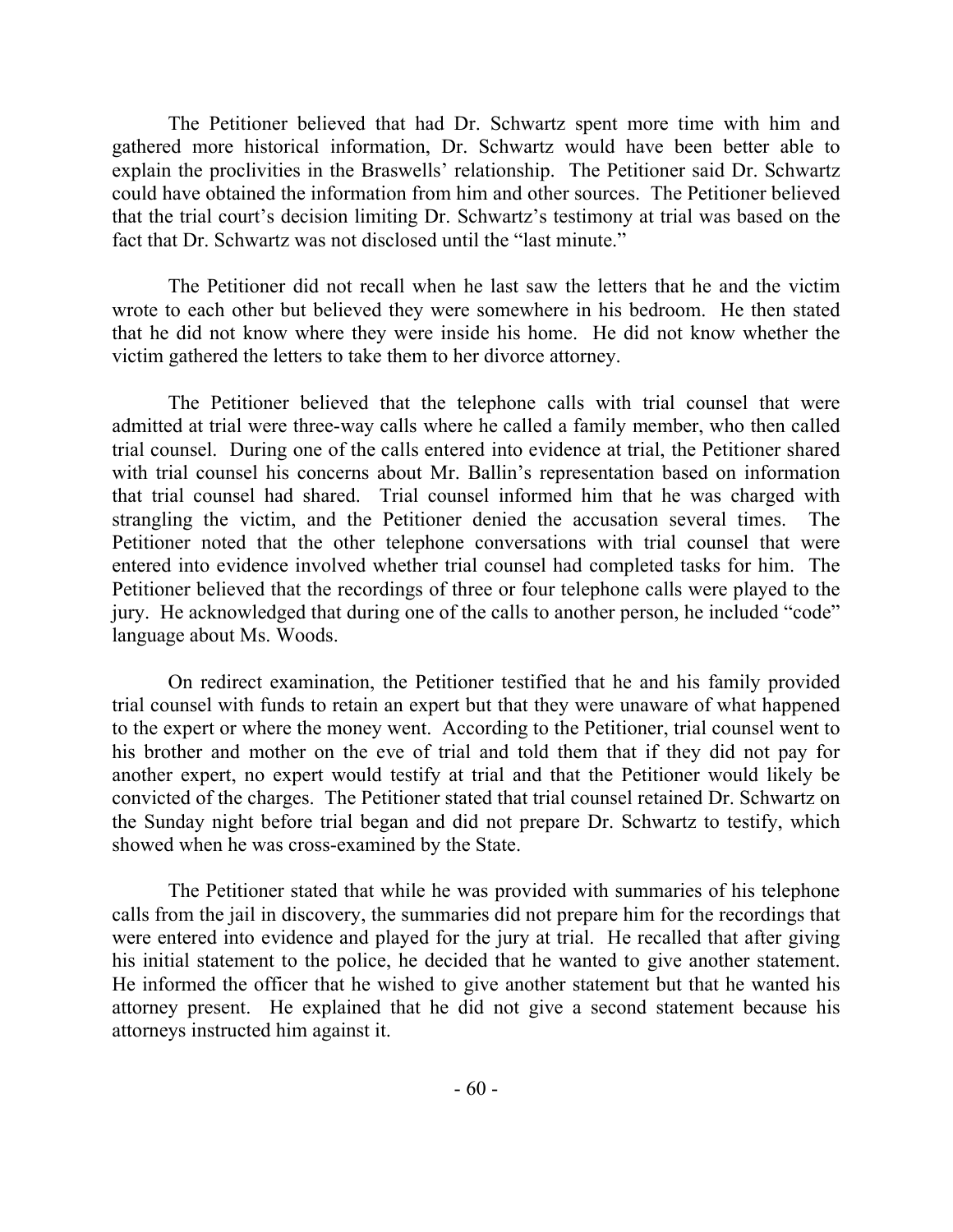The Petitioner believed that had Dr. Schwartz spent more time with him and gathered more historical information, Dr. Schwartz would have been better able to explain the proclivities in the Braswells' relationship. The Petitioner said Dr. Schwartz could have obtained the information from him and other sources. The Petitioner believed that the trial court's decision limiting Dr. Schwartz's testimony at trial was based on the fact that Dr. Schwartz was not disclosed until the "last minute."

The Petitioner did not recall when he last saw the letters that he and the victim wrote to each other but believed they were somewhere in his bedroom. He then stated that he did not know where they were inside his home. He did not know whether the victim gathered the letters to take them to her divorce attorney.

The Petitioner believed that the telephone calls with trial counsel that were admitted at trial were three-way calls where he called a family member, who then called trial counsel. During one of the calls entered into evidence at trial, the Petitioner shared with trial counsel his concerns about Mr. Ballin's representation based on information that trial counsel had shared. Trial counsel informed him that he was charged with strangling the victim, and the Petitioner denied the accusation several times. The Petitioner noted that the other telephone conversations with trial counsel that were entered into evidence involved whether trial counsel had completed tasks for him. The Petitioner believed that the recordings of three or four telephone calls were played to the jury. He acknowledged that during one of the calls to another person, he included "code" language about Ms. Woods.

On redirect examination, the Petitioner testified that he and his family provided trial counsel with funds to retain an expert but that they were unaware of what happened to the expert or where the money went. According to the Petitioner, trial counsel went to his brother and mother on the eve of trial and told them that if they did not pay for another expert, no expert would testify at trial and that the Petitioner would likely be convicted of the charges. The Petitioner stated that trial counsel retained Dr. Schwartz on the Sunday night before trial began and did not prepare Dr. Schwartz to testify, which showed when he was cross-examined by the State.

The Petitioner stated that while he was provided with summaries of his telephone calls from the jail in discovery, the summaries did not prepare him for the recordings that were entered into evidence and played for the jury at trial. He recalled that after giving his initial statement to the police, he decided that he wanted to give another statement. He informed the officer that he wished to give another statement but that he wanted his attorney present. He explained that he did not give a second statement because his attorneys instructed him against it.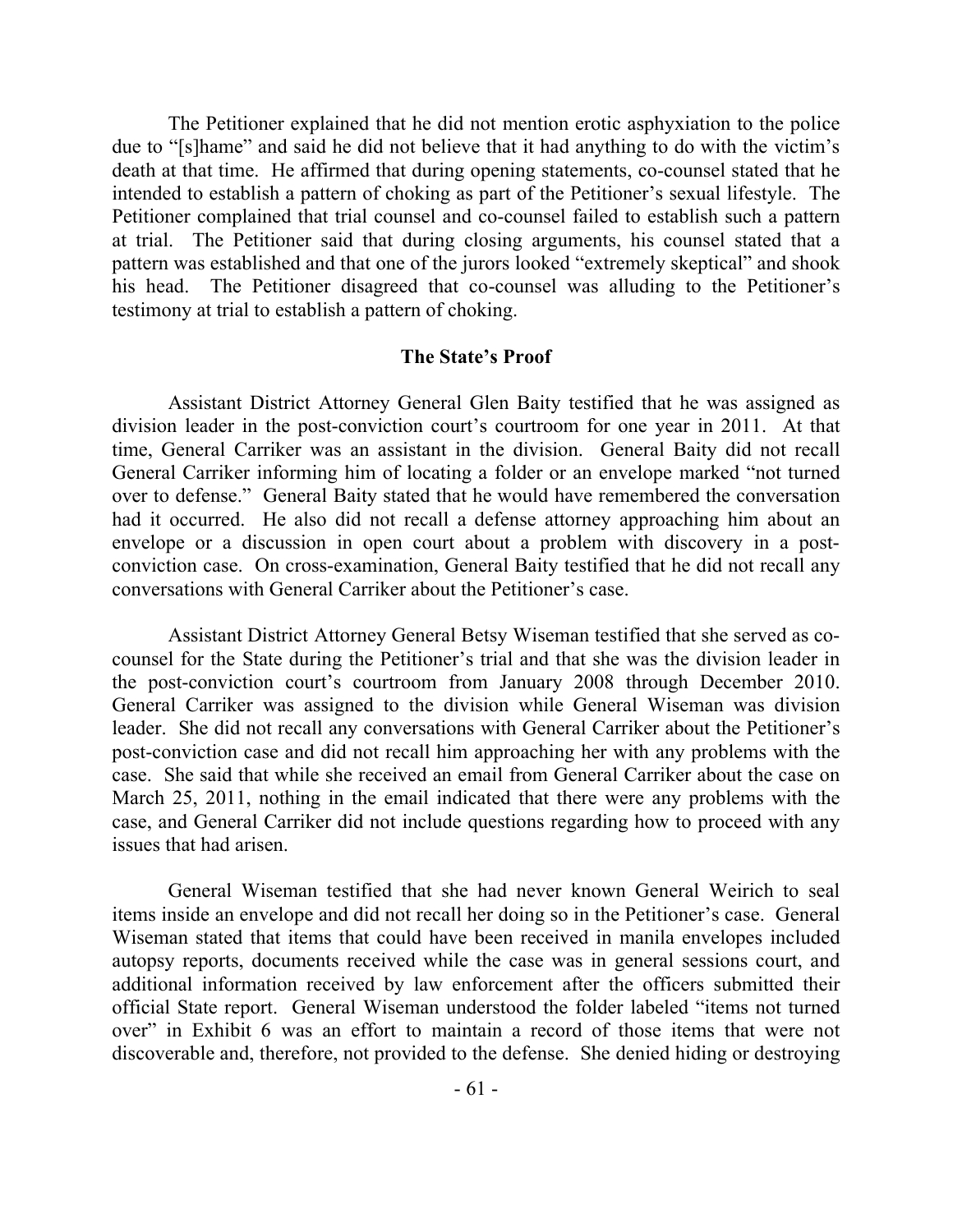The Petitioner explained that he did not mention erotic asphyxiation to the police due to "[s]hame" and said he did not believe that it had anything to do with the victim's death at that time. He affirmed that during opening statements, co-counsel stated that he intended to establish a pattern of choking as part of the Petitioner's sexual lifestyle. The Petitioner complained that trial counsel and co-counsel failed to establish such a pattern at trial. The Petitioner said that during closing arguments, his counsel stated that a pattern was established and that one of the jurors looked "extremely skeptical" and shook his head. The Petitioner disagreed that co-counsel was alluding to the Petitioner's testimony at trial to establish a pattern of choking.

### The State's Proof

Assistant District Attorney General Glen Baity testified that he was assigned as division leader in the post-conviction court's courtroom for one year in 2011. At that time, General Carriker was an assistant in the division. General Baity did not recall General Carriker informing him of locating a folder or an envelope marked "not turned over to defense." General Baity stated that he would have remembered the conversation had it occurred. He also did not recall a defense attorney approaching him about an envelope or a discussion in open court about a problem with discovery in a post-conviction case. On cross-examination, General Baity testified that he did not recall any conversations with General Carriker about the Petitioner's case.

Assistant District Attorney General Betsy Wiseman testified that she served as co-counsel for the State during the Petitioner's trial and that she was the division leader in the post-conviction court's courtroom from January 2008 through December 2010. General Carriker was assigned to the division while General Wiseman was division leader. She did not recall any conversations with General Carriker about the Petitioner's post-conviction case and did not recall him approaching her with any problems with the case. She said that while she received an email from General Carriker about the case on March 25, 2011, nothing in the email indicated that there were any problems with the case, and General Carriker did not include questions regarding how to proceed with any issues that had arisen.

General Wiseman testified that she had never known General Weirich to seal items inside an envelope and did not recall her doing so in the Petitioner's case. General Wiseman stated that items that could have been received in manila envelopes included autopsy reports, documents received while the case was in general sessions court, and additional information received by law enforcement after the officers submitted their official State report. General Wiseman understood the folder labeled "items not turned over" in Exhibit 6 was an effort to maintain a record of those items that were not discoverable and, therefore, not provided to the defense. She denied hiding or destroying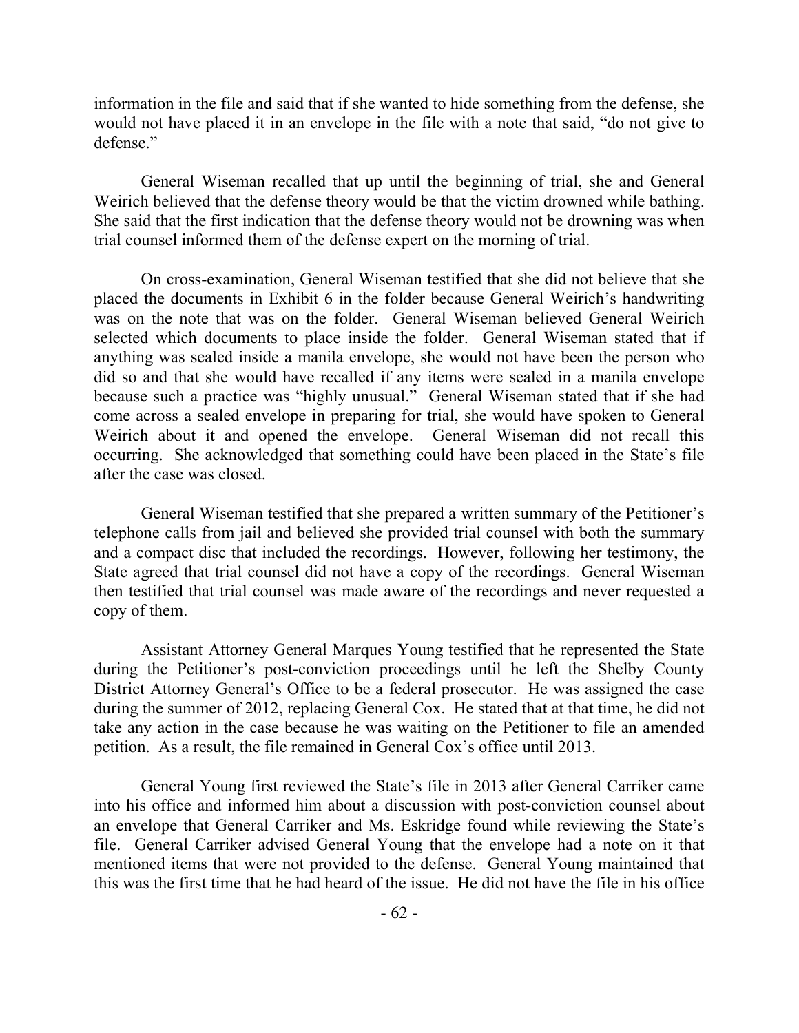information in the file and said that if she wanted to hide something from the defense, she would not have placed it in an envelope in the file with a note that said, "do not give to defense."

General Wiseman recalled that up until the beginning of trial, she and General Weirich believed that the defense theory would be that the victim drowned while bathing. She said that the first indication that the defense theory would not be drowning was when trial counsel informed them of the defense expert on the morning of trial.

On cross-examination, General Wiseman testified that she did not believe that she placed the documents in Exhibit 6 in the folder because General Weirich's handwriting was on the note that was on the folder. General Wiseman believed General Weirich selected which documents to place inside the folder. General Wiseman stated that if anything was sealed inside a manila envelope, she would not have been the person who did so and that she would have recalled if any items were sealed in a manila envelope because such a practice was "highly unusual." General Wiseman stated that if she had come across a sealed envelope in preparing for trial, she would have spoken to General Weirich about it and opened the envelope. General Wiseman did not recall this occurring. She acknowledged that something could have been placed in the State's file after the case was closed.

General Wiseman testified that she prepared a written summary of the Petitioner's telephone calls from jail and believed she provided trial counsel with both the summary and a compact disc that included the recordings. However, following her testimony, the State agreed that trial counsel did not have a copy of the recordings. General Wiseman then testified that trial counsel was made aware of the recordings and never requested a copy of them.

Assistant Attorney General Marques Young testified that he represented the State during the Petitioner's post-conviction proceedings until he left the Shelby County District Attorney General's Office to be a federal prosecutor. He was assigned the case during the summer of 2012, replacing General Cox. He stated that at that time, he did not take any action in the case because he was waiting on the Petitioner to file an amended petition. As a result, the file remained in General Cox's office until 2013.

General Young first reviewed the State's file in 2013 after General Carriker came into his office and informed him about a discussion with post-conviction counsel about an envelope that General Carriker and Ms. Eskridge found while reviewing the State's file. General Carriker advised General Young that the envelope had a note on it that mentioned items that were not provided to the defense. General Young maintained that this was the first time that he had heard of the issue. He did not have the file in his office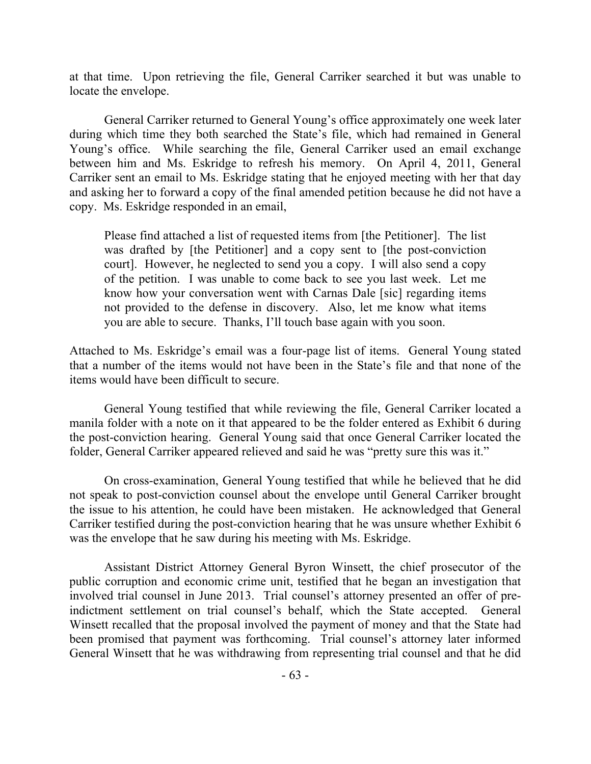at that time. Upon retrieving the file, General Carriker searched it but was unable to locate the envelope.

General Carriker returned to General Young's office approximately one week later during which time they both searched the State's file, which had remained in General Young's office. While searching the file, General Carriker used an email exchange between him and Ms. Eskridge to refresh his memory. On April 4, 2011, General Carriker sent an email to Ms. Eskridge stating that he enjoyed meeting with her that day and asking her to forward a copy of the final amended petition because he did not have a copy. Ms. Eskridge responded in an email,

> Please find attached a list of requested items from [the Petitioner]. The list was drafted by [the Petitioner] and a copy sent to [the post-conviction court]. However, he neglected to send you a copy. I will also send a copy of the petition. I was unable to come back to see you last week. Let me know how your conversation went with Carnas Dale [sic] regarding items not provided to the defense in discovery. Also, let me know what items you are able to secure. Thanks, I'll touch base again with you soon.

Attached to Ms. Eskridge's email was a four-page list of items. General Young stated that a number of the items would not have been in the State's file and that none of the items would have been difficult to secure.

General Young testified that while reviewing the file, General Carriker located a manila folder with a note on it that appeared to be the folder entered as Exhibit 6 during the post-conviction hearing. General Young said that once General Carriker located the folder, General Carriker appeared relieved and said he was "pretty sure this was it."

On cross-examination, General Young testified that while he believed that he did not speak to post-conviction counsel about the envelope until General Carriker brought the issue to his attention, he could have been mistaken. He acknowledged that General Carriker testified during the post-conviction hearing that he was unsure whether Exhibit 6 was the envelope that he saw during his meeting with Ms. Eskridge.

Assistant District Attorney General Byron Winsett, the chief prosecutor of the public corruption and economic crime unit, testified that he began an investigation that involved trial counsel in June 2013. Trial counsel's attorney presented an offer of pre-indictment settlement on trial counsel's behalf, which the State accepted. General Winsett recalled that the proposal involved the payment of money and that the State had been promised that payment was forthcoming. Trial counsel's attorney later informed General Winsett that he was withdrawing from representing trial counsel and that he did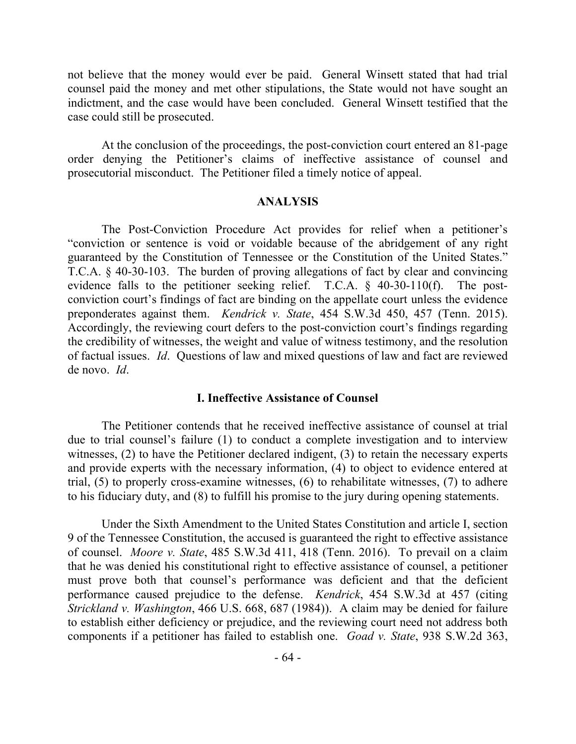not believe that the money would ever be paid. General Winsett stated that had trial counsel paid the money and met other stipulations, the State would not have sought an indictment, and the case would have been concluded. General Winsett testified that the case could still be prosecuted.

At the conclusion of the proceedings, the post-conviction court entered an 81-page order denying the Petitioner's claims of ineffective assistance of counsel and prosecutorial misconduct. The Petitioner filed a timely notice of appeal.

## ANALYSIS

The Post-Conviction Procedure Act provides for relief when a petitioner's "conviction or sentence is void or voidable because of the abridgement of any right guaranteed by the Constitution of Tennessee or the Constitution of the United States." T.C.A. § 40-30-103. The burden of proving allegations of fact by clear and convincing evidence falls to the petitioner seeking relief. T.C.A. § 40-30-110(f). The post-conviction court's findings of fact are binding on the appellate court unless the evidence preponderates against them. *Kendrick v. State*, 454 S.W.3d 450, 457 (Tenn. 2015). Accordingly, the reviewing court defers to the post-conviction court's findings regarding the credibility of witnesses, the weight and value of witness testimony, and the resolution of factual issues. *Id*. Questions of law and mixed questions of law and fact are reviewed de novo. *Id*.

### I. Ineffective Assistance of Counsel

The Petitioner contends that he received ineffective assistance of counsel at trial due to trial counsel's failure (1) to conduct a complete investigation and to interview witnesses, (2) to have the Petitioner declared indigent, (3) to retain the necessary experts and provide experts with the necessary information, (4) to object to evidence entered at trial, (5) to properly cross-examine witnesses, (6) to rehabilitate witnesses, (7) to adhere to his fiduciary duty, and (8) to fulfill his promise to the jury during opening statements.

Under the Sixth Amendment to the United States Constitution and article I, section 9 of the Tennessee Constitution, the accused is guaranteed the right to effective assistance of counsel. *Moore v. State*, 485 S.W.3d 411, 418 (Tenn. 2016). To prevail on a claim that he was denied his constitutional right to effective assistance of counsel, a petitioner must prove both that counsel's performance was deficient and that the deficient performance caused prejudice to the defense. *Kendrick*, 454 S.W.3d at 457 (citing *Strickland v. Washington*, 466 U.S. 668, 687 (1984)). A claim may be denied for failure to establish either deficiency or prejudice, and the reviewing court need not address both components if a petitioner has failed to establish one. *Goad v. State*, 938 S.W.2d 363,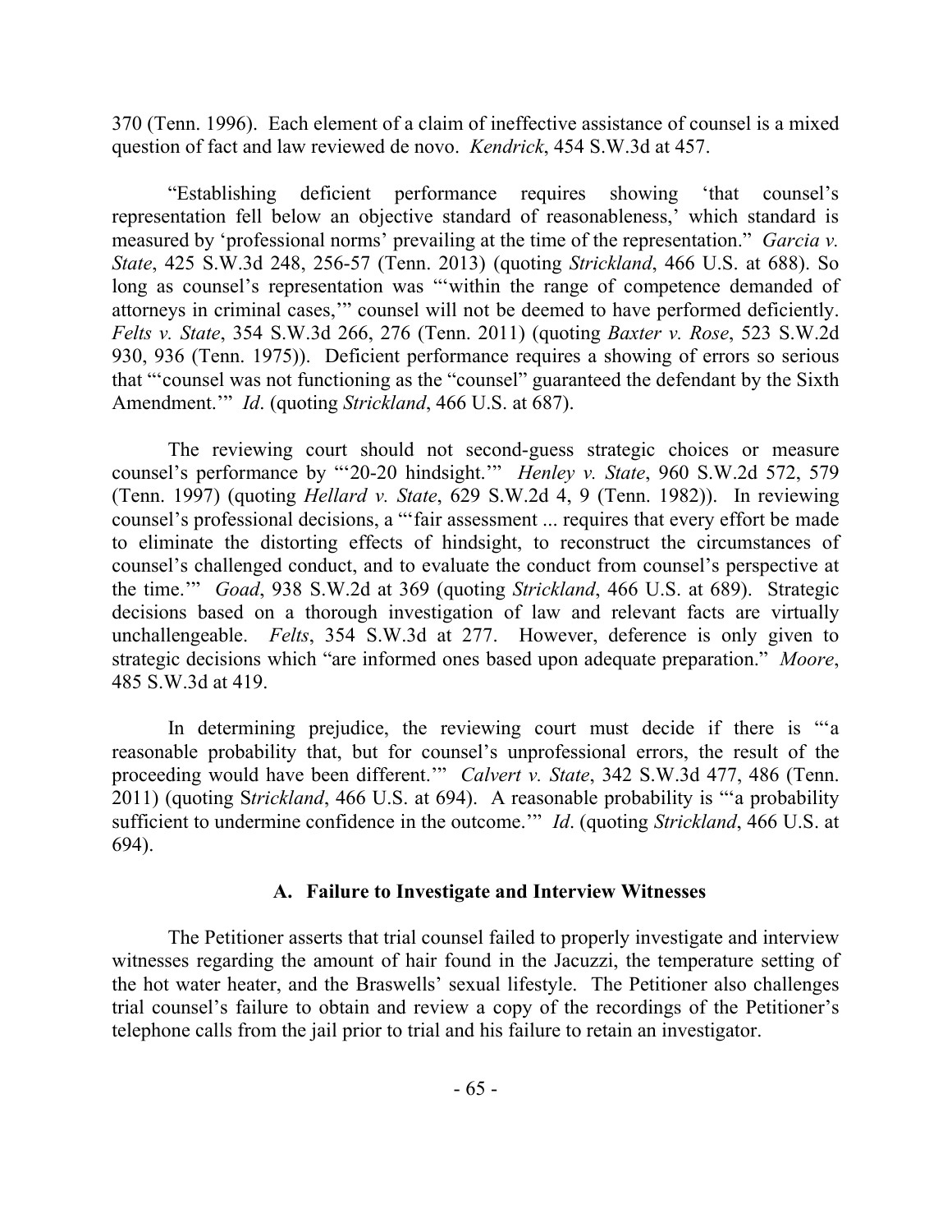370 (Tenn. 1996). Each element of a claim of ineffective assistance of counsel is a mixed question of fact and law reviewed de novo. *Kendrick*, 454 S.W.3d at 457.

"Establishing deficient performance requires showing 'that counsel's representation fell below an objective standard of reasonableness,' which standard is measured by 'professional norms' prevailing at the time of the representation." *Garcia v. State*, 425 S.W.3d 248, 256-57 (Tenn. 2013) (quoting *Strickland*, 466 U.S. at 688). So long as counsel's representation was "'within the range of competence demanded of attorneys in criminal cases,'" counsel will not be deemed to have performed deficiently. *Felts v. State*, 354 S.W.3d 266, 276 (Tenn. 2011) (quoting *Baxter v. Rose*, 523 S.W.2d 930, 936 (Tenn. 1975)). Deficient performance requires a showing of errors so serious that "'counsel was not functioning as the "counsel" guaranteed the defendant by the Sixth Amendment.'" *Id*. (quoting *Strickland*, 466 U.S. at 687).

The reviewing court should not second-guess strategic choices or measure counsel's performance by "'20-20 hindsight.'" *Henley v. State*, 960 S.W.2d 572, 579 (Tenn. 1997) (quoting *Hellard v. State*, 629 S.W.2d 4, 9 (Tenn. 1982)). In reviewing counsel's professional decisions, a "'fair assessment ... requires that every effort be made to eliminate the distorting effects of hindsight, to reconstruct the circumstances of counsel's challenged conduct, and to evaluate the conduct from counsel's perspective at the time.'" *Goad*, 938 S.W.2d at 369 (quoting *Strickland*, 466 U.S. at 689). Strategic decisions based on a thorough investigation of law and relevant facts are virtually unchallengeable. *Felts*, 354 S.W.3d at 277. However, deference is only given to strategic decisions which "are informed ones based upon adequate preparation." *Moore*, 485 S.W.3d at 419.

In determining prejudice, the reviewing court must decide if there is "'a reasonable probability that, but for counsel's unprofessional errors, the result of the proceeding would have been different.'" *Calvert v. State*, 342 S.W.3d 477, 486 (Tenn. 2011) (quoting S*trickland*, 466 U.S. at 694). A reasonable probability is "'a probability sufficient to undermine confidence in the outcome.'" *Id*. (quoting *Strickland*, 466 U.S. at 694).

### A. Failure to Investigate and Interview Witnesses

The Petitioner asserts that trial counsel failed to properly investigate and interview witnesses regarding the amount of hair found in the Jacuzzi, the temperature setting of the hot water heater, and the Braswells' sexual lifestyle. The Petitioner also challenges trial counsel's failure to obtain and review a copy of the recordings of the Petitioner's telephone calls from the jail prior to trial and his failure to retain an investigator.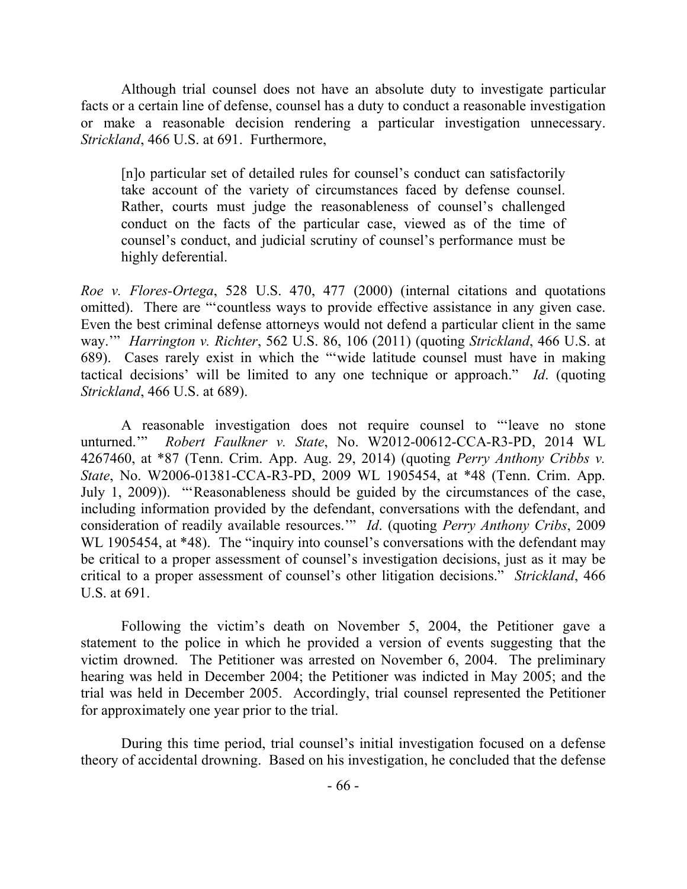Although trial counsel does not have an absolute duty to investigate particular facts or a certain line of defense, counsel has a duty to conduct a reasonable investigation or make a reasonable decision rendering a particular investigation unnecessary. *Strickland*, 466 U.S. at 691. Furthermore,

> [n]o particular set of detailed rules for counsel's conduct can satisfactorily take account of the variety of circumstances faced by defense counsel. Rather, courts must judge the reasonableness of counsel's challenged conduct on the facts of the particular case, viewed as of the time of counsel's conduct, and judicial scrutiny of counsel's performance must be highly deferential.

*Roe v. Flores-Ortega*, 528 U.S. 470, 477 (2000) (internal citations and quotations omitted). There are "'countless ways to provide effective assistance in any given case. Even the best criminal defense attorneys would not defend a particular client in the same way.'" *Harrington v. Richter*, 562 U.S. 86, 106 (2011) (quoting *Strickland*, 466 U.S. at 689). Cases rarely exist in which the "'wide latitude counsel must have in making tactical decisions' will be limited to any one technique or approach." *Id*. (quoting *Strickland*, 466 U.S. at 689).

A reasonable investigation does not require counsel to "'leave no stone unturned.'" *Robert Faulkner v. State*, No. W2012-00612-CCA-R3-PD, 2014 WL 4267460, at *87 (Tenn. Crim. App. Aug. 29, 2014) (quoting *Perry Anthony Cribbs v. State*, No. W2006-01381-CCA-R3-PD, 2009 WL 1905454, at *48 (Tenn. Crim. App. July 1, 2009)). "'Reasonableness should be guided by the circumstances of the case, including information provided by the defendant, conversations with the defendant, and consideration of readily available resources.'" *Id*. (quoting *Perry Anthony Cribs*, 2009 WL 1905454, at *48). The "inquiry into counsel's conversations with the defendant may be critical to a proper assessment of counsel's investigation decisions, just as it may be critical to a proper assessment of counsel's other litigation decisions." *Strickland*, 466 U.S. at 691.

Following the victim's death on November 5, 2004, the Petitioner gave a statement to the police in which he provided a version of events suggesting that the victim drowned. The Petitioner was arrested on November 6, 2004. The preliminary hearing was held in December 2004; the Petitioner was indicted in May 2005; and the trial was held in December 2005. Accordingly, trial counsel represented the Petitioner for approximately one year prior to the trial.

During this time period, trial counsel's initial investigation focused on a defense theory of accidental drowning. Based on his investigation, he concluded that the defense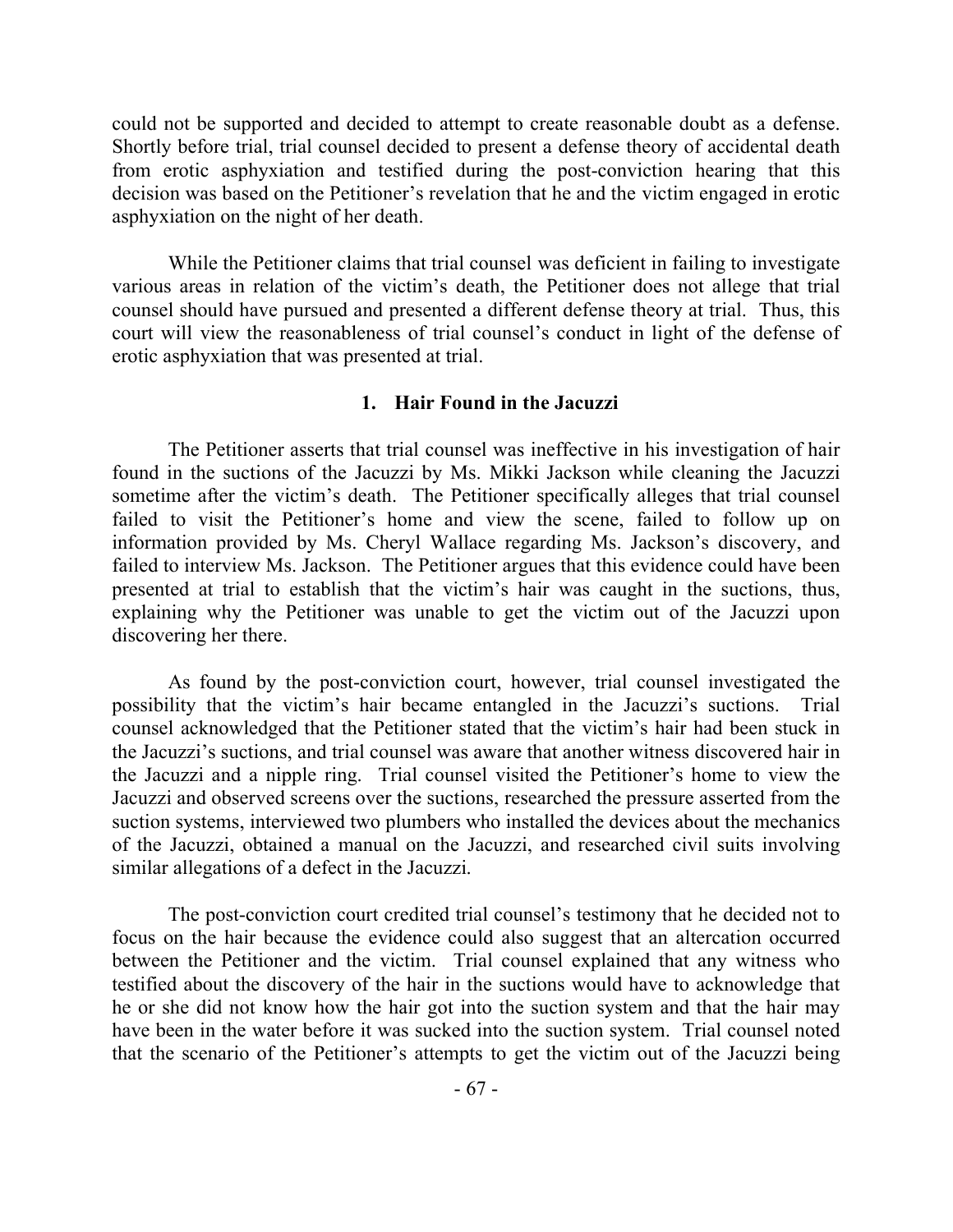could not be supported and decided to attempt to create reasonable doubt as a defense. Shortly before trial, trial counsel decided to present a defense theory of accidental death from erotic asphyxiation and testified during the post-conviction hearing that this decision was based on the Petitioner's revelation that he and the victim engaged in erotic asphyxiation on the night of her death.

While the Petitioner claims that trial counsel was deficient in failing to investigate various areas in relation of the victim's death, the Petitioner does not allege that trial counsel should have pursued and presented a different defense theory at trial. Thus, this court will view the reasonableness of trial counsel's conduct in light of the defense of erotic asphyxiation that was presented at trial.

### 1. Hair Found in the Jacuzzi

The Petitioner asserts that trial counsel was ineffective in his investigation of hair found in the suctions of the Jacuzzi by Ms. Mikki Jackson while cleaning the Jacuzzi sometime after the victim's death. The Petitioner specifically alleges that trial counsel failed to visit the Petitioner's home and view the scene, failed to follow up on information provided by Ms. Cheryl Wallace regarding Ms. Jackson's discovery, and failed to interview Ms. Jackson. The Petitioner argues that this evidence could have been presented at trial to establish that the victim's hair was caught in the suctions, thus, explaining why the Petitioner was unable to get the victim out of the Jacuzzi upon discovering her there.

As found by the post-conviction court, however, trial counsel investigated the possibility that the victim's hair became entangled in the Jacuzzi's suctions. Trial counsel acknowledged that the Petitioner stated that the victim's hair had been stuck in the Jacuzzi's suctions, and trial counsel was aware that another witness discovered hair in the Jacuzzi and a nipple ring. Trial counsel visited the Petitioner's home to view the Jacuzzi and observed screens over the suctions, researched the pressure asserted from the suction systems, interviewed two plumbers who installed the devices about the mechanics of the Jacuzzi, obtained a manual on the Jacuzzi, and researched civil suits involving similar allegations of a defect in the Jacuzzi.

The post-conviction court credited trial counsel's testimony that he decided not to focus on the hair because the evidence could also suggest that an altercation occurred between the Petitioner and the victim. Trial counsel explained that any witness who testified about the discovery of the hair in the suctions would have to acknowledge that he or she did not know how the hair got into the suction system and that the hair may have been in the water before it was sucked into the suction system. Trial counsel noted that the scenario of the Petitioner's attempts to get the victim out of the Jacuzzi being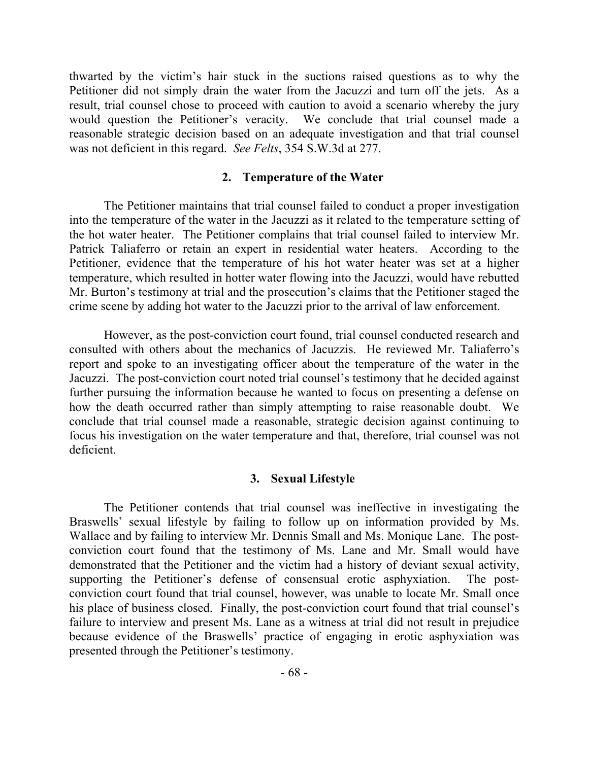thwarted by the victim's hair stuck in the suctions raised questions as to why the Petitioner did not simply drain the water from the Jacuzzi and turn off the jets. As a result, trial counsel chose to proceed with caution to avoid a scenario whereby the jury would question the Petitioner's veracity. We conclude that trial counsel made a reasonable strategic decision based on an adequate investigation and that trial counsel was not deficient in this regard. *See Felts*, 354 S.W.3d at 277.

### 2. Temperature of the Water

The Petitioner maintains that trial counsel failed to conduct a proper investigation into the temperature of the water in the Jacuzzi as it related to the temperature setting of the hot water heater. The Petitioner complains that trial counsel failed to interview Mr. Patrick Taliaferro or retain an expert in residential water heaters. According to the Petitioner, evidence that the temperature of his hot water heater was set at a higher temperature, which resulted in hotter water flowing into the Jacuzzi, would have rebutted Mr. Burton's testimony at trial and the prosecution's claims that the Petitioner staged the crime scene by adding hot water to the Jacuzzi prior to the arrival of law enforcement.

However, as the post-conviction court found, trial counsel conducted research and consulted with others about the mechanics of Jacuzzis. He reviewed Mr. Taliaferro's report and spoke to an investigating officer about the temperature of the water in the Jacuzzi. The post-conviction court noted trial counsel's testimony that he decided against further pursuing the information because he wanted to focus on presenting a defense on how the death occurred rather than simply attempting to raise reasonable doubt. We conclude that trial counsel made a reasonable, strategic decision against continuing to focus his investigation on the water temperature and that, therefore, trial counsel was not deficient.

### 3. Sexual Lifestyle

The Petitioner contends that trial counsel was ineffective in investigating the Braswells' sexual lifestyle by failing to follow up on information provided by Ms. Wallace and by failing to interview Mr. Dennis Small and Ms. Monique Lane. The post-conviction court found that the testimony of Ms. Lane and Mr. Small would have demonstrated that the Petitioner and the victim had a history of deviant sexual activity, supporting the Petitioner's defense of consensual erotic asphyxiation. The post-conviction court found that trial counsel, however, was unable to locate Mr. Small once his place of business closed. Finally, the post-conviction court found that trial counsel's failure to interview and present Ms. Lane as a witness at trial did not result in prejudice because evidence of the Braswells' practice of engaging in erotic asphyxiation was presented through the Petitioner's testimony.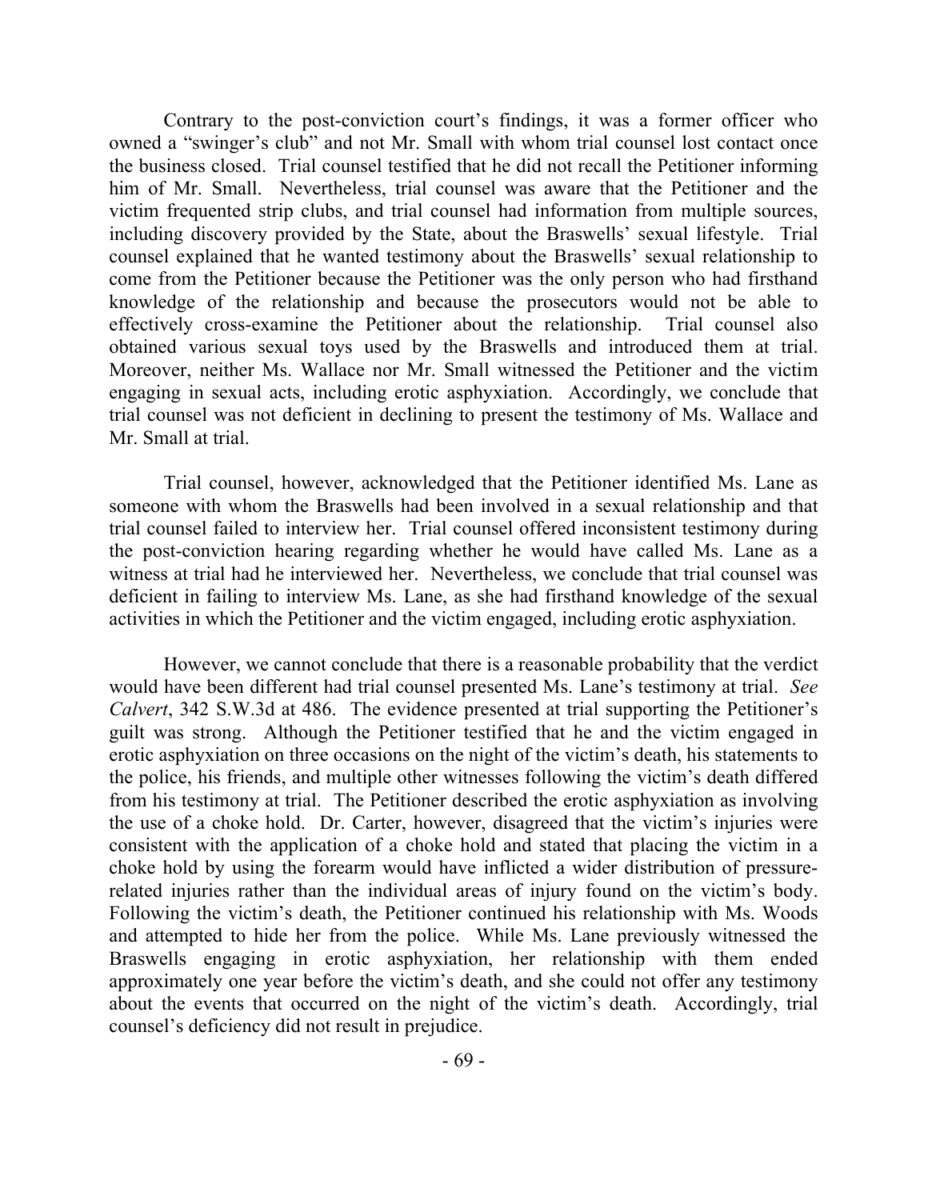Contrary to the post-conviction court's findings, it was a former officer who owned a "swinger's club" and not Mr. Small with whom trial counsel lost contact once the business closed. Trial counsel testified that he did not recall the Petitioner informing him of Mr. Small. Nevertheless, trial counsel was aware that the Petitioner and the victim frequented strip clubs, and trial counsel had information from multiple sources, including discovery provided by the State, about the Braswells' sexual lifestyle. Trial counsel explained that he wanted testimony about the Braswells' sexual relationship to come from the Petitioner because the Petitioner was the only person who had firsthand knowledge of the relationship and because the prosecutors would not be able to effectively cross-examine the Petitioner about the relationship. Trial counsel also obtained various sexual toys used by the Braswells and introduced them at trial. Moreover, neither Ms. Wallace nor Mr. Small witnessed the Petitioner and the victim engaging in sexual acts, including erotic asphyxiation. Accordingly, we conclude that trial counsel was not deficient in declining to present the testimony of Ms. Wallace and Mr. Small at trial.

Trial counsel, however, acknowledged that the Petitioner identified Ms. Lane as someone with whom the Braswells had been involved in a sexual relationship and that trial counsel failed to interview her. Trial counsel offered inconsistent testimony during the post-conviction hearing regarding whether he would have called Ms. Lane as a witness at trial had he interviewed her. Nevertheless, we conclude that trial counsel was deficient in failing to interview Ms. Lane, as she had firsthand knowledge of the sexual activities in which the Petitioner and the victim engaged, including erotic asphyxiation.

However, we cannot conclude that there is a reasonable probability that the verdict would have been different had trial counsel presented Ms. Lane's testimony at trial. *See Calvert*, 342 S.W.3d at 486. The evidence presented at trial supporting the Petitioner's guilt was strong. Although the Petitioner testified that he and the victim engaged in erotic asphyxiation on three occasions on the night of the victim's death, his statements to the police, his friends, and multiple other witnesses following the victim's death differed from his testimony at trial. The Petitioner described the erotic asphyxiation as involving the use of a choke hold. Dr. Carter, however, disagreed that the victim's injuries were consistent with the application of a choke hold and stated that placing the victim in a choke hold by using the forearm would have inflicted a wider distribution of pressure-related injuries rather than the individual areas of injury found on the victim's body. Following the victim's death, the Petitioner continued his relationship with Ms. Woods and attempted to hide her from the police. While Ms. Lane previously witnessed the Braswells engaging in erotic asphyxiation, her relationship with them ended approximately one year before the victim's death, and she could not offer any testimony about the events that occurred on the night of the victim's death. Accordingly, trial counsel's deficiency did not result in prejudice.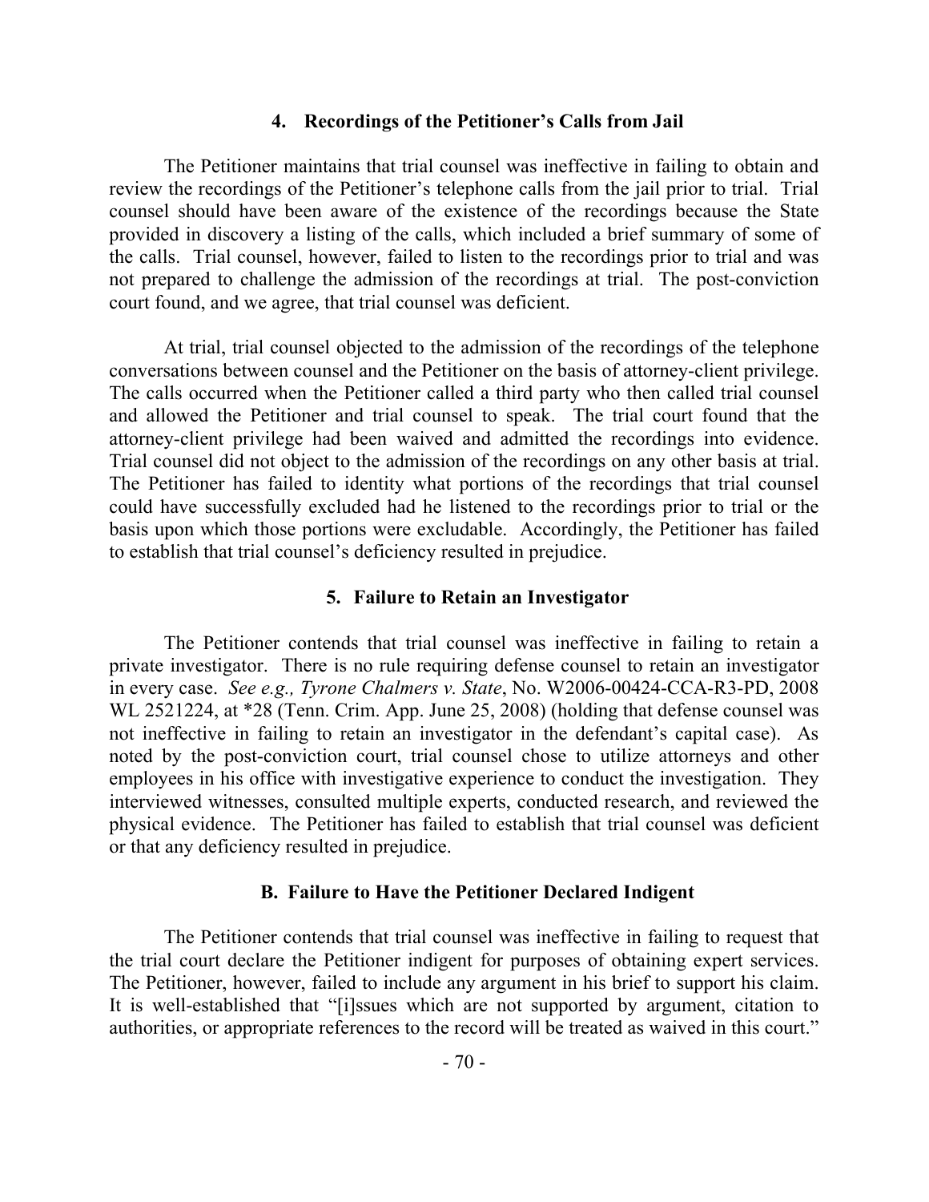#### 4. Recordings of the Petitioner's Calls from Jail

The Petitioner maintains that trial counsel was ineffective in failing to obtain and review the recordings of the Petitioner's telephone calls from the jail prior to trial. Trial counsel should have been aware of the existence of the recordings because the State provided in discovery a listing of the calls, which included a brief summary of some of the calls. Trial counsel, however, failed to listen to the recordings prior to trial and was not prepared to challenge the admission of the recordings at trial. The post-conviction court found, and we agree, that trial counsel was deficient.

At trial, trial counsel objected to the admission of the recordings of the telephone conversations between counsel and the Petitioner on the basis of attorney-client privilege. The calls occurred when the Petitioner called a third party who then called trial counsel and allowed the Petitioner and trial counsel to speak. The trial court found that the attorney-client privilege had been waived and admitted the recordings into evidence. Trial counsel did not object to the admission of the recordings on any other basis at trial. The Petitioner has failed to identity what portions of the recordings that trial counsel could have successfully excluded had he listened to the recordings prior to trial or the basis upon which those portions were excludable. Accordingly, the Petitioner has failed to establish that trial counsel's deficiency resulted in prejudice.

#### 5. Failure to Retain an Investigator

The Petitioner contends that trial counsel was ineffective in failing to retain a private investigator. There is no rule requiring defense counsel to retain an investigator in every case. *See e.g., Tyrone Chalmers v. State*, No. W2006-00424-CCA-R3-PD, 2008 WL 2521224, at *28 (Tenn. Crim. App. June 25, 2008) (holding that defense counsel was not ineffective in failing to retain an investigator in the defendant's capital case). As noted by the post-conviction court, trial counsel chose to utilize attorneys and other employees in his office with investigative experience to conduct the investigation. They interviewed witnesses, consulted multiple experts, conducted research, and reviewed the physical evidence. The Petitioner has failed to establish that trial counsel was deficient or that any deficiency resulted in prejudice.

### B. Failure to Have the Petitioner Declared Indigent

The Petitioner contends that trial counsel was ineffective in failing to request that the trial court declare the Petitioner indigent for purposes of obtaining expert services. The Petitioner, however, failed to include any argument in his brief to support his claim. It is well-established that "[i]ssues which are not supported by argument, citation to authorities, or appropriate references to the record will be treated as waived in this court."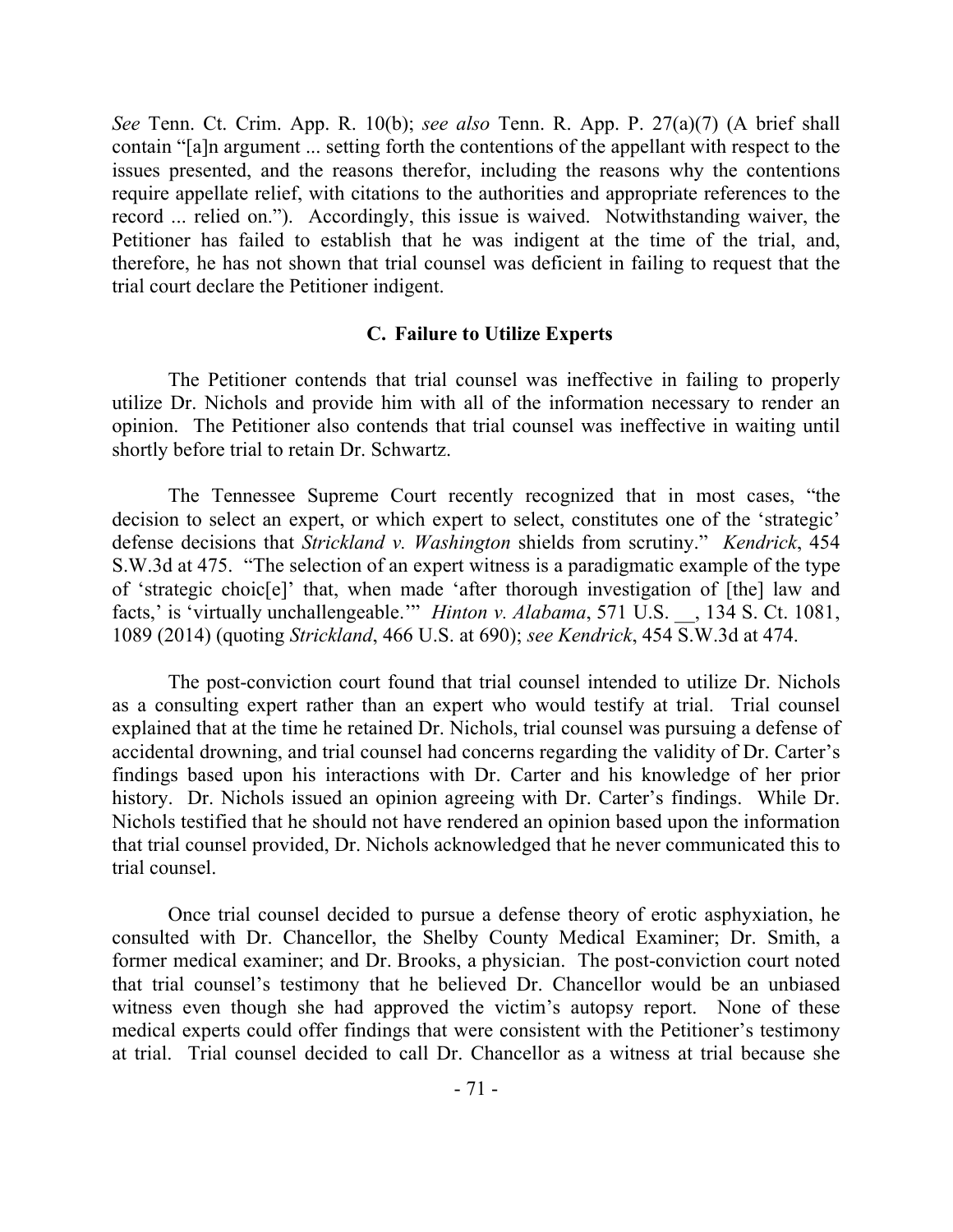*See* Tenn. Ct. Crim. App. R. 10(b); *see also* Tenn. R. App. P. 27(a)(7) (A brief shall contain "[a]n argument ... setting forth the contentions of the appellant with respect to the issues presented, and the reasons therefor, including the reasons why the contentions require appellate relief, with citations to the authorities and appropriate references to the record ... relied on."). Accordingly, this issue is waived. Notwithstanding waiver, the Petitioner has failed to establish that he was indigent at the time of the trial, and, therefore, he has not shown that trial counsel was deficient in failing to request that the trial court declare the Petitioner indigent.

### C. Failure to Utilize Experts

The Petitioner contends that trial counsel was ineffective in failing to properly utilize Dr. Nichols and provide him with all of the information necessary to render an opinion. The Petitioner also contends that trial counsel was ineffective in waiting until shortly before trial to retain Dr. Schwartz.

The Tennessee Supreme Court recently recognized that in most cases, "the decision to select an expert, or which expert to select, constitutes one of the 'strategic' defense decisions that *Strickland v. Washington* shields from scrutiny." *Kendrick*, 454 S.W.3d at 475. "The selection of an expert witness is a paradigmatic example of the type of 'strategic choic[e]' that, when made 'after thorough investigation of [the] law and facts,' is 'virtually unchallengeable.'" *Hinton v. Alabama*, 571 U.S. __, 134 S. Ct. 1081, 1089 (2014) (quoting *Strickland*, 466 U.S. at 690); *see Kendrick*, 454 S.W.3d at 474.

The post-conviction court found that trial counsel intended to utilize Dr. Nichols as a consulting expert rather than an expert who would testify at trial. Trial counsel explained that at the time he retained Dr. Nichols, trial counsel was pursuing a defense of accidental drowning, and trial counsel had concerns regarding the validity of Dr. Carter's findings based upon his interactions with Dr. Carter and his knowledge of her prior history. Dr. Nichols issued an opinion agreeing with Dr. Carter's findings. While Dr. Nichols testified that he should not have rendered an opinion based upon the information that trial counsel provided, Dr. Nichols acknowledged that he never communicated this to trial counsel.

Once trial counsel decided to pursue a defense theory of erotic asphyxiation, he consulted with Dr. Chancellor, the Shelby County Medical Examiner; Dr. Smith, a former medical examiner; and Dr. Brooks, a physician. The post-conviction court noted that trial counsel's testimony that he believed Dr. Chancellor would be an unbiased witness even though she had approved the victim's autopsy report. None of these medical experts could offer findings that were consistent with the Petitioner's testimony at trial. Trial counsel decided to call Dr. Chancellor as a witness at trial because she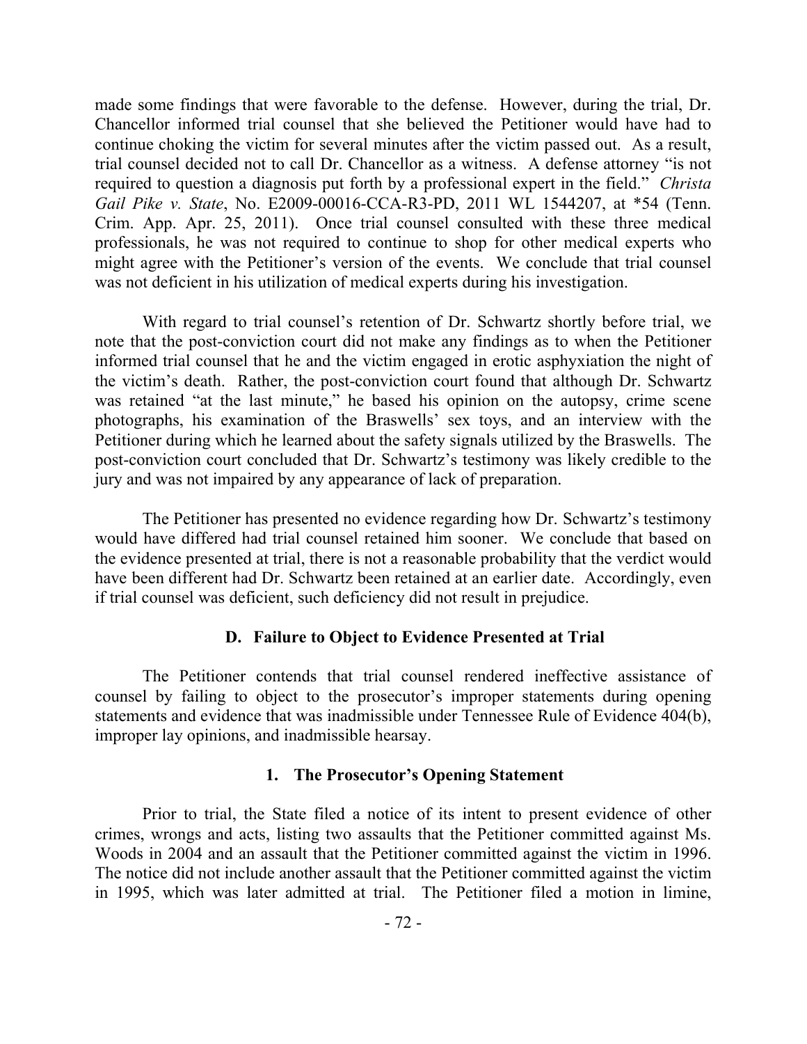made some findings that were favorable to the defense. However, during the trial, Dr. Chancellor informed trial counsel that she believed the Petitioner would have had to continue choking the victim for several minutes after the victim passed out. As a result, trial counsel decided not to call Dr. Chancellor as a witness. A defense attorney "is not required to question a diagnosis put forth by a professional expert in the field." *Christa Gail Pike v. State*, No. E2009-00016-CCA-R3-PD, 2011 WL 1544207, at *54 (Tenn. Crim. App. Apr. 25, 2011). Once trial counsel consulted with these three medical professionals, he was not required to continue to shop for other medical experts who might agree with the Petitioner's version of the events. We conclude that trial counsel was not deficient in his utilization of medical experts during his investigation.

With regard to trial counsel's retention of Dr. Schwartz shortly before trial, we note that the post-conviction court did not make any findings as to when the Petitioner informed trial counsel that he and the victim engaged in erotic asphyxiation the night of the victim's death. Rather, the post-conviction court found that although Dr. Schwartz was retained "at the last minute," he based his opinion on the autopsy, crime scene photographs, his examination of the Braswells' sex toys, and an interview with the Petitioner during which he learned about the safety signals utilized by the Braswells. The post-conviction court concluded that Dr. Schwartz's testimony was likely credible to the jury and was not impaired by any appearance of lack of preparation.

The Petitioner has presented no evidence regarding how Dr. Schwartz's testimony would have differed had trial counsel retained him sooner. We conclude that based on the evidence presented at trial, there is not a reasonable probability that the verdict would have been different had Dr. Schwartz been retained at an earlier date. Accordingly, even if trial counsel was deficient, such deficiency did not result in prejudice.

### D. Failure to Object to Evidence Presented at Trial

The Petitioner contends that trial counsel rendered ineffective assistance of counsel by failing to object to the prosecutor's improper statements during opening statements and evidence that was inadmissible under Tennessee Rule of Evidence 404(b), improper lay opinions, and inadmissible hearsay.

#### 1. The Prosecutor's Opening Statement

Prior to trial, the State filed a notice of its intent to present evidence of other crimes, wrongs and acts, listing two assaults that the Petitioner committed against Ms. Woods in 2004 and an assault that the Petitioner committed against the victim in 1996. The notice did not include another assault that the Petitioner committed against the victim in 1995, which was later admitted at trial. The Petitioner filed a motion in limine,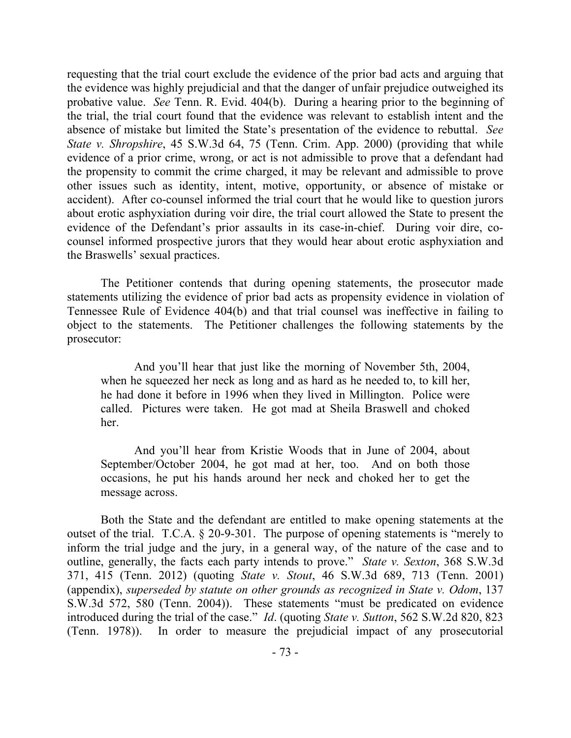requesting that the trial court exclude the evidence of the prior bad acts and arguing that the evidence was highly prejudicial and that the danger of unfair prejudice outweighed its probative value. *See* Tenn. R. Evid. 404(b). During a hearing prior to the beginning of the trial, the trial court found that the evidence was relevant to establish intent and the absence of mistake but limited the State's presentation of the evidence to rebuttal. *See State v. Shropshire*, 45 S.W.3d 64, 75 (Tenn. Crim. App. 2000) (providing that while evidence of a prior crime, wrong, or act is not admissible to prove that a defendant had the propensity to commit the crime charged, it may be relevant and admissible to prove other issues such as identity, intent, motive, opportunity, or absence of mistake or accident). After co-counsel informed the trial court that he would like to question jurors about erotic asphyxiation during voir dire, the trial court allowed the State to present the evidence of the Defendant's prior assaults in its case-in-chief. During voir dire, co-counsel informed prospective jurors that they would hear about erotic asphyxiation and the Braswells' sexual practices.

The Petitioner contends that during opening statements, the prosecutor made statements utilizing the evidence of prior bad acts as propensity evidence in violation of Tennessee Rule of Evidence 404(b) and that trial counsel was ineffective in failing to object to the statements. The Petitioner challenges the following statements by the prosecutor:

> And you'll hear that just like the morning of November 5th, 2004, when he squeezed her neck as long and as hard as he needed to, to kill her, he had done it before in 1996 when they lived in Millington. Police were called. Pictures were taken. He got mad at Sheila Braswell and choked her.
>
> And you'll hear from Kristie Woods that in June of 2004, about September/October 2004, he got mad at her, too. And on both those occasions, he put his hands around her neck and choked her to get the message across.

Both the State and the defendant are entitled to make opening statements at the outset of the trial. T.C.A. § 20-9-301. The purpose of opening statements is "merely to inform the trial judge and the jury, in a general way, of the nature of the case and to outline, generally, the facts each party intends to prove." *State v. Sexton*, 368 S.W.3d 371, 415 (Tenn. 2012) (quoting *State v. Stout*, 46 S.W.3d 689, 713 (Tenn. 2001) (appendix), *superseded by statute on other grounds as recognized in State v. Odom*, 137 S.W.3d 572, 580 (Tenn. 2004)). These statements "must be predicated on evidence introduced during the trial of the case." *Id*. (quoting *State v. Sutton*, 562 S.W.2d 820, 823 (Tenn. 1978)). In order to measure the prejudicial impact of any prosecutorial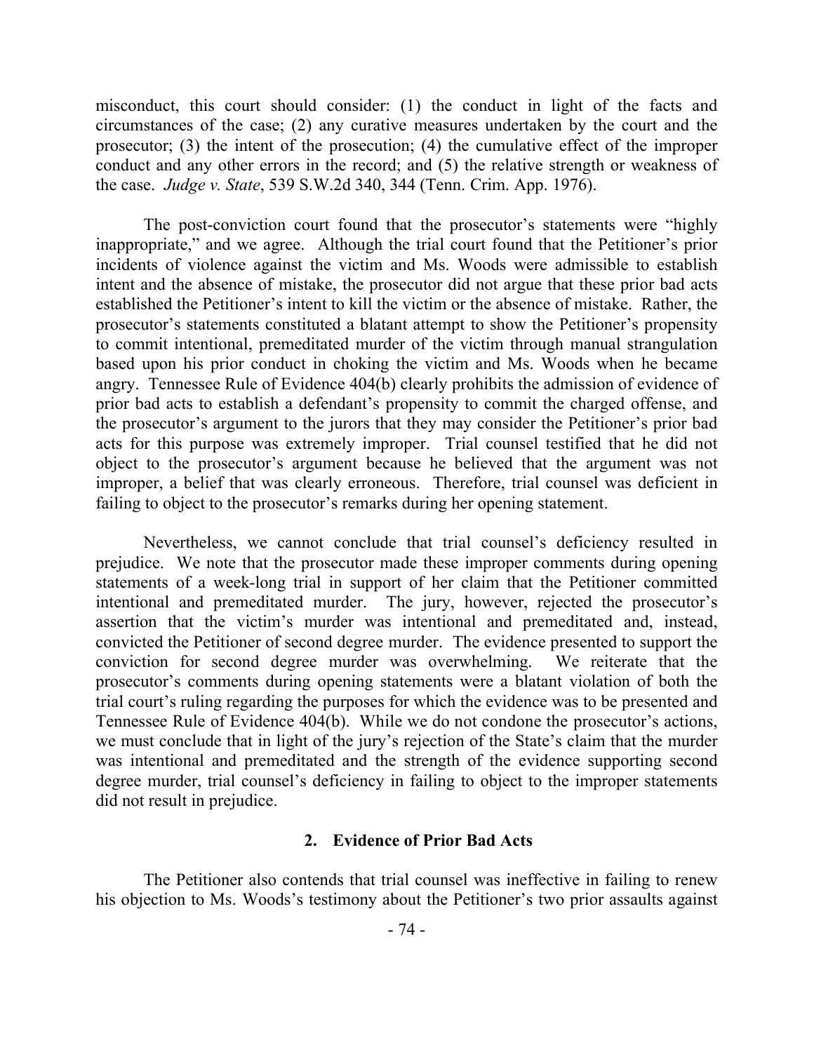misconduct, this court should consider: (1) the conduct in light of the facts and circumstances of the case; (2) any curative measures undertaken by the court and the prosecutor; (3) the intent of the prosecution; (4) the cumulative effect of the improper conduct and any other errors in the record; and (5) the relative strength or weakness of the case. *Judge v. State*, 539 S.W.2d 340, 344 (Tenn. Crim. App. 1976).

The post-conviction court found that the prosecutor's statements were "highly inappropriate," and we agree. Although the trial court found that the Petitioner's prior incidents of violence against the victim and Ms. Woods were admissible to establish intent and the absence of mistake, the prosecutor did not argue that these prior bad acts established the Petitioner's intent to kill the victim or the absence of mistake. Rather, the prosecutor's statements constituted a blatant attempt to show the Petitioner's propensity to commit intentional, premeditated murder of the victim through manual strangulation based upon his prior conduct in choking the victim and Ms. Woods when he became angry. Tennessee Rule of Evidence 404(b) clearly prohibits the admission of evidence of prior bad acts to establish a defendant's propensity to commit the charged offense, and the prosecutor's argument to the jurors that they may consider the Petitioner's prior bad acts for this purpose was extremely improper. Trial counsel testified that he did not object to the prosecutor's argument because he believed that the argument was not improper, a belief that was clearly erroneous. Therefore, trial counsel was deficient in failing to object to the prosecutor's remarks during her opening statement.

Nevertheless, we cannot conclude that trial counsel's deficiency resulted in prejudice. We note that the prosecutor made these improper comments during opening statements of a week-long trial in support of her claim that the Petitioner committed intentional and premeditated murder. The jury, however, rejected the prosecutor's assertion that the victim's murder was intentional and premeditated and, instead, convicted the Petitioner of second degree murder. The evidence presented to support the conviction for second degree murder was overwhelming. We reiterate that the prosecutor's comments during opening statements were a blatant violation of both the trial court's ruling regarding the purposes for which the evidence was to be presented and Tennessee Rule of Evidence 404(b). While we do not condone the prosecutor's actions, we must conclude that in light of the jury's rejection of the State's claim that the murder was intentional and premeditated and the strength of the evidence supporting second degree murder, trial counsel's deficiency in failing to object to the improper statements did not result in prejudice.

### 2. Evidence of Prior Bad Acts

The Petitioner also contends that trial counsel was ineffective in failing to renew his objection to Ms. Woods's testimony about the Petitioner's two prior assaults against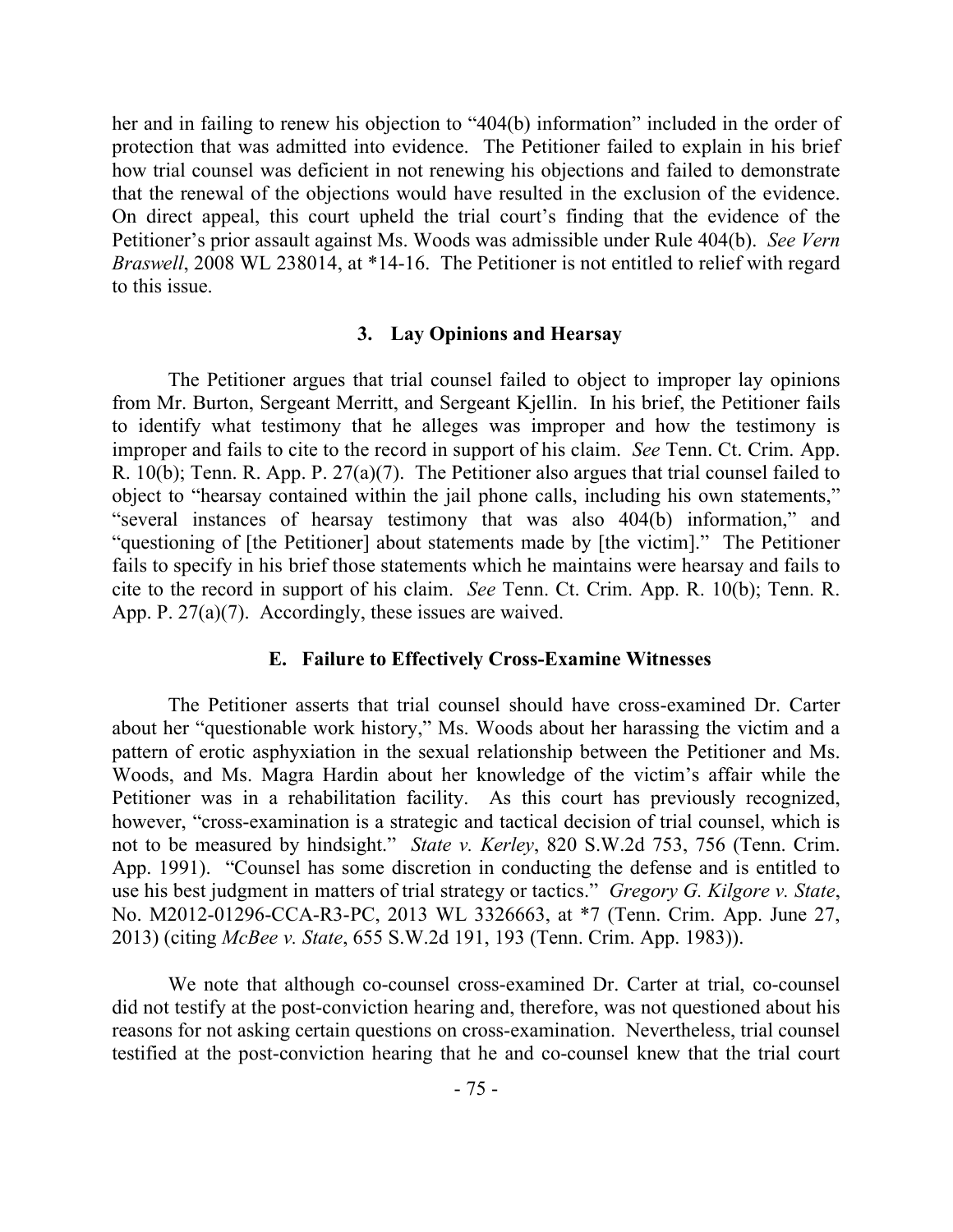her and in failing to renew his objection to "404(b) information" included in the order of protection that was admitted into evidence. The Petitioner failed to explain in his brief how trial counsel was deficient in not renewing his objections and failed to demonstrate that the renewal of the objections would have resulted in the exclusion of the evidence. On direct appeal, this court upheld the trial court's finding that the evidence of the Petitioner's prior assault against Ms. Woods was admissible under Rule 404(b). *See Vern Braswell*, 2008 WL 238014, at *14-16. The Petitioner is not entitled to relief with regard to this issue.

### 3. Lay Opinions and Hearsay

The Petitioner argues that trial counsel failed to object to improper lay opinions from Mr. Burton, Sergeant Merritt, and Sergeant Kjellin. In his brief, the Petitioner fails to identify what testimony that he alleges was improper and how the testimony is improper and fails to cite to the record in support of his claim. *See* Tenn. Ct. Crim. App. R. 10(b); Tenn. R. App. P. 27(a)(7). The Petitioner also argues that trial counsel failed to object to "hearsay contained within the jail phone calls, including his own statements," "several instances of hearsay testimony that was also 404(b) information," and "questioning of [the Petitioner] about statements made by [the victim]." The Petitioner fails to specify in his brief those statements which he maintains were hearsay and fails to cite to the record in support of his claim. *See* Tenn. Ct. Crim. App. R. 10(b); Tenn. R. App. P. 27(a)(7). Accordingly, these issues are waived.

## E. Failure to Effectively Cross-Examine Witnesses

The Petitioner asserts that trial counsel should have cross-examined Dr. Carter about her "questionable work history," Ms. Woods about her harassing the victim and a pattern of erotic asphyxiation in the sexual relationship between the Petitioner and Ms. Woods, and Ms. Magra Hardin about her knowledge of the victim's affair while the Petitioner was in a rehabilitation facility. As this court has previously recognized, however, "cross-examination is a strategic and tactical decision of trial counsel, which is not to be measured by hindsight." *State v. Kerley*, 820 S.W.2d 753, 756 (Tenn. Crim. App. 1991). "Counsel has some discretion in conducting the defense and is entitled to use his best judgment in matters of trial strategy or tactics." *Gregory G. Kilgore v. State*, No. M2012-01296-CCA-R3-PC, 2013 WL 3326663, at *7 (Tenn. Crim. App. June 27, 2013) (citing *McBee v. State*, 655 S.W.2d 191, 193 (Tenn. Crim. App. 1983)).

We note that although co-counsel cross-examined Dr. Carter at trial, co-counsel did not testify at the post-conviction hearing and, therefore, was not questioned about his reasons for not asking certain questions on cross-examination. Nevertheless, trial counsel testified at the post-conviction hearing that he and co-counsel knew that the trial court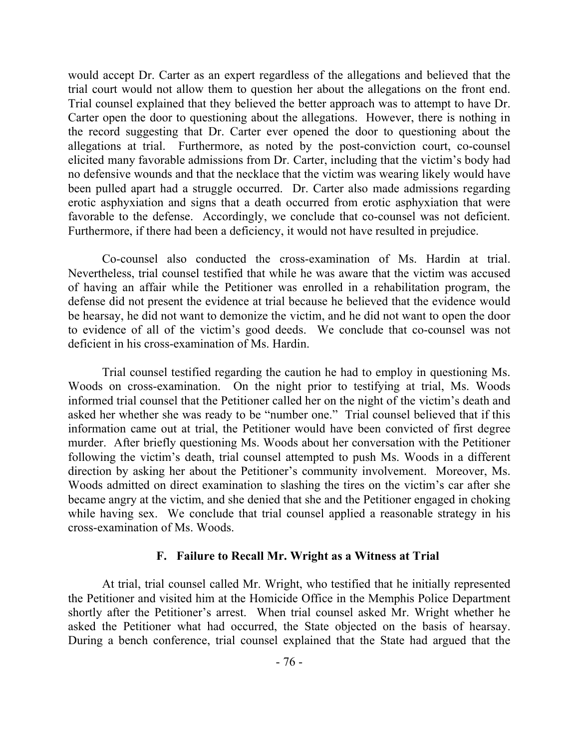would accept Dr. Carter as an expert regardless of the allegations and believed that the trial court would not allow them to question her about the allegations on the front end. Trial counsel explained that they believed the better approach was to attempt to have Dr. Carter open the door to questioning about the allegations. However, there is nothing in the record suggesting that Dr. Carter ever opened the door to questioning about the allegations at trial. Furthermore, as noted by the post-conviction court, co-counsel elicited many favorable admissions from Dr. Carter, including that the victim's body had no defensive wounds and that the necklace that the victim was wearing likely would have been pulled apart had a struggle occurred. Dr. Carter also made admissions regarding erotic asphyxiation and signs that a death occurred from erotic asphyxiation that were favorable to the defense. Accordingly, we conclude that co-counsel was not deficient. Furthermore, if there had been a deficiency, it would not have resulted in prejudice.

Co-counsel also conducted the cross-examination of Ms. Hardin at trial. Nevertheless, trial counsel testified that while he was aware that the victim was accused of having an affair while the Petitioner was enrolled in a rehabilitation program, the defense did not present the evidence at trial because he believed that the evidence would be hearsay, he did not want to demonize the victim, and he did not want to open the door to evidence of all of the victim's good deeds. We conclude that co-counsel was not deficient in his cross-examination of Ms. Hardin.

Trial counsel testified regarding the caution he had to employ in questioning Ms. Woods on cross-examination. On the night prior to testifying at trial, Ms. Woods informed trial counsel that the Petitioner called her on the night of the victim's death and asked her whether she was ready to be "number one." Trial counsel believed that if this information came out at trial, the Petitioner would have been convicted of first degree murder. After briefly questioning Ms. Woods about her conversation with the Petitioner following the victim's death, trial counsel attempted to push Ms. Woods in a different direction by asking her about the Petitioner's community involvement. Moreover, Ms. Woods admitted on direct examination to slashing the tires on the victim's car after she became angry at the victim, and she denied that she and the Petitioner engaged in choking while having sex. We conclude that trial counsel applied a reasonable strategy in his cross-examination of Ms. Woods.

### F. Failure to Recall Mr. Wright as a Witness at Trial

At trial, trial counsel called Mr. Wright, who testified that he initially represented the Petitioner and visited him at the Homicide Office in the Memphis Police Department shortly after the Petitioner's arrest. When trial counsel asked Mr. Wright whether he asked the Petitioner what had occurred, the State objected on the basis of hearsay. During a bench conference, trial counsel explained that the State had argued that the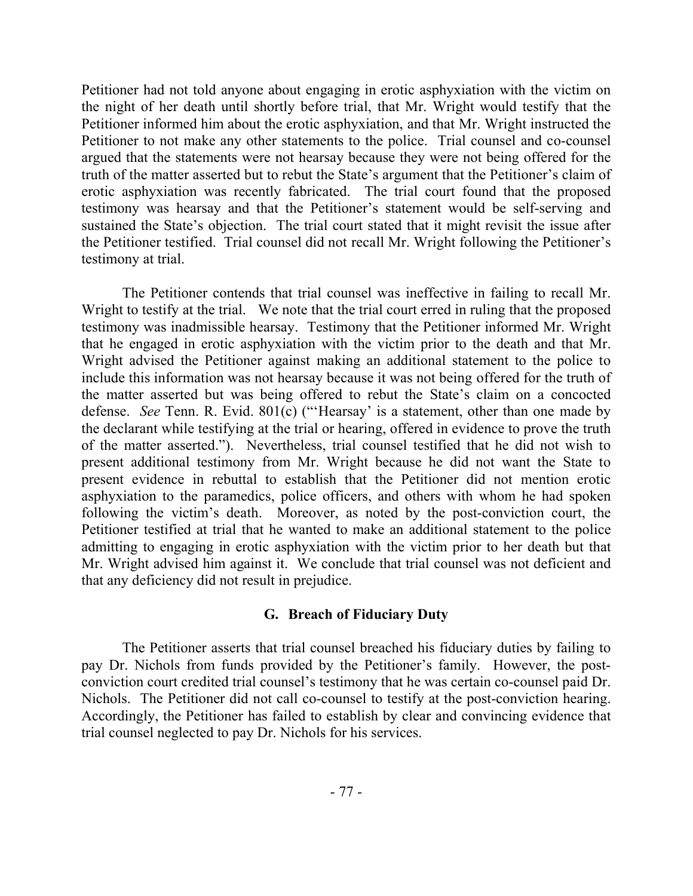Petitioner had not told anyone about engaging in erotic asphyxiation with the victim on the night of her death until shortly before trial, that Mr. Wright would testify that the Petitioner informed him about the erotic asphyxiation, and that Mr. Wright instructed the Petitioner to not make any other statements to the police. Trial counsel and co-counsel argued that the statements were not hearsay because they were not being offered for the truth of the matter asserted but to rebut the State's argument that the Petitioner's claim of erotic asphyxiation was recently fabricated. The trial court found that the proposed testimony was hearsay and that the Petitioner's statement would be self-serving and sustained the State's objection. The trial court stated that it might revisit the issue after the Petitioner testified. Trial counsel did not recall Mr. Wright following the Petitioner's testimony at trial.

The Petitioner contends that trial counsel was ineffective in failing to recall Mr. Wright to testify at the trial. We note that the trial court erred in ruling that the proposed testimony was inadmissible hearsay. Testimony that the Petitioner informed Mr. Wright that he engaged in erotic asphyxiation with the victim prior to the death and that Mr. Wright advised the Petitioner against making an additional statement to the police to include this information was not hearsay because it was not being offered for the truth of the matter asserted but was being offered to rebut the State's claim on a concocted defense. *See* Tenn. R. Evid. 801(c) ("'Hearsay' is a statement, other than one made by the declarant while testifying at the trial or hearing, offered in evidence to prove the truth of the matter asserted."). Nevertheless, trial counsel testified that he did not wish to present additional testimony from Mr. Wright because he did not want the State to present evidence in rebuttal to establish that the Petitioner did not mention erotic asphyxiation to the paramedics, police officers, and others with whom he had spoken following the victim's death. Moreover, as noted by the post-conviction court, the Petitioner testified at trial that he wanted to make an additional statement to the police admitting to engaging in erotic asphyxiation with the victim prior to her death but that Mr. Wright advised him against it. We conclude that trial counsel was not deficient and that any deficiency did not result in prejudice.

## G. Breach of Fiduciary Duty

The Petitioner asserts that trial counsel breached his fiduciary duties by failing to pay Dr. Nichols from funds provided by the Petitioner's family. However, the post-conviction court credited trial counsel's testimony that he was certain co-counsel paid Dr. Nichols. The Petitioner did not call co-counsel to testify at the post-conviction hearing. Accordingly, the Petitioner has failed to establish by clear and convincing evidence that trial counsel neglected to pay Dr. Nichols for his services.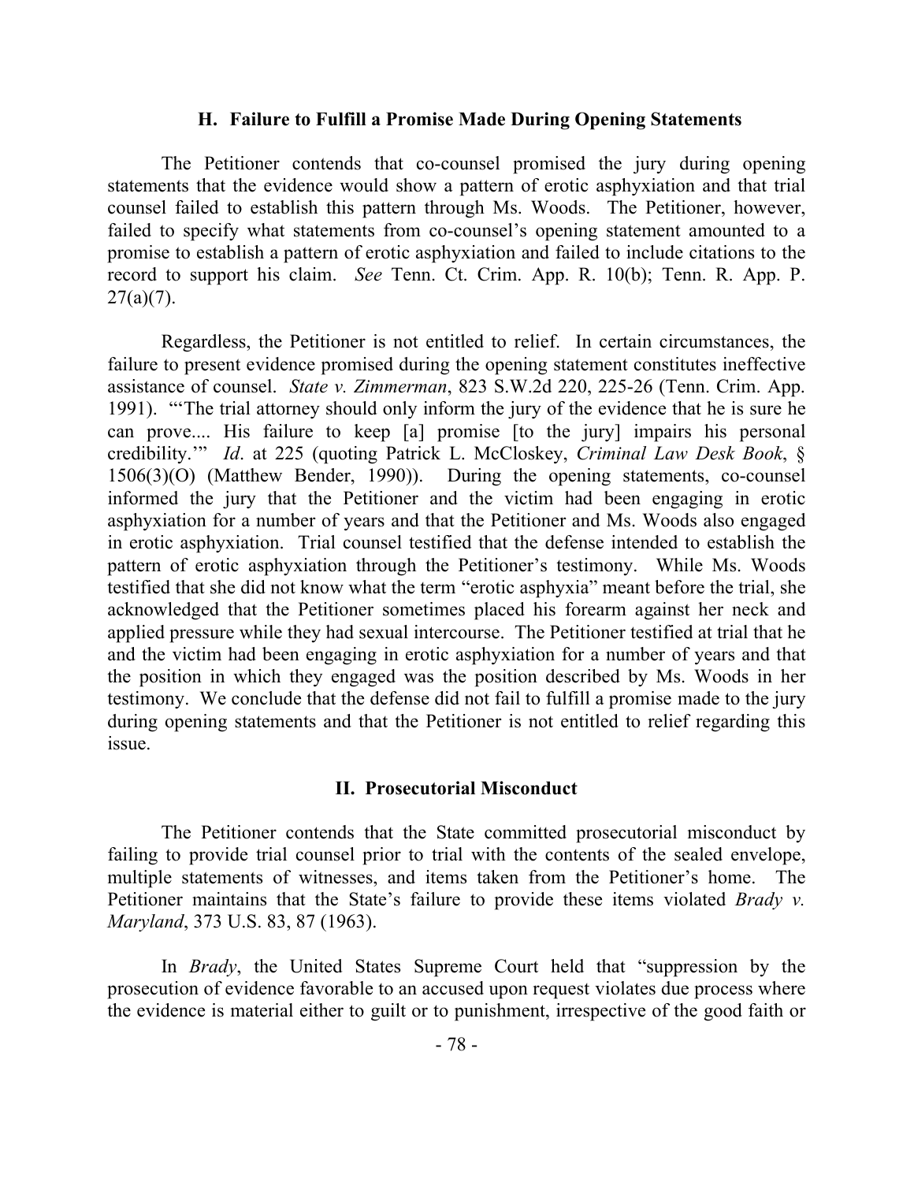### H. Failure to Fulfill a Promise Made During Opening Statements

The Petitioner contends that co-counsel promised the jury during opening statements that the evidence would show a pattern of erotic asphyxiation and that trial counsel failed to establish this pattern through Ms. Woods. The Petitioner, however, failed to specify what statements from co-counsel's opening statement amounted to a promise to establish a pattern of erotic asphyxiation and failed to include citations to the record to support his claim. *See* Tenn. Ct. Crim. App. R. 10(b); Tenn. R. App. P. 27(a)(7).

Regardless, the Petitioner is not entitled to relief. In certain circumstances, the failure to present evidence promised during the opening statement constitutes ineffective assistance of counsel. *State v. Zimmerman*, 823 S.W.2d 220, 225-26 (Tenn. Crim. App. 1991). "'The trial attorney should only inform the jury of the evidence that he is sure he can prove.... His failure to keep [a] promise [to the jury] impairs his personal credibility.'" *Id*. at 225 (quoting Patrick L. McCloskey, *Criminal Law Desk Book*, § 1506(3)(O) (Matthew Bender, 1990)). During the opening statements, co-counsel informed the jury that the Petitioner and the victim had been engaging in erotic asphyxiation for a number of years and that the Petitioner and Ms. Woods also engaged in erotic asphyxiation. Trial counsel testified that the defense intended to establish the pattern of erotic asphyxiation through the Petitioner's testimony. While Ms. Woods testified that she did not know what the term "erotic asphyxia" meant before the trial, she acknowledged that the Petitioner sometimes placed his forearm against her neck and applied pressure while they had sexual intercourse. The Petitioner testified at trial that he and the victim had been engaging in erotic asphyxiation for a number of years and that the position in which they engaged was the position described by Ms. Woods in her testimony. We conclude that the defense did not fail to fulfill a promise made to the jury during opening statements and that the Petitioner is not entitled to relief regarding this issue.

## II. Prosecutorial Misconduct

The Petitioner contends that the State committed prosecutorial misconduct by failing to provide trial counsel prior to trial with the contents of the sealed envelope, multiple statements of witnesses, and items taken from the Petitioner's home. The Petitioner maintains that the State's failure to provide these items violated *Brady v. Maryland*, 373 U.S. 83, 87 (1963).

In *Brady*, the United States Supreme Court held that "suppression by the prosecution of evidence favorable to an accused upon request violates due process where the evidence is material either to guilt or to punishment, irrespective of the good faith or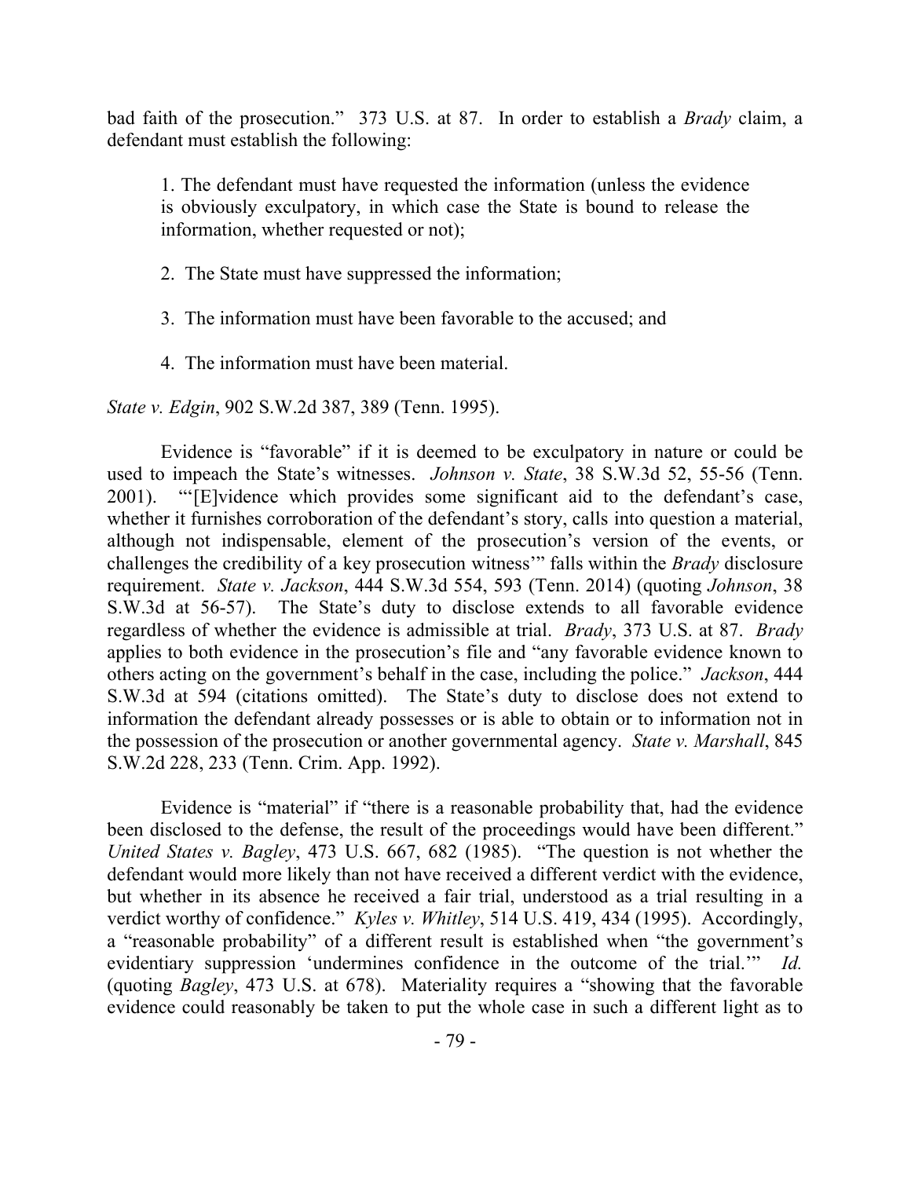bad faith of the prosecution." 373 U.S. at 87. In order to establish a *Brady* claim, a defendant must establish the following:

> 1. The defendant must have requested the information (unless the evidence is obviously exculpatory, in which case the State is bound to release the information, whether requested or not);
>
> 2. The State must have suppressed the information;
>
> 3. The information must have been favorable to the accused; and
>
> 4. The information must have been material.

*State v. Edgin*, 902 S.W.2d 387, 389 (Tenn. 1995).

Evidence is "favorable" if it is deemed to be exculpatory in nature or could be used to impeach the State's witnesses. *Johnson v. State*, 38 S.W.3d 52, 55-56 (Tenn. 2001). "'[E]vidence which provides some significant aid to the defendant's case, whether it furnishes corroboration of the defendant's story, calls into question a material, although not indispensable, element of the prosecution's version of the events, or challenges the credibility of a key prosecution witness'" falls within the *Brady* disclosure requirement. *State v. Jackson*, 444 S.W.3d 554, 593 (Tenn. 2014) (quoting *Johnson*, 38 S.W.3d at 56-57). The State's duty to disclose extends to all favorable evidence regardless of whether the evidence is admissible at trial. *Brady*, 373 U.S. at 87. *Brady* applies to both evidence in the prosecution's file and "any favorable evidence known to others acting on the government's behalf in the case, including the police." *Jackson*, 444 S.W.3d at 594 (citations omitted). The State's duty to disclose does not extend to information the defendant already possesses or is able to obtain or to information not in the possession of the prosecution or another governmental agency. *State v. Marshall*, 845 S.W.2d 228, 233 (Tenn. Crim. App. 1992).

Evidence is "material" if "there is a reasonable probability that, had the evidence been disclosed to the defense, the result of the proceedings would have been different." *United States v. Bagley*, 473 U.S. 667, 682 (1985). "The question is not whether the defendant would more likely than not have received a different verdict with the evidence, but whether in its absence he received a fair trial, understood as a trial resulting in a verdict worthy of confidence." *Kyles v. Whitley*, 514 U.S. 419, 434 (1995). Accordingly, a "reasonable probability" of a different result is established when "the government's evidentiary suppression 'undermines confidence in the outcome of the trial.'" *Id.* (quoting *Bagley*, 473 U.S. at 678). Materiality requires a "showing that the favorable evidence could reasonably be taken to put the whole case in such a different light as to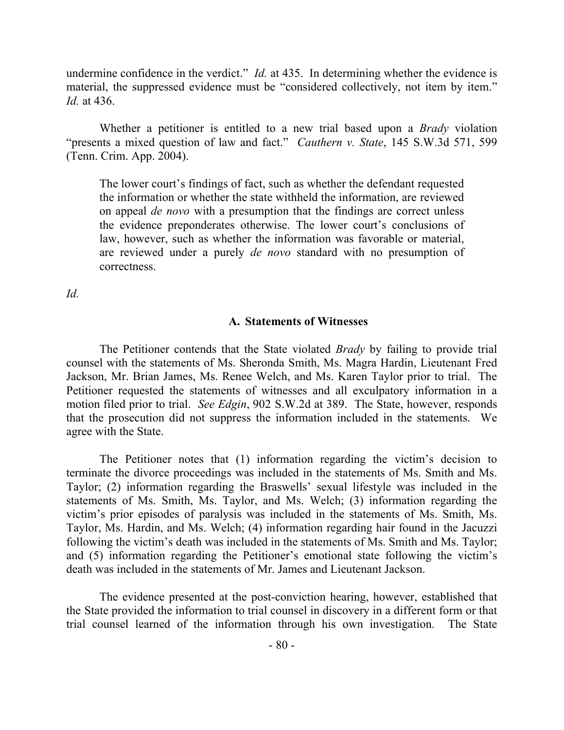undermine confidence in the verdict." *Id.* at 435. In determining whether the evidence is material, the suppressed evidence must be "considered collectively, not item by item." *Id.* at 436.

Whether a petitioner is entitled to a new trial based upon a *Brady* violation "presents a mixed question of law and fact." *Cauthern v. State*, 145 S.W.3d 571, 599 (Tenn. Crim. App. 2004).

> The lower court's findings of fact, such as whether the defendant requested the information or whether the state withheld the information, are reviewed on appeal *de novo* with a presumption that the findings are correct unless the evidence preponderates otherwise. The lower court's conclusions of law, however, such as whether the information was favorable or material, are reviewed under a purely *de novo* standard with no presumption of correctness.

*Id.*

### A. Statements of Witnesses

The Petitioner contends that the State violated *Brady* by failing to provide trial counsel with the statements of Ms. Sheronda Smith, Ms. Magra Hardin, Lieutenant Fred Jackson, Mr. Brian James, Ms. Renee Welch, and Ms. Karen Taylor prior to trial. The Petitioner requested the statements of witnesses and all exculpatory information in a motion filed prior to trial. *See Edgin*, 902 S.W.2d at 389. The State, however, responds that the prosecution did not suppress the information included in the statements. We agree with the State.

The Petitioner notes that (1) information regarding the victim's decision to terminate the divorce proceedings was included in the statements of Ms. Smith and Ms. Taylor; (2) information regarding the Braswells' sexual lifestyle was included in the statements of Ms. Smith, Ms. Taylor, and Ms. Welch; (3) information regarding the victim's prior episodes of paralysis was included in the statements of Ms. Smith, Ms. Taylor, Ms. Hardin, and Ms. Welch; (4) information regarding hair found in the Jacuzzi following the victim's death was included in the statements of Ms. Smith and Ms. Taylor; and (5) information regarding the Petitioner's emotional state following the victim's death was included in the statements of Mr. James and Lieutenant Jackson.

The evidence presented at the post-conviction hearing, however, established that the State provided the information to trial counsel in discovery in a different form or that trial counsel learned of the information through his own investigation. The State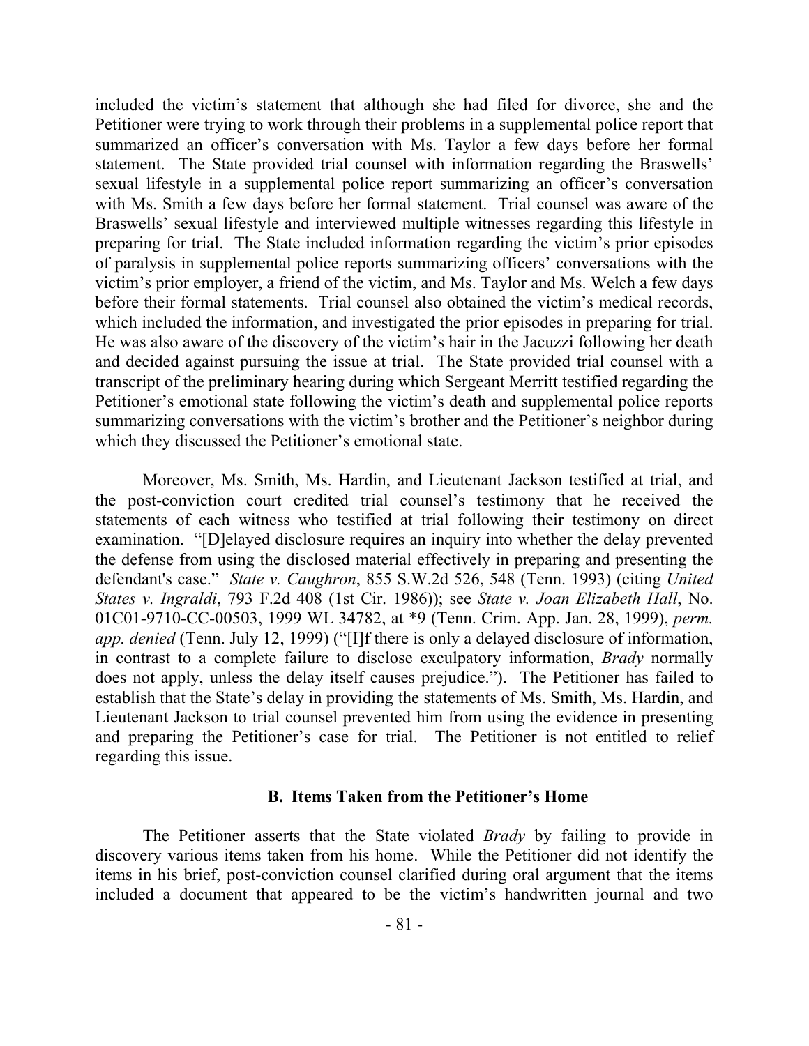included the victim's statement that although she had filed for divorce, she and the Petitioner were trying to work through their problems in a supplemental police report that summarized an officer's conversation with Ms. Taylor a few days before her formal statement. The State provided trial counsel with information regarding the Braswells' sexual lifestyle in a supplemental police report summarizing an officer's conversation with Ms. Smith a few days before her formal statement. Trial counsel was aware of the Braswells' sexual lifestyle and interviewed multiple witnesses regarding this lifestyle in preparing for trial. The State included information regarding the victim's prior episodes of paralysis in supplemental police reports summarizing officers' conversations with the victim's prior employer, a friend of the victim, and Ms. Taylor and Ms. Welch a few days before their formal statements. Trial counsel also obtained the victim's medical records, which included the information, and investigated the prior episodes in preparing for trial. He was also aware of the discovery of the victim's hair in the Jacuzzi following her death and decided against pursuing the issue at trial. The State provided trial counsel with a transcript of the preliminary hearing during which Sergeant Merritt testified regarding the Petitioner's emotional state following the victim's death and supplemental police reports summarizing conversations with the victim's brother and the Petitioner's neighbor during which they discussed the Petitioner's emotional state.

Moreover, Ms. Smith, Ms. Hardin, and Lieutenant Jackson testified at trial, and the post-conviction court credited trial counsel's testimony that he received the statements of each witness who testified at trial following their testimony on direct examination. "[D]elayed disclosure requires an inquiry into whether the delay prevented the defense from using the disclosed material effectively in preparing and presenting the defendant's case." *State v. Caughron*, 855 S.W.2d 526, 548 (Tenn. 1993) (citing *United States v. Ingraldi*, 793 F.2d 408 (1st Cir. 1986)); see *State v. Joan Elizabeth Hall*, No. 01C01-9710-CC-00503, 1999 WL 34782, at *9 (Tenn. Crim. App. Jan. 28, 1999), *perm. app. denied* (Tenn. July 12, 1999) ("[I]f there is only a delayed disclosure of information, in contrast to a complete failure to disclose exculpatory information, *Brady* normally does not apply, unless the delay itself causes prejudice."). The Petitioner has failed to establish that the State's delay in providing the statements of Ms. Smith, Ms. Hardin, and Lieutenant Jackson to trial counsel prevented him from using the evidence in presenting and preparing the Petitioner's case for trial. The Petitioner is not entitled to relief regarding this issue.

### B. Items Taken from the Petitioner's Home

The Petitioner asserts that the State violated *Brady* by failing to provide in discovery various items taken from his home. While the Petitioner did not identify the items in his brief, post-conviction counsel clarified during oral argument that the items included a document that appeared to be the victim's handwritten journal and two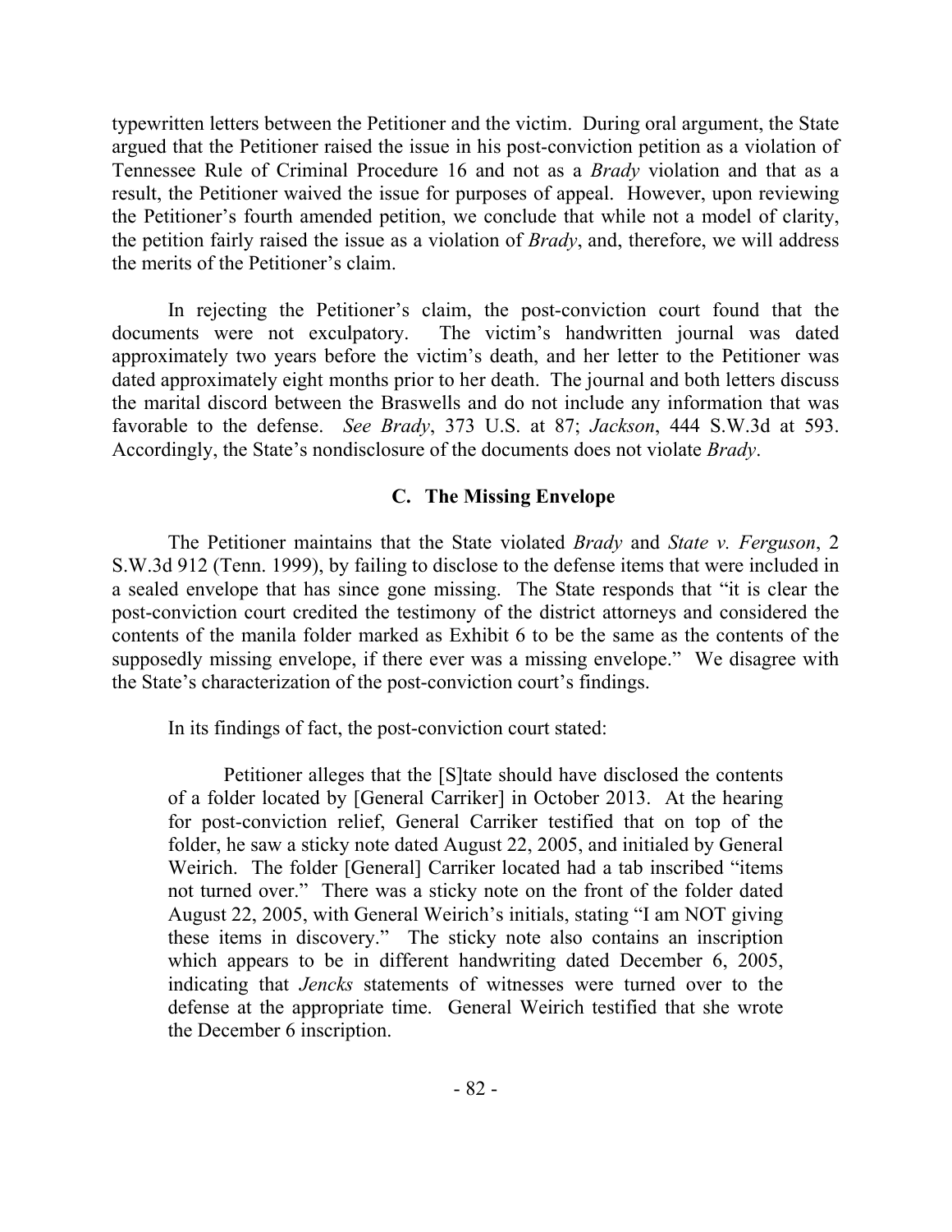typewritten letters between the Petitioner and the victim. During oral argument, the State argued that the Petitioner raised the issue in his post-conviction petition as a violation of Tennessee Rule of Criminal Procedure 16 and not as a *Brady* violation and that as a result, the Petitioner waived the issue for purposes of appeal. However, upon reviewing the Petitioner's fourth amended petition, we conclude that while not a model of clarity, the petition fairly raised the issue as a violation of *Brady*, and, therefore, we will address the merits of the Petitioner's claim.

In rejecting the Petitioner's claim, the post-conviction court found that the documents were not exculpatory. The victim's handwritten journal was dated approximately two years before the victim's death, and her letter to the Petitioner was dated approximately eight months prior to her death. The journal and both letters discuss the marital discord between the Braswells and do not include any information that was favorable to the defense. *See Brady*, 373 U.S. at 87; *Jackson*, 444 S.W.3d at 593. Accordingly, the State's nondisclosure of the documents does not violate *Brady*.

### C. The Missing Envelope

The Petitioner maintains that the State violated *Brady* and *State v. Ferguson*, 2 S.W.3d 912 (Tenn. 1999), by failing to disclose to the defense items that were included in a sealed envelope that has since gone missing. The State responds that "it is clear the post-conviction court credited the testimony of the district attorneys and considered the contents of the manila folder marked as Exhibit 6 to be the same as the contents of the supposedly missing envelope, if there ever was a missing envelope." We disagree with the State's characterization of the post-conviction court's findings.

In its findings of fact, the post-conviction court stated:

> Petitioner alleges that the [S]tate should have disclosed the contents of a folder located by [General Carriker] in October 2013. At the hearing for post-conviction relief, General Carriker testified that on top of the folder, he saw a sticky note dated August 22, 2005, and initialed by General Weirich. The folder [General] Carriker located had a tab inscribed "items not turned over." There was a sticky note on the front of the folder dated August 22, 2005, with General Weirich's initials, stating "I am NOT giving these items in discovery." The sticky note also contains an inscription which appears to be in different handwriting dated December 6, 2005, indicating that *Jencks* statements of witnesses were turned over to the defense at the appropriate time. General Weirich testified that she wrote the December 6 inscription.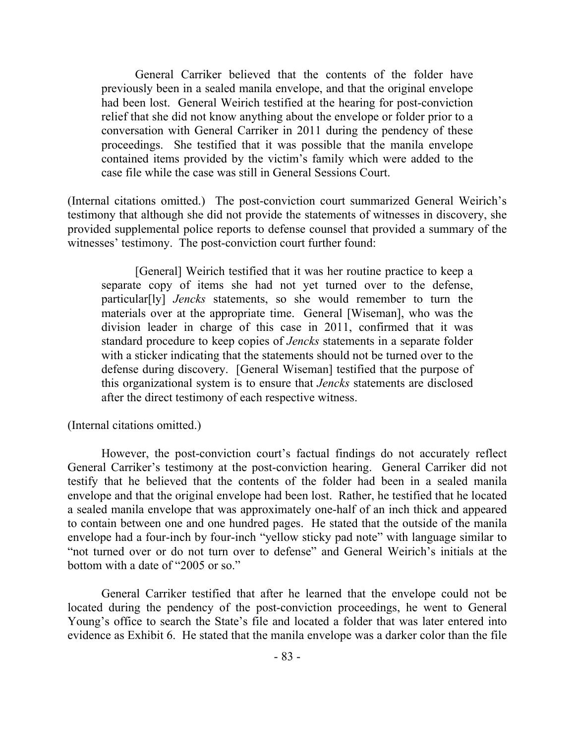> General Carriker believed that the contents of the folder have previously been in a sealed manila envelope, and that the original envelope had been lost. General Weirich testified at the hearing for post-conviction relief that she did not know anything about the envelope or folder prior to a conversation with General Carriker in 2011 during the pendency of these proceedings. She testified that it was possible that the manila envelope contained items provided by the victim's family which were added to the case file while the case was still in General Sessions Court.

(Internal citations omitted.) The post-conviction court summarized General Weirich's testimony that although she did not provide the statements of witnesses in discovery, she provided supplemental police reports to defense counsel that provided a summary of the witnesses' testimony. The post-conviction court further found:

> [General] Weirich testified that it was her routine practice to keep a separate copy of items she had not yet turned over to the defense, particular[ly] *Jencks* statements, so she would remember to turn the materials over at the appropriate time. General [Wiseman], who was the division leader in charge of this case in 2011, confirmed that it was standard procedure to keep copies of *Jencks* statements in a separate folder with a sticker indicating that the statements should not be turned over to the defense during discovery. [General Wiseman] testified that the purpose of this organizational system is to ensure that *Jencks* statements are disclosed after the direct testimony of each respective witness.

(Internal citations omitted.)

However, the post-conviction court's factual findings do not accurately reflect General Carriker's testimony at the post-conviction hearing. General Carriker did not testify that he believed that the contents of the folder had been in a sealed manila envelope and that the original envelope had been lost. Rather, he testified that he located a sealed manila envelope that was approximately one-half of an inch thick and appeared to contain between one and one hundred pages. He stated that the outside of the manila envelope had a four-inch by four-inch "yellow sticky pad note" with language similar to "not turned over or do not turn over to defense" and General Weirich's initials at the bottom with a date of "2005 or so."

General Carriker testified that after he learned that the envelope could not be located during the pendency of the post-conviction proceedings, he went to General Young's office to search the State's file and located a folder that was later entered into evidence as Exhibit 6. He stated that the manila envelope was a darker color than the file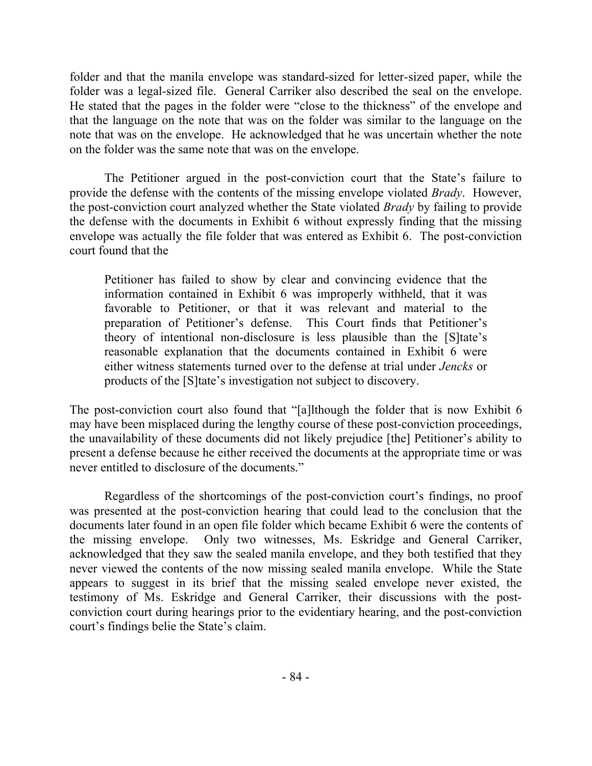folder and that the manila envelope was standard-sized for letter-sized paper, while the folder was a legal-sized file. General Carriker also described the seal on the envelope. He stated that the pages in the folder were "close to the thickness" of the envelope and that the language on the note that was on the folder was similar to the language on the note that was on the envelope. He acknowledged that he was uncertain whether the note on the folder was the same note that was on the envelope.

The Petitioner argued in the post-conviction court that the State's failure to provide the defense with the contents of the missing envelope violated *Brady*. However, the post-conviction court analyzed whether the State violated *Brady* by failing to provide the defense with the documents in Exhibit 6 without expressly finding that the missing envelope was actually the file folder that was entered as Exhibit 6. The post-conviction court found that the

> Petitioner has failed to show by clear and convincing evidence that the information contained in Exhibit 6 was improperly withheld, that it was favorable to Petitioner, or that it was relevant and material to the preparation of Petitioner's defense. This Court finds that Petitioner's theory of intentional non-disclosure is less plausible than the [S]tate's reasonable explanation that the documents contained in Exhibit 6 were either witness statements turned over to the defense at trial under *Jencks* or products of the [S]tate's investigation not subject to discovery.

The post-conviction court also found that "[a]lthough the folder that is now Exhibit 6 may have been misplaced during the lengthy course of these post-conviction proceedings, the unavailability of these documents did not likely prejudice [the] Petitioner's ability to present a defense because he either received the documents at the appropriate time or was never entitled to disclosure of the documents."

Regardless of the shortcomings of the post-conviction court's findings, no proof was presented at the post-conviction hearing that could lead to the conclusion that the documents later found in an open file folder which became Exhibit 6 were the contents of the missing envelope. Only two witnesses, Ms. Eskridge and General Carriker, acknowledged that they saw the sealed manila envelope, and they both testified that they never viewed the contents of the now missing sealed manila envelope. While the State appears to suggest in its brief that the missing sealed envelope never existed, the testimony of Ms. Eskridge and General Carriker, their discussions with the post-conviction court during hearings prior to the evidentiary hearing, and the post-conviction court's findings belie the State's claim.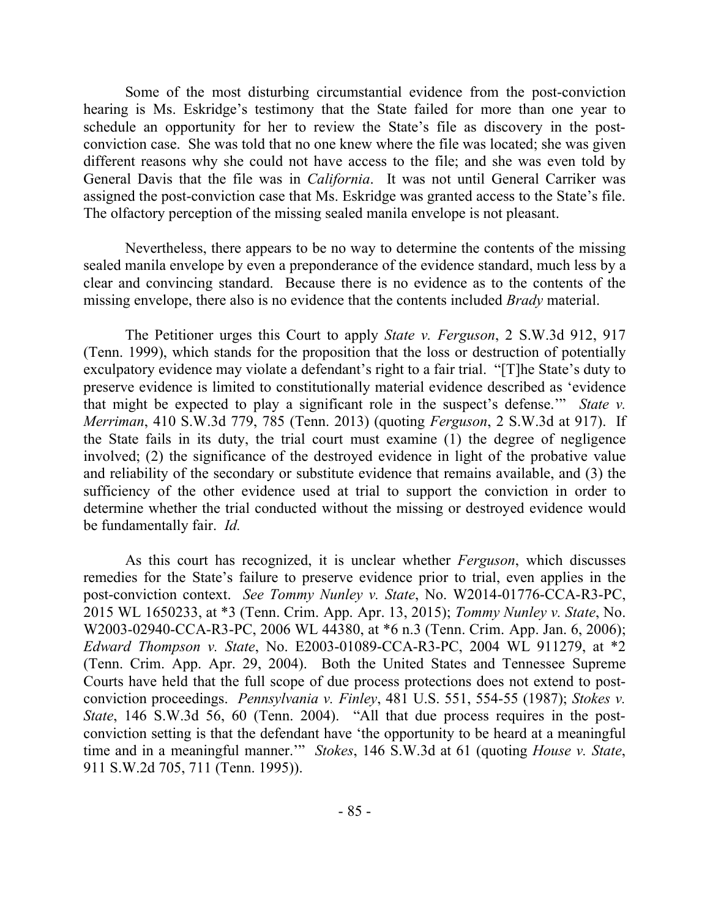Some of the most disturbing circumstantial evidence from the post-conviction hearing is Ms. Eskridge's testimony that the State failed for more than one year to schedule an opportunity for her to review the State's file as discovery in the post-conviction case. She was told that no one knew where the file was located; she was given different reasons why she could not have access to the file; and she was even told by General Davis that the file was in *California*. It was not until General Carriker was assigned the post-conviction case that Ms. Eskridge was granted access to the State's file. The olfactory perception of the missing sealed manila envelope is not pleasant.

Nevertheless, there appears to be no way to determine the contents of the missing sealed manila envelope by even a preponderance of the evidence standard, much less by a clear and convincing standard. Because there is no evidence as to the contents of the missing envelope, there also is no evidence that the contents included *Brady* material.

The Petitioner urges this Court to apply *State v. Ferguson*, 2 S.W.3d 912, 917 (Tenn. 1999), which stands for the proposition that the loss or destruction of potentially exculpatory evidence may violate a defendant's right to a fair trial. "[T]he State's duty to preserve evidence is limited to constitutionally material evidence described as 'evidence that might be expected to play a significant role in the suspect's defense.'" *State v. Merriman*, 410 S.W.3d 779, 785 (Tenn. 2013) (quoting *Ferguson*, 2 S.W.3d at 917). If the State fails in its duty, the trial court must examine (1) the degree of negligence involved; (2) the significance of the destroyed evidence in light of the probative value and reliability of the secondary or substitute evidence that remains available, and (3) the sufficiency of the other evidence used at trial to support the conviction in order to determine whether the trial conducted without the missing or destroyed evidence would be fundamentally fair. *Id.*

As this court has recognized, it is unclear whether *Ferguson*, which discusses remedies for the State's failure to preserve evidence prior to trial, even applies in the post-conviction context. *See Tommy Nunley v. State*, No. W2014-01776-CCA-R3-PC, 2015 WL 1650233, at *3 (Tenn. Crim. App. Apr. 13, 2015); *Tommy Nunley v. State*, No. W2003-02940-CCA-R3-PC, 2006 WL 44380, at *6 n.3 (Tenn. Crim. App. Jan. 6, 2006); *Edward Thompson v. State*, No. E2003-01089-CCA-R3-PC, 2004 WL 911279, at *2 (Tenn. Crim. App. Apr. 29, 2004). Both the United States and Tennessee Supreme Courts have held that the full scope of due process protections does not extend to post-conviction proceedings. *Pennsylvania v. Finley*, 481 U.S. 551, 554-55 (1987); *Stokes v. State*, 146 S.W.3d 56, 60 (Tenn. 2004). "All that due process requires in the post-conviction setting is that the defendant have 'the opportunity to be heard at a meaningful time and in a meaningful manner.'" *Stokes*, 146 S.W.3d at 61 (quoting *House v. State*, 911 S.W.2d 705, 711 (Tenn. 1995)).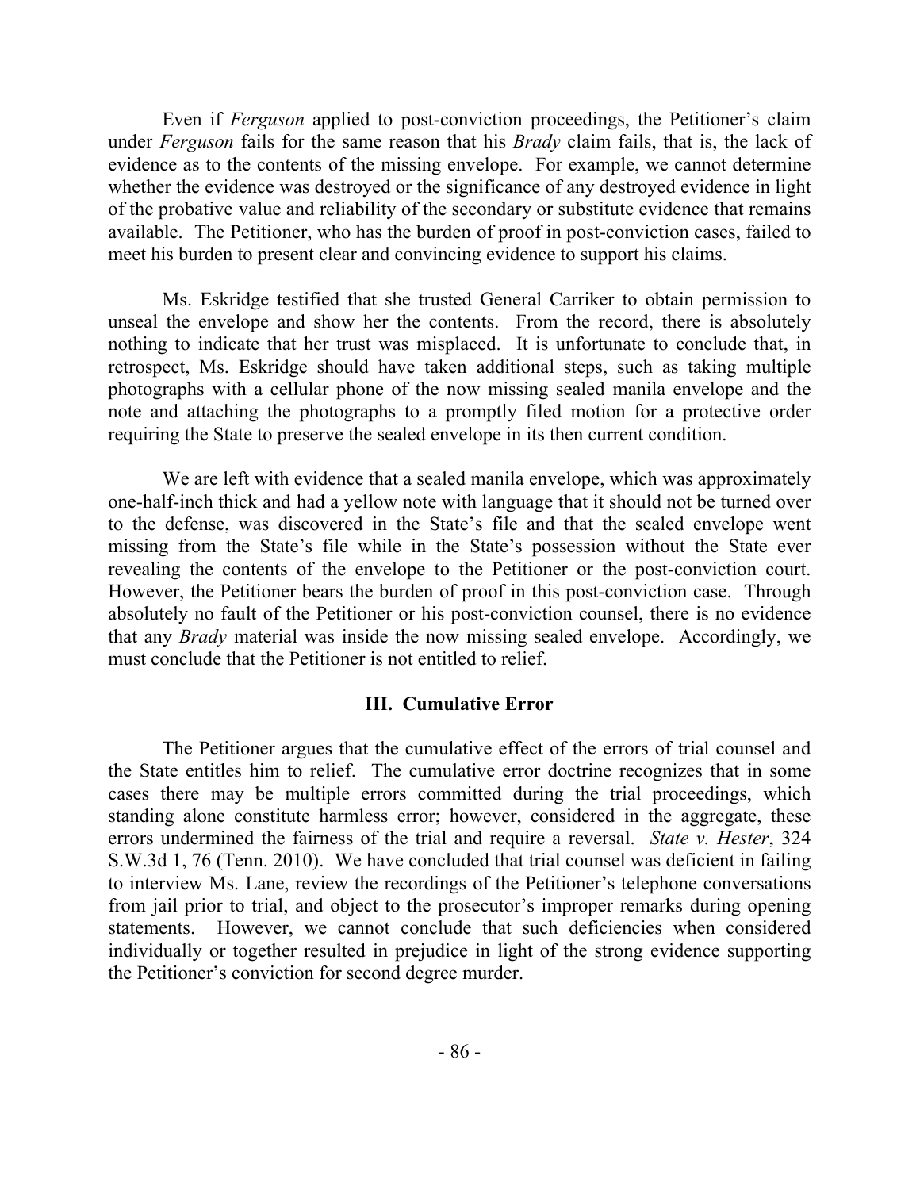Even if *Ferguson* applied to post-conviction proceedings, the Petitioner's claim under *Ferguson* fails for the same reason that his *Brady* claim fails, that is, the lack of evidence as to the contents of the missing envelope. For example, we cannot determine whether the evidence was destroyed or the significance of any destroyed evidence in light of the probative value and reliability of the secondary or substitute evidence that remains available. The Petitioner, who has the burden of proof in post-conviction cases, failed to meet his burden to present clear and convincing evidence to support his claims.

Ms. Eskridge testified that she trusted General Carriker to obtain permission to unseal the envelope and show her the contents. From the record, there is absolutely nothing to indicate that her trust was misplaced. It is unfortunate to conclude that, in retrospect, Ms. Eskridge should have taken additional steps, such as taking multiple photographs with a cellular phone of the now missing sealed manila envelope and the note and attaching the photographs to a promptly filed motion for a protective order requiring the State to preserve the sealed envelope in its then current condition.

We are left with evidence that a sealed manila envelope, which was approximately one-half-inch thick and had a yellow note with language that it should not be turned over to the defense, was discovered in the State's file and that the sealed envelope went missing from the State's file while in the State's possession without the State ever revealing the contents of the envelope to the Petitioner or the post-conviction court. However, the Petitioner bears the burden of proof in this post-conviction case. Through absolutely no fault of the Petitioner or his post-conviction counsel, there is no evidence that any *Brady* material was inside the now missing sealed envelope. Accordingly, we must conclude that the Petitioner is not entitled to relief.

### III. Cumulative Error

The Petitioner argues that the cumulative effect of the errors of trial counsel and the State entitles him to relief. The cumulative error doctrine recognizes that in some cases there may be multiple errors committed during the trial proceedings, which standing alone constitute harmless error; however, considered in the aggregate, these errors undermined the fairness of the trial and require a reversal. *State v. Hester*, 324 S.W.3d 1, 76 (Tenn. 2010). We have concluded that trial counsel was deficient in failing to interview Ms. Lane, review the recordings of the Petitioner's telephone conversations from jail prior to trial, and object to the prosecutor's improper remarks during opening statements. However, we cannot conclude that such deficiencies when considered individually or together resulted in prejudice in light of the strong evidence supporting the Petitioner's conviction for second degree murder.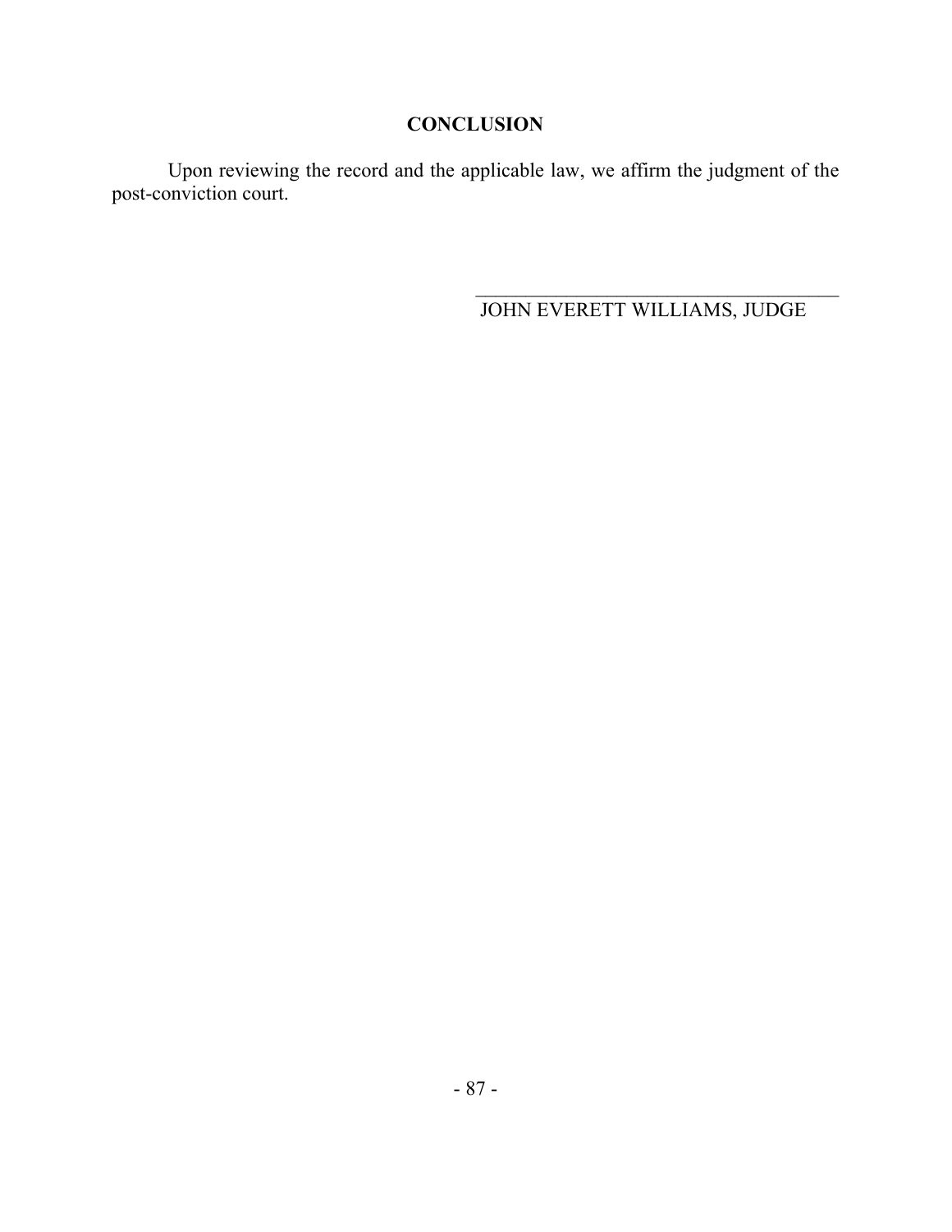## CONCLUSION

Upon reviewing the record and the applicable law, we affirm the judgment of the post-conviction court.

\_\_\_\_\_\_\_\_\_\_\_\_\_\_\_\_\_\_\_\_\_\_\_\_\_\_\_\_\_\_\_\_\_\_\_\_\_\_\_\_

JOHN EVERETT WILLIAMS, JUDGE